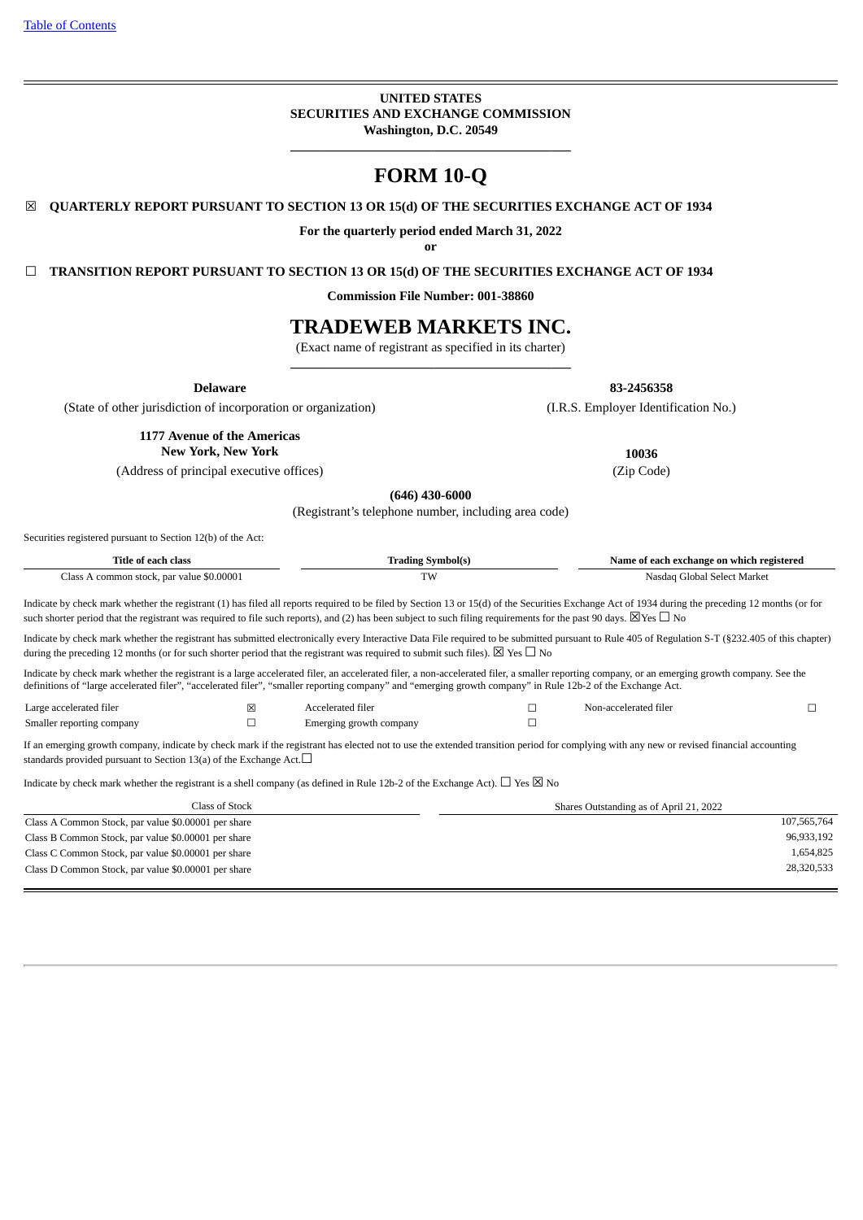[Table of Contents](#)

**UNITED STATES**
**SECURITIES AND EXCHANGE COMMISSION**
**Washington, D.C. 20549**

# FORM 10-Q

☒ **QUARTERLY REPORT PURSUANT TO SECTION 13 OR 15(d) OF THE SECURITIES EXCHANGE ACT OF 1934**

**For the quarterly period ended March 31, 2022**

**or**

☐ **TRANSITION REPORT PURSUANT TO SECTION 13 OR 15(d) OF THE SECURITIES EXCHANGE ACT OF 1934**

**Commission File Number: 001-38860**

# TRADEWEB MARKETS INC.

(Exact name of registrant as specified in its charter)

| **Delaware** | **83-2456358** |
|---|---|
| (State of other jurisdiction of incorporation or organization) | (I.R.S. Employer Identification No.) |
| **1177 Avenue of the Americas**<br>**New York, New York** | **10036** |
| (Address of principal executive offices) | (Zip Code) |

**(646) 430-6000**

(Registrant's telephone number, including area code)

Securities registered pursuant to Section 12(b) of the Act:

| Title of each class | Trading Symbol(s) | Name of each exchange on which registered |
|---|---|---|
| Class A common stock, par value $0.00001 | TW | Nasdaq Global Select Market |

Indicate by check mark whether the registrant (1) has filed all reports required to be filed by Section 13 or 15(d) of the Securities Exchange Act of 1934 during the preceding 12 months (or for such shorter period that the registrant was required to file such reports), and (2) has been subject to such filing requirements for the past 90 days. ☒Yes ☐ No

Indicate by check mark whether the registrant has submitted electronically every Interactive Data File required to be submitted pursuant to Rule 405 of Regulation S-T (§232.405 of this chapter) during the preceding 12 months (or for such shorter period that the registrant was required to submit such files). ☒ Yes ☐ No

Indicate by check mark whether the registrant is a large accelerated filer, an accelerated filer, a non-accelerated filer, a smaller reporting company, or an emerging growth company. See the definitions of "large accelerated filer", "accelerated filer", "smaller reporting company" and "emerging growth company" in Rule 12b-2 of the Exchange Act.

| | | | | | |
|---|---|---|---|---|---|
| Large accelerated filer | ☒ | Accelerated filer | ☐ | Non-accelerated filer | ☐ |
| Smaller reporting company | ☐ | Emerging growth company | ☐ | | |

If an emerging growth company, indicate by check mark if the registrant has elected not to use the extended transition period for complying with any new or revised financial accounting standards provided pursuant to Section 13(a) of the Exchange Act.☐

Indicate by check mark whether the registrant is a shell company (as defined in Rule 12b-2 of the Exchange Act). ☐ Yes ☒ No

| Class of Stock | Shares Outstanding as of April 21, 2022 |
|---|---|
| Class A Common Stock, par value $0.00001 per share | 107,565,764 |
| Class B Common Stock, par value $0.00001 per share | 96,933,192 |
| Class C Common Stock, par value $0.00001 per share | 1,654,825 |
| Class D Common Stock, par value $0.00001 per share | 28,320,533 |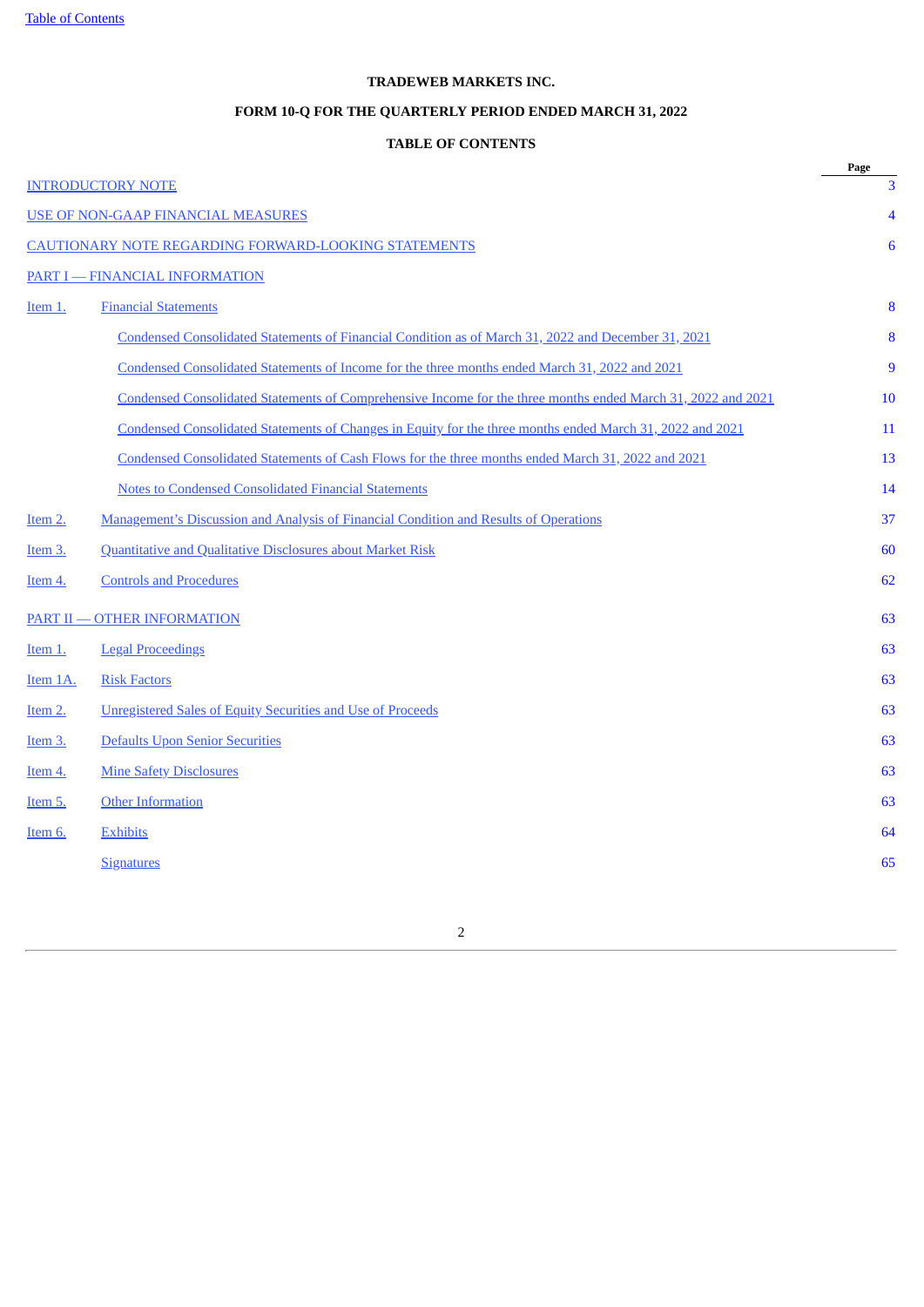**TRADEWEB MARKETS INC.**

**FORM 10-Q FOR THE QUARTERLY PERIOD ENDED MARCH 31, 2022**

**TABLE OF CONTENTS**

| | | Page |
|---|---|---|
| INTRODUCTORY NOTE | | 3 |
| USE OF NON-GAAP FINANCIAL MEASURES | | 4 |
| CAUTIONARY NOTE REGARDING FORWARD-LOOKING STATEMENTS | | 6 |
| PART I — FINANCIAL INFORMATION | | |
| Item 1. | Financial Statements | 8 |
| | Condensed Consolidated Statements of Financial Condition as of March 31, 2022 and December 31, 2021 | 8 |
| | Condensed Consolidated Statements of Income for the three months ended March 31, 2022 and 2021 | 9 |
| | Condensed Consolidated Statements of Comprehensive Income for the three months ended March 31, 2022 and 2021 | 10 |
| | Condensed Consolidated Statements of Changes in Equity for the three months ended March 31, 2022 and 2021 | 11 |
| | Condensed Consolidated Statements of Cash Flows for the three months ended March 31, 2022 and 2021 | 13 |
| | Notes to Condensed Consolidated Financial Statements | 14 |
| Item 2. | Management's Discussion and Analysis of Financial Condition and Results of Operations | 37 |
| Item 3. | Quantitative and Qualitative Disclosures about Market Risk | 60 |
| Item 4. | Controls and Procedures | 62 |
| PART II — OTHER INFORMATION | | 63 |
| Item 1. | Legal Proceedings | 63 |
| Item 1A. | Risk Factors | 63 |
| Item 2. | Unregistered Sales of Equity Securities and Use of Proceeds | 63 |
| Item 3. | Defaults Upon Senior Securities | 63 |
| Item 4. | Mine Safety Disclosures | 63 |
| Item 5. | Other Information | 63 |
| Item 6. | Exhibits | 64 |
| | Signatures | 65 |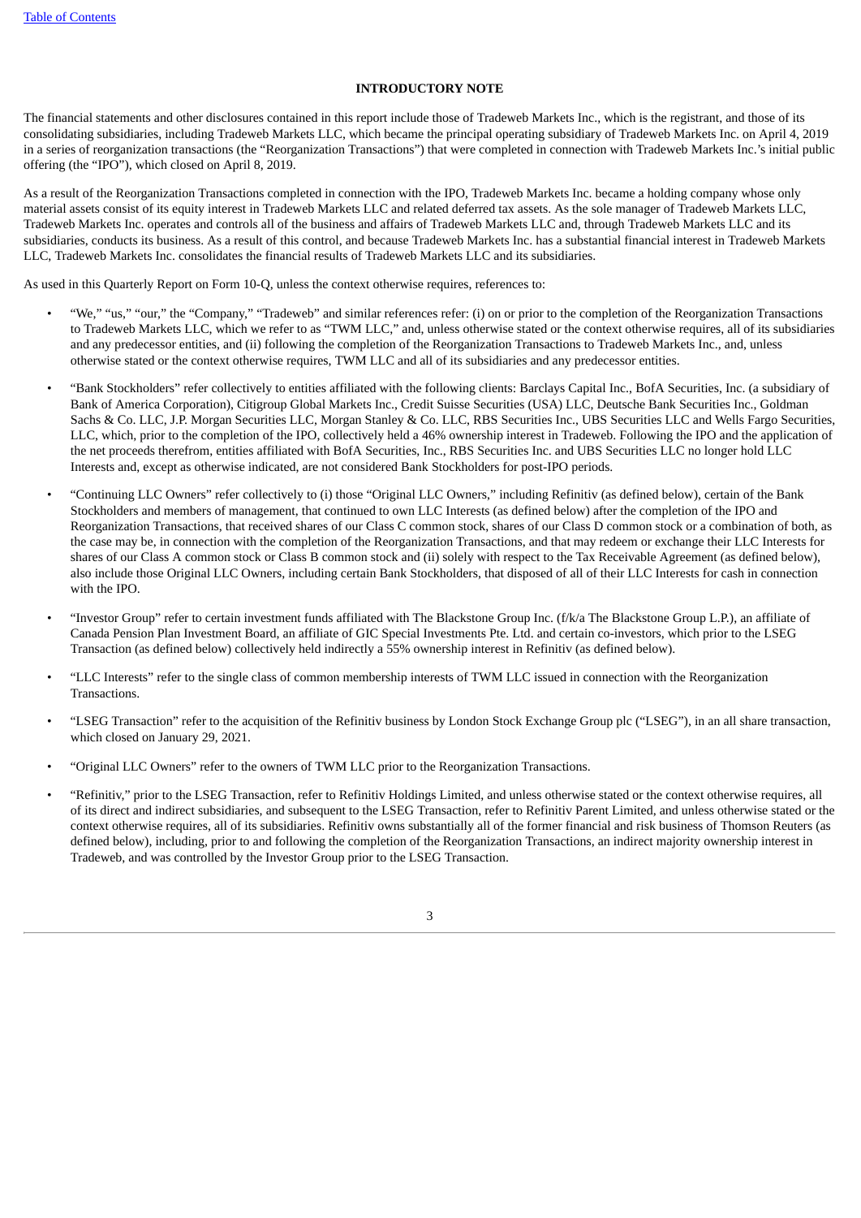## INTRODUCTORY NOTE

The financial statements and other disclosures contained in this report include those of Tradeweb Markets Inc., which is the registrant, and those of its consolidating subsidiaries, including Tradeweb Markets LLC, which became the principal operating subsidiary of Tradeweb Markets Inc. on April 4, 2019 in a series of reorganization transactions (the "Reorganization Transactions") that were completed in connection with Tradeweb Markets Inc.'s initial public offering (the "IPO"), which closed on April 8, 2019.

As a result of the Reorganization Transactions completed in connection with the IPO, Tradeweb Markets Inc. became a holding company whose only material assets consist of its equity interest in Tradeweb Markets LLC and related deferred tax assets. As the sole manager of Tradeweb Markets LLC, Tradeweb Markets Inc. operates and controls all of the business and affairs of Tradeweb Markets LLC and, through Tradeweb Markets LLC and its subsidiaries, conducts its business. As a result of this control, and because Tradeweb Markets Inc. has a substantial financial interest in Tradeweb Markets LLC, Tradeweb Markets Inc. consolidates the financial results of Tradeweb Markets LLC and its subsidiaries.

As used in this Quarterly Report on Form 10-Q, unless the context otherwise requires, references to:

- "We," "us," "our," the "Company," "Tradeweb" and similar references refer: (i) on or prior to the completion of the Reorganization Transactions to Tradeweb Markets LLC, which we refer to as "TWM LLC," and, unless otherwise stated or the context otherwise requires, all of its subsidiaries and any predecessor entities, and (ii) following the completion of the Reorganization Transactions to Tradeweb Markets Inc., and, unless otherwise stated or the context otherwise requires, TWM LLC and all of its subsidiaries and any predecessor entities.
- "Bank Stockholders" refer collectively to entities affiliated with the following clients: Barclays Capital Inc., BofA Securities, Inc. (a subsidiary of Bank of America Corporation), Citigroup Global Markets Inc., Credit Suisse Securities (USA) LLC, Deutsche Bank Securities Inc., Goldman Sachs & Co. LLC, J.P. Morgan Securities LLC, Morgan Stanley & Co. LLC, RBS Securities Inc., UBS Securities LLC and Wells Fargo Securities, LLC, which, prior to the completion of the IPO, collectively held a 46% ownership interest in Tradeweb. Following the IPO and the application of the net proceeds therefrom, entities affiliated with BofA Securities, Inc., RBS Securities Inc. and UBS Securities LLC no longer hold LLC Interests and, except as otherwise indicated, are not considered Bank Stockholders for post-IPO periods.
- "Continuing LLC Owners" refer collectively to (i) those "Original LLC Owners," including Refinitiv (as defined below), certain of the Bank Stockholders and members of management, that continued to own LLC Interests (as defined below) after the completion of the IPO and Reorganization Transactions, that received shares of our Class C common stock, shares of our Class D common stock or a combination of both, as the case may be, in connection with the completion of the Reorganization Transactions, and that may redeem or exchange their LLC Interests for shares of our Class A common stock or Class B common stock and (ii) solely with respect to the Tax Receivable Agreement (as defined below), also include those Original LLC Owners, including certain Bank Stockholders, that disposed of all of their LLC Interests for cash in connection with the IPO.
- "Investor Group" refer to certain investment funds affiliated with The Blackstone Group Inc. (f/k/a The Blackstone Group L.P.), an affiliate of Canada Pension Plan Investment Board, an affiliate of GIC Special Investments Pte. Ltd. and certain co-investors, which prior to the LSEG Transaction (as defined below) collectively held indirectly a 55% ownership interest in Refinitiv (as defined below).
- "LLC Interests" refer to the single class of common membership interests of TWM LLC issued in connection with the Reorganization Transactions.
- "LSEG Transaction" refer to the acquisition of the Refinitiv business by London Stock Exchange Group plc ("LSEG"), in an all share transaction, which closed on January 29, 2021.
- "Original LLC Owners" refer to the owners of TWM LLC prior to the Reorganization Transactions.
- "Refinitiv," prior to the LSEG Transaction, refer to Refinitiv Holdings Limited, and unless otherwise stated or the context otherwise requires, all of its direct and indirect subsidiaries, and subsequent to the LSEG Transaction, refer to Refinitiv Parent Limited, and unless otherwise stated or the context otherwise requires, all of its subsidiaries. Refinitiv owns substantially all of the former financial and risk business of Thomson Reuters (as defined below), including, prior to and following the completion of the Reorganization Transactions, an indirect majority ownership interest in Tradeweb, and was controlled by the Investor Group prior to the LSEG Transaction.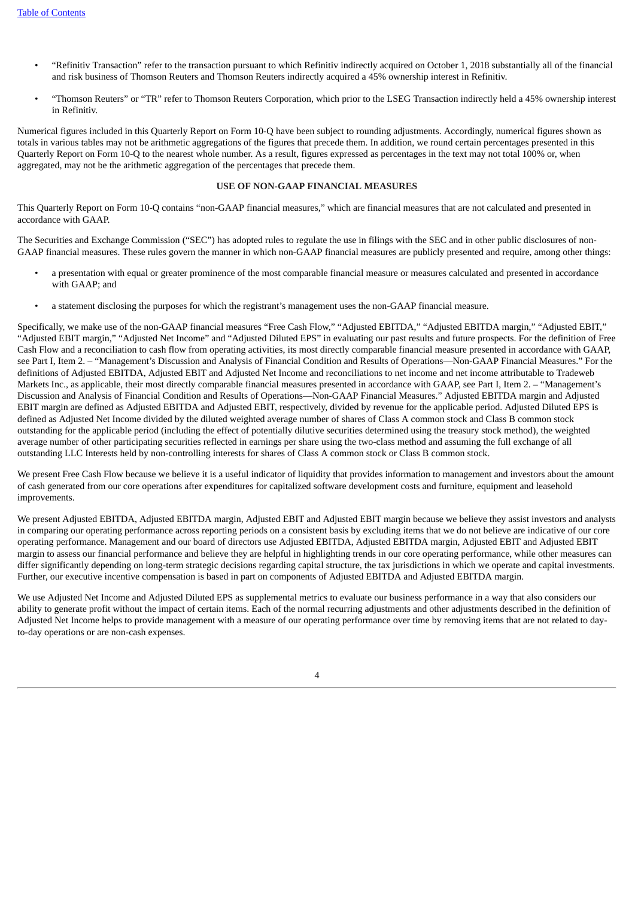- "Refinitiv Transaction" refer to the transaction pursuant to which Refinitiv indirectly acquired on October 1, 2018 substantially all of the financial and risk business of Thomson Reuters and Thomson Reuters indirectly acquired a 45% ownership interest in Refinitiv.

- "Thomson Reuters" or "TR" refer to Thomson Reuters Corporation, which prior to the LSEG Transaction indirectly held a 45% ownership interest in Refinitiv.

Numerical figures included in this Quarterly Report on Form 10-Q have been subject to rounding adjustments. Accordingly, numerical figures shown as totals in various tables may not be arithmetic aggregations of the figures that precede them. In addition, we round certain percentages presented in this Quarterly Report on Form 10-Q to the nearest whole number. As a result, figures expressed as percentages in the text may not total 100% or, when aggregated, may not be the arithmetic aggregation of the percentages that precede them.

## USE OF NON-GAAP FINANCIAL MEASURES

This Quarterly Report on Form 10-Q contains "non-GAAP financial measures," which are financial measures that are not calculated and presented in accordance with GAAP.

The Securities and Exchange Commission ("SEC") has adopted rules to regulate the use in filings with the SEC and in other public disclosures of non-GAAP financial measures. These rules govern the manner in which non-GAAP financial measures are publicly presented and require, among other things:

- a presentation with equal or greater prominence of the most comparable financial measure or measures calculated and presented in accordance with GAAP; and

- a statement disclosing the purposes for which the registrant's management uses the non-GAAP financial measure.

Specifically, we make use of the non-GAAP financial measures "Free Cash Flow," "Adjusted EBITDA," "Adjusted EBITDA margin," "Adjusted EBIT," "Adjusted EBIT margin," "Adjusted Net Income" and "Adjusted Diluted EPS" in evaluating our past results and future prospects. For the definition of Free Cash Flow and a reconciliation to cash flow from operating activities, its most directly comparable financial measure presented in accordance with GAAP, see Part I, Item 2. – "Management's Discussion and Analysis of Financial Condition and Results of Operations—Non-GAAP Financial Measures." For the definitions of Adjusted EBITDA, Adjusted EBIT and Adjusted Net Income and reconciliations to net income and net income attributable to Tradeweb Markets Inc., as applicable, their most directly comparable financial measures presented in accordance with GAAP, see Part I, Item 2. – "Management's Discussion and Analysis of Financial Condition and Results of Operations—Non-GAAP Financial Measures." Adjusted EBITDA margin and Adjusted EBIT margin are defined as Adjusted EBITDA and Adjusted EBIT, respectively, divided by revenue for the applicable period. Adjusted Diluted EPS is defined as Adjusted Net Income divided by the diluted weighted average number of shares of Class A common stock and Class B common stock outstanding for the applicable period (including the effect of potentially dilutive securities determined using the treasury stock method), the weighted average number of other participating securities reflected in earnings per share using the two-class method and assuming the full exchange of all outstanding LLC Interests held by non-controlling interests for shares of Class A common stock or Class B common stock.

We present Free Cash Flow because we believe it is a useful indicator of liquidity that provides information to management and investors about the amount of cash generated from our core operations after expenditures for capitalized software development costs and furniture, equipment and leasehold improvements.

We present Adjusted EBITDA, Adjusted EBITDA margin, Adjusted EBIT and Adjusted EBIT margin because we believe they assist investors and analysts in comparing our operating performance across reporting periods on a consistent basis by excluding items that we do not believe are indicative of our core operating performance. Management and our board of directors use Adjusted EBITDA, Adjusted EBITDA margin, Adjusted EBIT and Adjusted EBIT margin to assess our financial performance and believe they are helpful in highlighting trends in our core operating performance, while other measures can differ significantly depending on long-term strategic decisions regarding capital structure, the tax jurisdictions in which we operate and capital investments. Further, our executive incentive compensation is based in part on components of Adjusted EBITDA and Adjusted EBITDA margin.

We use Adjusted Net Income and Adjusted Diluted EPS as supplemental metrics to evaluate our business performance in a way that also considers our ability to generate profit without the impact of certain items. Each of the normal recurring adjustments and other adjustments described in the definition of Adjusted Net Income helps to provide management with a measure of our operating performance over time by removing items that are not related to day-to-day operations or are non-cash expenses.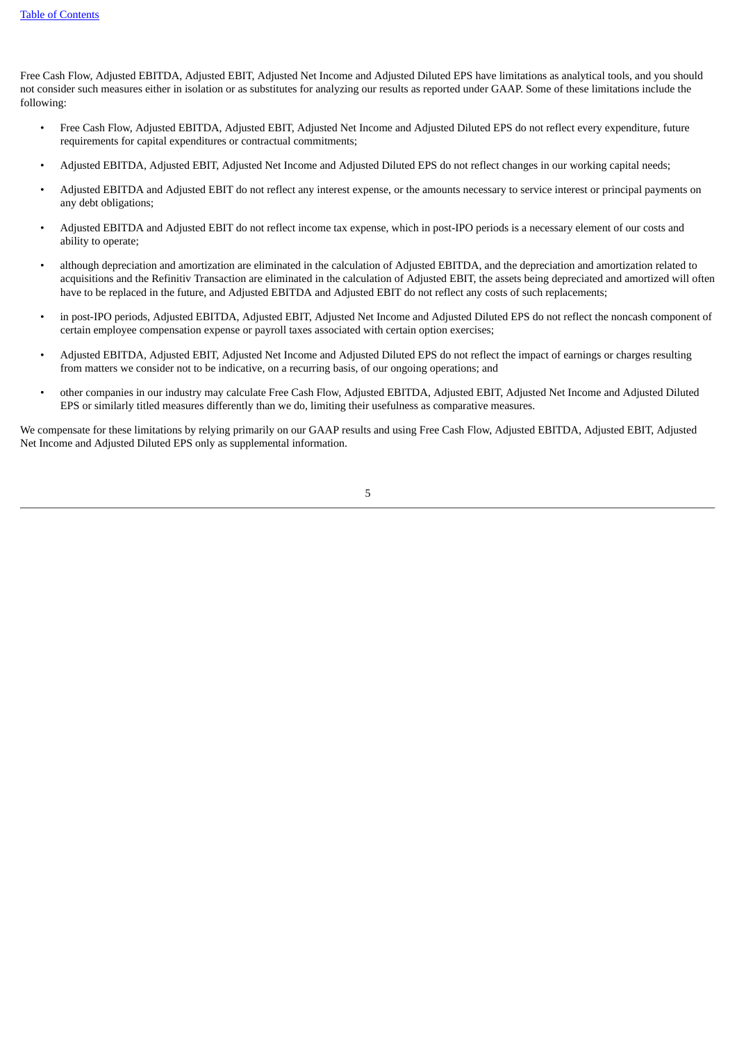Free Cash Flow, Adjusted EBITDA, Adjusted EBIT, Adjusted Net Income and Adjusted Diluted EPS have limitations as analytical tools, and you should not consider such measures either in isolation or as substitutes for analyzing our results as reported under GAAP. Some of these limitations include the following:

- Free Cash Flow, Adjusted EBITDA, Adjusted EBIT, Adjusted Net Income and Adjusted Diluted EPS do not reflect every expenditure, future requirements for capital expenditures or contractual commitments;
- Adjusted EBITDA, Adjusted EBIT, Adjusted Net Income and Adjusted Diluted EPS do not reflect changes in our working capital needs;
- Adjusted EBITDA and Adjusted EBIT do not reflect any interest expense, or the amounts necessary to service interest or principal payments on any debt obligations;
- Adjusted EBITDA and Adjusted EBIT do not reflect income tax expense, which in post-IPO periods is a necessary element of our costs and ability to operate;
- although depreciation and amortization are eliminated in the calculation of Adjusted EBITDA, and the depreciation and amortization related to acquisitions and the Refinitiv Transaction are eliminated in the calculation of Adjusted EBIT, the assets being depreciated and amortized will often have to be replaced in the future, and Adjusted EBITDA and Adjusted EBIT do not reflect any costs of such replacements;
- in post-IPO periods, Adjusted EBITDA, Adjusted EBIT, Adjusted Net Income and Adjusted Diluted EPS do not reflect the noncash component of certain employee compensation expense or payroll taxes associated with certain option exercises;
- Adjusted EBITDA, Adjusted EBIT, Adjusted Net Income and Adjusted Diluted EPS do not reflect the impact of earnings or charges resulting from matters we consider not to be indicative, on a recurring basis, of our ongoing operations; and
- other companies in our industry may calculate Free Cash Flow, Adjusted EBITDA, Adjusted EBIT, Adjusted Net Income and Adjusted Diluted EPS or similarly titled measures differently than we do, limiting their usefulness as comparative measures.

We compensate for these limitations by relying primarily on our GAAP results and using Free Cash Flow, Adjusted EBITDA, Adjusted EBIT, Adjusted Net Income and Adjusted Diluted EPS only as supplemental information.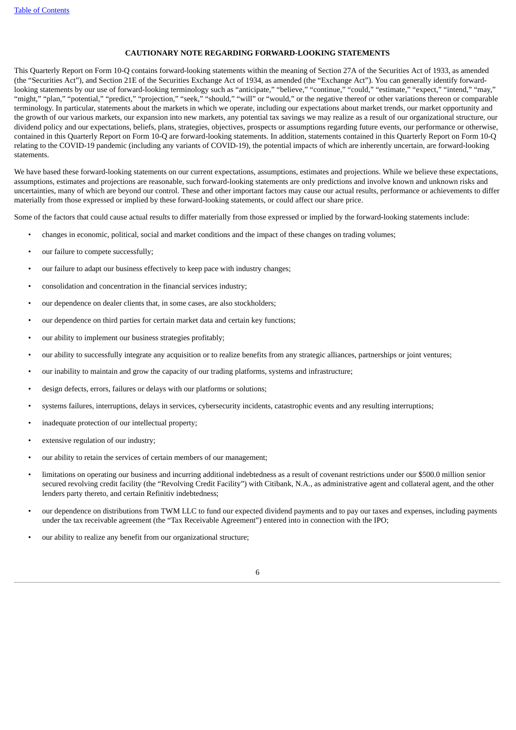## CAUTIONARY NOTE REGARDING FORWARD-LOOKING STATEMENTS

This Quarterly Report on Form 10-Q contains forward-looking statements within the meaning of Section 27A of the Securities Act of 1933, as amended (the "Securities Act"), and Section 21E of the Securities Exchange Act of 1934, as amended (the "Exchange Act"). You can generally identify forward-looking statements by our use of forward-looking terminology such as "anticipate," "believe," "continue," "could," "estimate," "expect," "intend," "may," "might," "plan," "potential," "predict," "projection," "seek," "should," "will" or "would," or the negative thereof or other variations thereon or comparable terminology. In particular, statements about the markets in which we operate, including our expectations about market trends, our market opportunity and the growth of our various markets, our expansion into new markets, any potential tax savings we may realize as a result of our organizational structure, our dividend policy and our expectations, beliefs, plans, strategies, objectives, prospects or assumptions regarding future events, our performance or otherwise, contained in this Quarterly Report on Form 10-Q are forward-looking statements. In addition, statements contained in this Quarterly Report on Form 10-Q relating to the COVID-19 pandemic (including any variants of COVID-19), the potential impacts of which are inherently uncertain, are forward-looking statements.

We have based these forward-looking statements on our current expectations, assumptions, estimates and projections. While we believe these expectations, assumptions, estimates and projections are reasonable, such forward-looking statements are only predictions and involve known and unknown risks and uncertainties, many of which are beyond our control. These and other important factors may cause our actual results, performance or achievements to differ materially from those expressed or implied by these forward-looking statements, or could affect our share price.

Some of the factors that could cause actual results to differ materially from those expressed or implied by the forward-looking statements include:

- changes in economic, political, social and market conditions and the impact of these changes on trading volumes;
- our failure to compete successfully;
- our failure to adapt our business effectively to keep pace with industry changes;
- consolidation and concentration in the financial services industry;
- our dependence on dealer clients that, in some cases, are also stockholders;
- our dependence on third parties for certain market data and certain key functions;
- our ability to implement our business strategies profitably;
- our ability to successfully integrate any acquisition or to realize benefits from any strategic alliances, partnerships or joint ventures;
- our inability to maintain and grow the capacity of our trading platforms, systems and infrastructure;
- design defects, errors, failures or delays with our platforms or solutions;
- systems failures, interruptions, delays in services, cybersecurity incidents, catastrophic events and any resulting interruptions;
- inadequate protection of our intellectual property;
- extensive regulation of our industry;
- our ability to retain the services of certain members of our management;
- limitations on operating our business and incurring additional indebtedness as a result of covenant restrictions under our $500.0 million senior secured revolving credit facility (the "Revolving Credit Facility") with Citibank, N.A., as administrative agent and collateral agent, and the other lenders party thereto, and certain Refinitiv indebtedness;
- our dependence on distributions from TWM LLC to fund our expected dividend payments and to pay our taxes and expenses, including payments under the tax receivable agreement (the "Tax Receivable Agreement") entered into in connection with the IPO;
- our ability to realize any benefit from our organizational structure;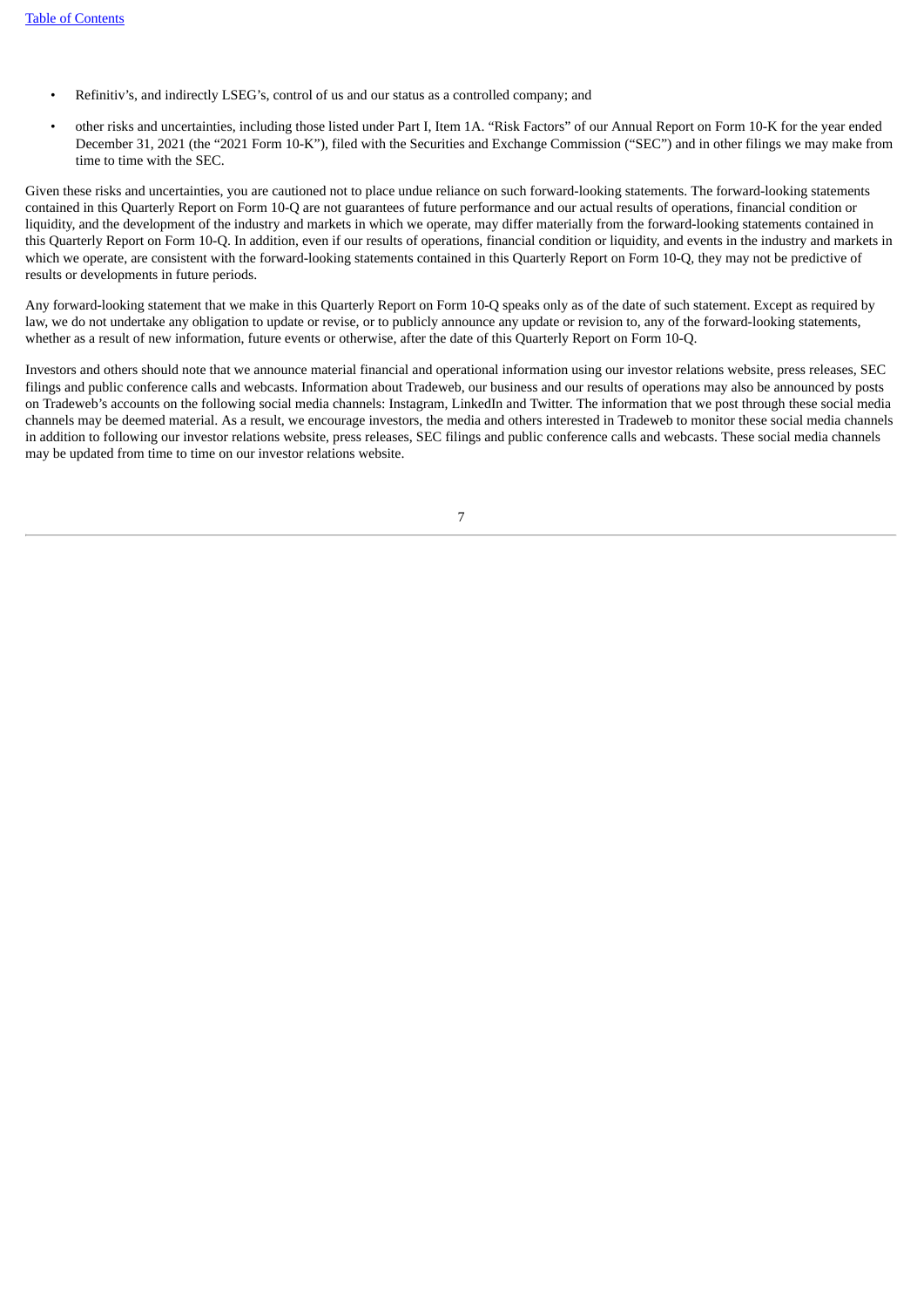- Refinitiv's, and indirectly LSEG's, control of us and our status as a controlled company; and
- other risks and uncertainties, including those listed under Part I, Item 1A. "Risk Factors" of our Annual Report on Form 10-K for the year ended December 31, 2021 (the "2021 Form 10-K"), filed with the Securities and Exchange Commission ("SEC") and in other filings we may make from time to time with the SEC.

Given these risks and uncertainties, you are cautioned not to place undue reliance on such forward-looking statements. The forward-looking statements contained in this Quarterly Report on Form 10-Q are not guarantees of future performance and our actual results of operations, financial condition or liquidity, and the development of the industry and markets in which we operate, may differ materially from the forward-looking statements contained in this Quarterly Report on Form 10-Q. In addition, even if our results of operations, financial condition or liquidity, and events in the industry and markets in which we operate, are consistent with the forward-looking statements contained in this Quarterly Report on Form 10-Q, they may not be predictive of results or developments in future periods.

Any forward-looking statement that we make in this Quarterly Report on Form 10-Q speaks only as of the date of such statement. Except as required by law, we do not undertake any obligation to update or revise, or to publicly announce any update or revision to, any of the forward-looking statements, whether as a result of new information, future events or otherwise, after the date of this Quarterly Report on Form 10-Q.

Investors and others should note that we announce material financial and operational information using our investor relations website, press releases, SEC filings and public conference calls and webcasts. Information about Tradeweb, our business and our results of operations may also be announced by posts on Tradeweb's accounts on the following social media channels: Instagram, LinkedIn and Twitter. The information that we post through these social media channels may be deemed material. As a result, we encourage investors, the media and others interested in Tradeweb to monitor these social media channels in addition to following our investor relations website, press releases, SEC filings and public conference calls and webcasts. These social media channels may be updated from time to time on our investor relations website.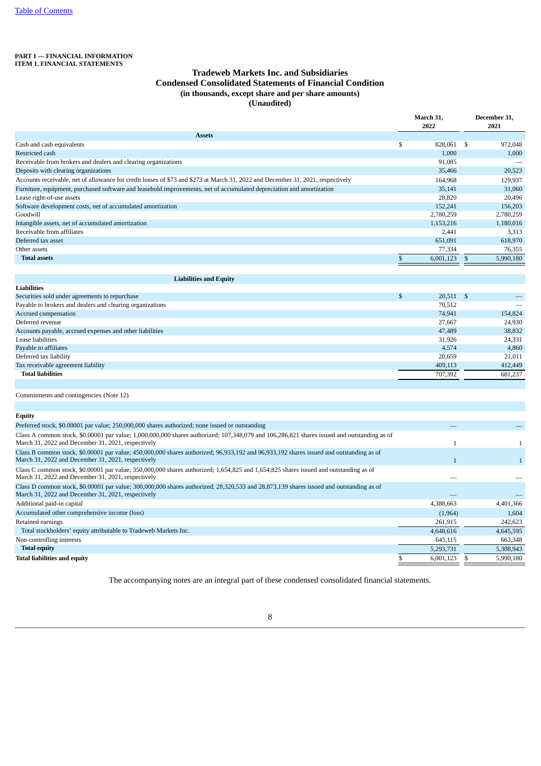**PART I — FINANCIAL INFORMATION**
**ITEM 1. FINANCIAL STATEMENTS**

# Tradeweb Markets Inc. and Subsidiaries
## Condensed Consolidated Statements of Financial Condition
### (in thousands, except share and per share amounts)
### (Unaudited)

| | March 31, 2022 | December 31, 2021 |
|---|---|---|
| **Assets** | | |
| Cash and cash equivalents | $ 828,061 | $ 972,048 |
| Restricted cash | 1,000 | 1,000 |
| Receivable from brokers and dealers and clearing organizations | 91,085 | — |
| Deposits with clearing organizations | 35,466 | 20,523 |
| Accounts receivable, net of allowance for credit losses of $73 and $273 at March 31, 2022 and December 31, 2021, respectively | 164,968 | 129,937 |
| Furniture, equipment, purchased software and leasehold improvements, net of accumulated depreciation and amortization | 35,141 | 31,060 |
| Lease right-of-use assets | 28,820 | 20,496 |
| Software development costs, net of accumulated amortization | 152,241 | 156,203 |
| Goodwill | 2,780,259 | 2,780,259 |
| Intangible assets, net of accumulated amortization | 1,153,216 | 1,180,016 |
| Receivable from affiliates | 2,441 | 3,313 |
| Deferred tax asset | 651,091 | 618,970 |
| Other assets | 77,334 | 76,355 |
| **Total assets** | $ 6,001,123 | $ 5,990,180 |
| | | |
| **Liabilities and Equity** | | |
| **Liabilities** | | |
| Securities sold under agreements to repurchase | $ 20,511 | $ — |
| Payable to brokers and dealers and clearing organizations | 70,512 | — |
| Accrued compensation | 74,941 | 154,824 |
| Deferred revenue | 27,667 | 24,930 |
| Accounts payable, accrued expenses and other liabilities | 47,489 | 38,832 |
| Lease liabilities | 31,926 | 24,331 |
| Payable to affiliates | 4,574 | 4,860 |
| Deferred tax liability | 20,659 | 21,011 |
| Tax receivable agreement liability | 409,113 | 412,449 |
| **Total liabilities** | 707,392 | 681,237 |
| | | |
| Commitments and contingencies (Note 12) | | |
| | | |
| **Equity** | | |
| Preferred stock, $0.00001 par value; 250,000,000 shares authorized; none issued or outstanding | — | — |
| Class A common stock, $0.00001 par value; 1,000,000,000 shares authorized; 107,348,079 and 106,286,821 shares issued and outstanding as of March 31, 2022 and December 31, 2021, respectively | 1 | 1 |
| Class B common stock, $0.00001 par value; 450,000,000 shares authorized; 96,933,192 and 96,933,192 shares issued and outstanding as of March 31, 2022 and December 31, 2021, respectively | 1 | 1 |
| Class C common stock, $0.00001 par value; 350,000,000 shares authorized; 1,654,825 and 1,654,825 shares issued and outstanding as of March 31, 2022 and December 31, 2021, respectively | — | — |
| Class D common stock, $0.00001 par value; 300,000,000 shares authorized; 28,320,533 and 28,873,139 shares issued and outstanding as of March 31, 2022 and December 31, 2021, respectively | — | — |
| Additional paid-in capital | 4,388,663 | 4,401,366 |
| Accumulated other comprehensive income (loss) | (1,964) | 1,604 |
| Retained earnings | 261,915 | 242,623 |
| Total stockholders' equity attributable to Tradeweb Markets Inc. | 4,648,616 | 4,645,595 |
| Non-controlling interests | 645,115 | 663,348 |
| **Total equity** | 5,293,731 | 5,308,943 |
| **Total liabilities and equity** | $ 6,001,123 | $ 5,990,180 |

The accompanying notes are an integral part of these condensed consolidated financial statements.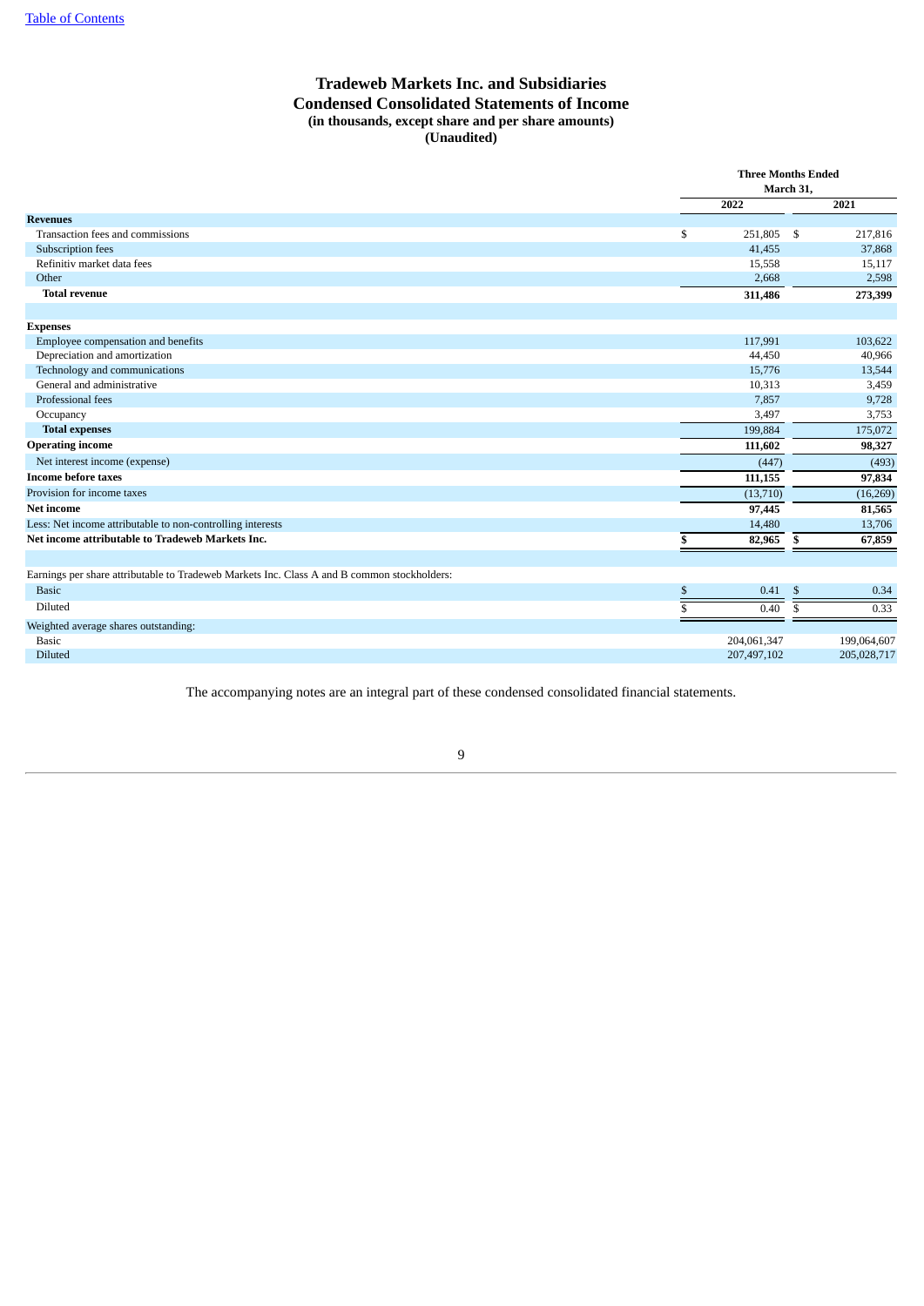# Tradeweb Markets Inc. and Subsidiaries
## Condensed Consolidated Statements of Income
### (in thousands, except share and per share amounts)
### (Unaudited)

| | Three Months Ended March 31, | |
|---|---|---|
| | 2022 | 2021 |
| **Revenues** | | |
| Transaction fees and commissions | $ 251,805 | $ 217,816 |
| Subscription fees | 41,455 | 37,868 |
| Refinitiv market data fees | 15,558 | 15,117 |
| Other | 2,668 | 2,598 |
| **Total revenue** | **311,486** | **273,399** |
| | | |
| **Expenses** | | |
| Employee compensation and benefits | 117,991 | 103,622 |
| Depreciation and amortization | 44,450 | 40,966 |
| Technology and communications | 15,776 | 13,544 |
| General and administrative | 10,313 | 3,459 |
| Professional fees | 7,857 | 9,728 |
| Occupancy | 3,497 | 3,753 |
| **Total expenses** | 199,884 | 175,072 |
| **Operating income** | **111,602** | **98,327** |
| Net interest income (expense) | (447) | (493) |
| **Income before taxes** | **111,155** | **97,834** |
| Provision for income taxes | (13,710) | (16,269) |
| **Net income** | **97,445** | **81,565** |
| Less: Net income attributable to non-controlling interests | 14,480 | 13,706 |
| **Net income attributable to Tradeweb Markets Inc.** | **$ 82,965** | **$ 67,859** |
| | | |
| Earnings per share attributable to Tradeweb Markets Inc. Class A and B common stockholders: | | |
| Basic | $ 0.41 | $ 0.34 |
| Diluted | $ 0.40 | $ 0.33 |
| Weighted average shares outstanding: | | |
| Basic | 204,061,347 | 199,064,607 |
| Diluted | 207,497,102 | 205,028,717 |

The accompanying notes are an integral part of these condensed consolidated financial statements.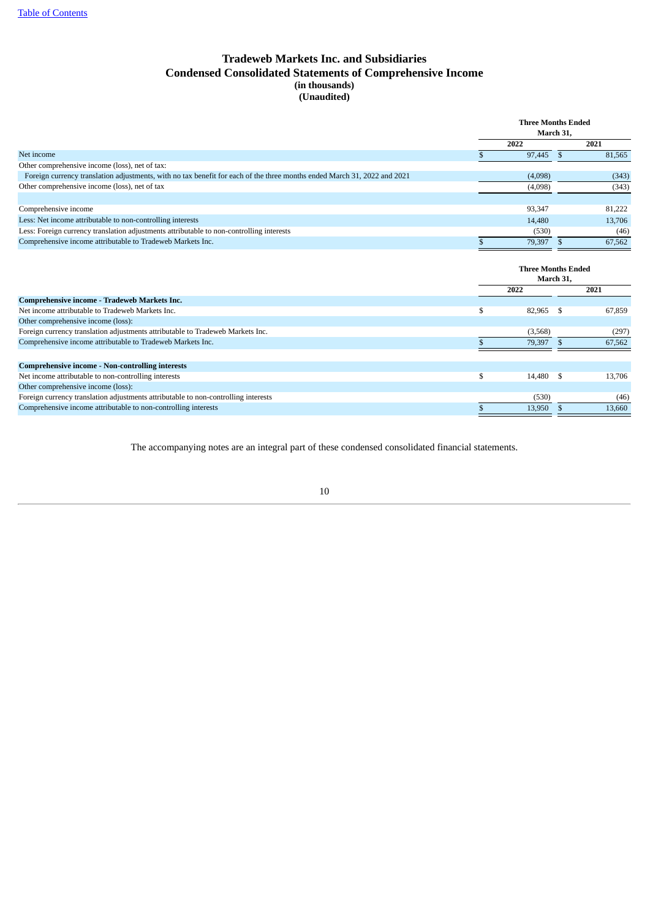# Tradeweb Markets Inc. and Subsidiaries
## Condensed Consolidated Statements of Comprehensive Income
**(in thousands)**
**(Unaudited)**

| | Three Months Ended March 31, | |
|---|---|---|
| | 2022 | 2021 |
| Net income | $ 97,445 | $ 81,565 |
| Other comprehensive income (loss), net of tax: | | |
| Foreign currency translation adjustments, with no tax benefit for each of the three months ended March 31, 2022 and 2021 | (4,098) | (343) |
| Other comprehensive income (loss), net of tax | (4,098) | (343) |
| | | |
| Comprehensive income | 93,347 | 81,222 |
| Less: Net income attributable to non-controlling interests | 14,480 | 13,706 |
| Less: Foreign currency translation adjustments attributable to non-controlling interests | (530) | (46) |
| Comprehensive income attributable to Tradeweb Markets Inc. | $ 79,397 | $ 67,562 |

| | Three Months Ended March 31, | |
|---|---|---|
| | 2022 | 2021 |
| **Comprehensive income - Tradeweb Markets Inc.** | | |
| Net income attributable to Tradeweb Markets Inc. | $ 82,965 | $ 67,859 |
| Other comprehensive income (loss): | | |
| Foreign currency translation adjustments attributable to Tradeweb Markets Inc. | (3,568) | (297) |
| Comprehensive income attributable to Tradeweb Markets Inc. | $ 79,397 | $ 67,562 |
| | | |
| **Comprehensive income - Non-controlling interests** | | |
| Net income attributable to non-controlling interests | $ 14,480 | $ 13,706 |
| Other comprehensive income (loss): | | |
| Foreign currency translation adjustments attributable to non-controlling interests | (530) | (46) |
| Comprehensive income attributable to non-controlling interests | $ 13,950 | $ 13,660 |

The accompanying notes are an integral part of these condensed consolidated financial statements.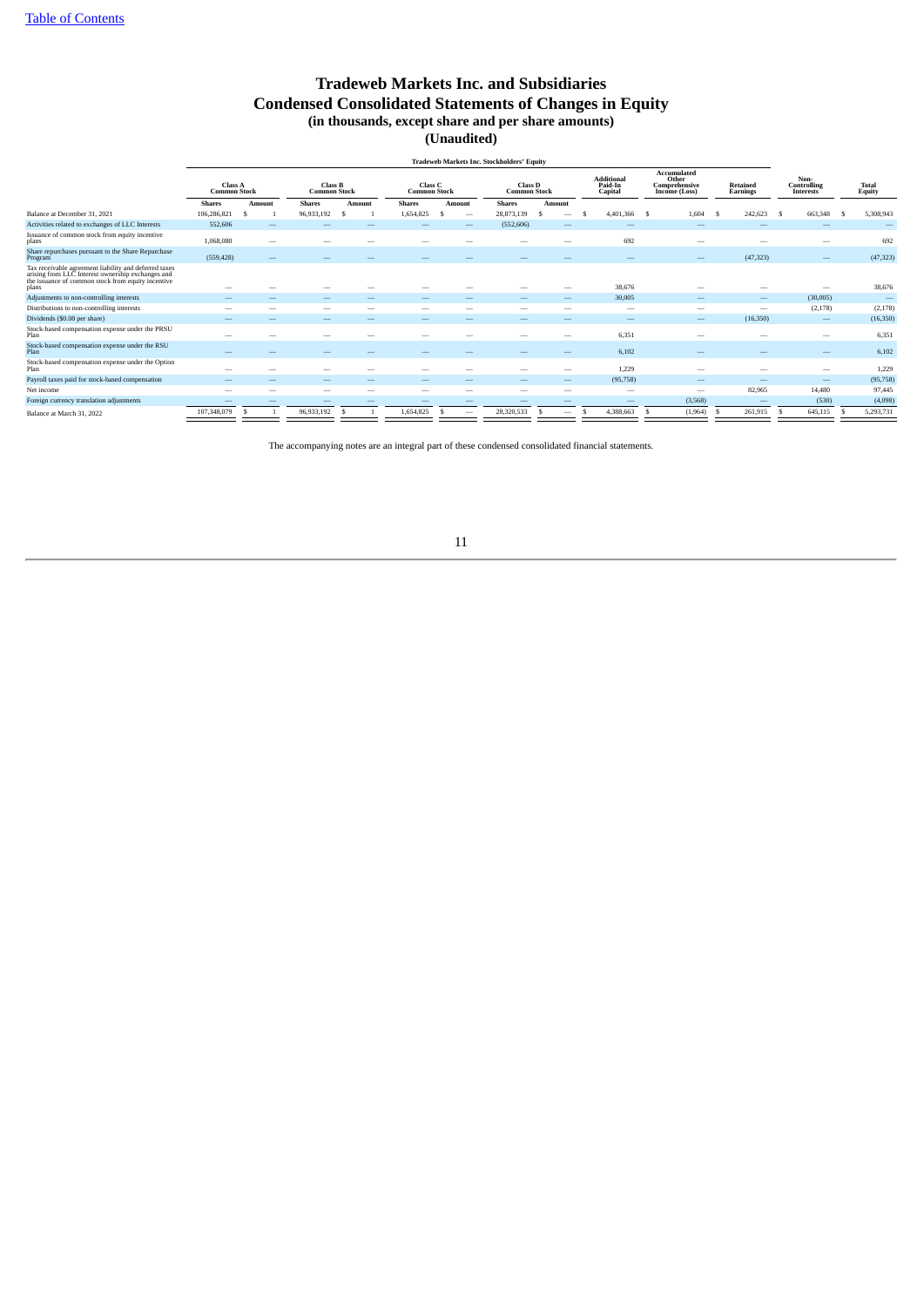# Tradeweb Markets Inc. and Subsidiaries
## Condensed Consolidated Statements of Changes in Equity
### (in thousands, except share and per share amounts)
### (Unaudited)

| | Tradeweb Markets Inc. Stockholders' Equity | | | | | | | | | | | | | |
|---|---|---|---|---|---|---|---|---|---|---|---|---|---|---|
| | Class A Common Stock | | Class B Common Stock | | Class C Common Stock | | Class D Common Stock | | Additional Paid-In Capital | Accumulated Other Comprehensive Income (Loss) | Retained Earnings | Non-Controlling Interests | Total Equity |
| | Shares | Amount | Shares | Amount | Shares | Amount | Shares | Amount | | | | | |
| Balance at December 31, 2021 | 106,286,821 | $ 1 | 96,933,192 | $ 1 | 1,654,825 | $ — | 28,873,139 | $ — | $ 4,401,366 | $ 1,604 | $ 242,623 | $ 663,348 | $ 5,308,943 |
| Activities related to exchanges of LLC Interests | 552,606 | — | — | — | — | — | (552,606) | — | — | — | — | — | — |
| Issuance of common stock from equity incentive plans | 1,068,080 | — | — | — | — | — | — | — | 692 | — | — | — | 692 |
| Share repurchases pursuant to the Share Repurchase Program | (559,428) | — | — | — | — | — | — | — | — | — | (47,323) | — | (47,323) |
| Tax receivable agreement liability and deferred taxes arising from LLC Interest ownership exchanges and the issuance of common stock from equity incentive plans | — | — | — | — | — | — | — | — | 38,676 | — | — | — | 38,676 |
| Adjustments to non-controlling interests | — | — | — | — | — | — | — | — | 30,005 | — | — | (30,005) | — |
| Distributions to non-controlling interests | — | — | — | — | — | — | — | — | — | — | — | (2,178) | (2,178) |
| Dividends ($0.08 per share) | — | — | — | — | — | — | — | — | — | — | (16,350) | — | (16,350) |
| Stock-based compensation expense under the PRSU Plan | — | — | — | — | — | — | — | — | 6,351 | — | — | — | 6,351 |
| Stock-based compensation expense under the RSU Plan | — | — | — | — | — | — | — | — | 6,102 | — | — | — | 6,102 |
| Stock-based compensation expense under the Option Plan | — | — | — | — | — | — | — | — | 1,229 | — | — | — | 1,229 |
| Payroll taxes paid for stock-based compensation | — | — | — | — | — | — | — | — | (95,758) | — | — | — | (95,758) |
| Net income | — | — | — | — | — | — | — | — | — | — | 82,965 | 14,480 | 97,445 |
| Foreign currency translation adjustments | — | — | — | — | — | — | — | — | — | (3,568) | — | (530) | (4,098) |
| Balance at March 31, 2022 | 107,348,079 | $ 1 | 96,933,192 | $ 1 | 1,654,825 | $ — | 28,320,533 | $ — | $ 4,388,663 | $ (1,964) | $ 261,915 | $ 645,115 | $ 5,293,731 |

The accompanying notes are an integral part of these condensed consolidated financial statements.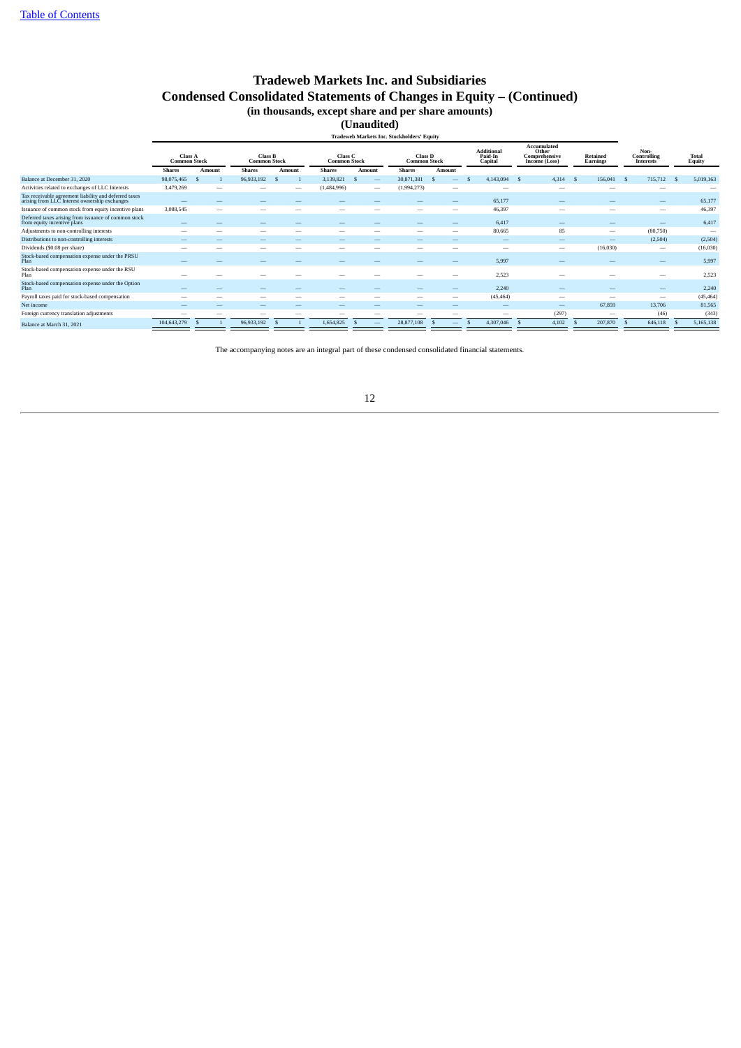# Tradeweb Markets Inc. and Subsidiaries

# Condensed Consolidated Statements of Changes in Equity – (Continued)

**(in thousands, except share and per share amounts)**

**(Unaudited)**

| | Tradeweb Markets Inc. Stockholders' Equity | | | | | | | | | | | | | |
|---|---|---|---|---|---|---|---|---|---|---|---|---|---|---|
| | Class A Common Stock | | Class B Common Stock | | Class C Common Stock | | Class D Common Stock | | Additional Paid-In Capital | Accumulated Other Comprehensive Income (Loss) | Retained Earnings | | Non-Controlling Interests | Total Equity |
| | Shares | Amount | Shares | Amount | Shares | Amount | Shares | Amount | | | | | | |
| Balance at December 31, 2020 | 98,075,465 | $ 1 | 96,933,192 | $ 1 | 3,139,821 | $ — | 30,871,381 | $ — | $ 4,143,094 | $ 4,314 | $ 156,041 | | $ 715,712 | $ 5,019,163 |
| Activities related to exchanges of LLC Interests | 3,479,269 | — | — | — | (1,484,996) | — | (1,994,273) | — | — | — | — | | — | — |
| Tax receivable agreement liability and deferred taxes arising from LLC Interest ownership exchanges | — | — | — | — | — | — | — | — | 65,177 | — | — | | — | 65,177 |
| Issuance of common stock from equity incentive plans | 3,088,545 | — | — | — | — | — | — | — | 46,397 | — | — | | — | 46,397 |
| Deferred taxes arising from issuance of common stock from equity incentive plans | — | — | — | — | — | — | — | — | 6,417 | — | — | | — | 6,417 |
| Adjustments to non-controlling interests | — | — | — | — | — | — | — | — | 80,665 | 85 | — | | (80,750) | — |
| Distributions to non-controlling interests | — | — | — | — | — | — | — | — | — | — | — | | (2,504) | (2,504) |
| Dividends ($0.08 per share) | — | — | — | — | — | — | — | — | — | — | (16,030) | | — | (16,030) |
| Stock-based compensation expense under the PRSU Plan | — | — | — | — | — | — | — | — | 5,997 | — | — | | — | 5,997 |
| Stock-based compensation expense under the RSU Plan | — | — | — | — | — | — | — | — | 2,523 | — | — | | — | 2,523 |
| Stock-based compensation expense under the Option Plan | — | — | — | — | — | — | — | — | 2,240 | — | — | | — | 2,240 |
| Payroll taxes paid for stock-based compensation | — | — | — | — | — | — | — | — | (45,464) | — | — | | — | (45,464) |
| Net income | — | — | — | — | — | — | — | — | — | — | 67,859 | | 13,706 | 81,565 |
| Foreign currency translation adjustments | — | — | — | — | — | — | — | — | — | (297) | — | | (46) | (343) |
| Balance at March 31, 2021 | 104,643,279 | $ 1 | 96,933,192 | $ 1 | 1,654,825 | $ — | 28,877,108 | $ — | $ 4,307,046 | $ 4,102 | $ 207,870 | | $ 646,118 | $ 5,165,138 |

The accompanying notes are an integral part of these condensed consolidated financial statements.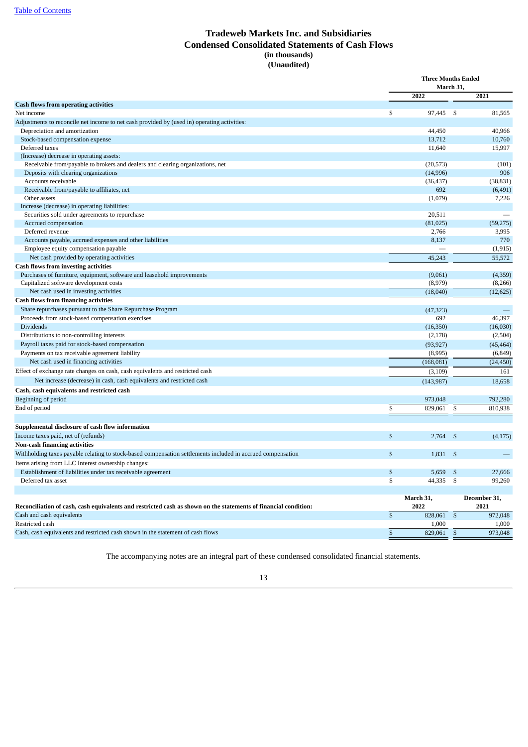[Table of Contents](#)

# Tradeweb Markets Inc. and Subsidiaries
## Condensed Consolidated Statements of Cash Flows
**(in thousands)**
**(Unaudited)**

| | Three Months Ended March 31, | |
|---|---|---|
| | **2022** | **2021** |
| **Cash flows from operating activities** | | |
| Net income | $ 97,445 | $ 81,565 |
| Adjustments to reconcile net income to net cash provided by (used in) operating activities: | | |
| Depreciation and amortization | 44,450 | 40,966 |
| Stock-based compensation expense | 13,712 | 10,760 |
| Deferred taxes | 11,640 | 15,997 |
| (Increase) decrease in operating assets: | | |
| Receivable from/payable to brokers and dealers and clearing organizations, net | (20,573) | (101) |
| Deposits with clearing organizations | (14,996) | 906 |
| Accounts receivable | (36,437) | (38,831) |
| Receivable from/payable to affiliates, net | 692 | (6,491) |
| Other assets | (1,079) | 7,226 |
| Increase (decrease) in operating liabilities: | | |
| Securities sold under agreements to repurchase | 20,511 | — |
| Accrued compensation | (81,025) | (59,275) |
| Deferred revenue | 2,766 | 3,995 |
| Accounts payable, accrued expenses and other liabilities | 8,137 | 770 |
| Employee equity compensation payable | — | (1,915) |
| Net cash provided by operating activities | 45,243 | 55,572 |
| **Cash flows from investing activities** | | |
| Purchases of furniture, equipment, software and leasehold improvements | (9,061) | (4,359) |
| Capitalized software development costs | (8,979) | (8,266) |
| Net cash used in investing activities | (18,040) | (12,625) |
| **Cash flows from financing activities** | | |
| Share repurchases pursuant to the Share Repurchase Program | (47,323) | — |
| Proceeds from stock-based compensation exercises | 692 | 46,397 |
| Dividends | (16,350) | (16,030) |
| Distributions to non-controlling interests | (2,178) | (2,504) |
| Payroll taxes paid for stock-based compensation | (93,927) | (45,464) |
| Payments on tax receivable agreement liability | (8,995) | (6,849) |
| Net cash used in financing activities | (168,081) | (24,450) |
| Effect of exchange rate changes on cash, cash equivalents and restricted cash | (3,109) | 161 |
| Net increase (decrease) in cash, cash equivalents and restricted cash | (143,987) | 18,658 |
| **Cash, cash equivalents and restricted cash** | | |
| Beginning of period | 973,048 | 792,280 |
| End of period | $ 829,061 | $ 810,938 |
| | | |
| **Supplemental disclosure of cash flow information** | | |
| Income taxes paid, net of (refunds) | $ 2,764 | $ (4,175) |
| **Non-cash financing activities** | | |
| Withholding taxes payable relating to stock-based compensation settlements included in accrued compensation | $ 1,831 | $ — |
| Items arising from LLC Interest ownership changes: | | |
| Establishment of liabilities under tax receivable agreement | $ 5,659 | $ 27,666 |
| Deferred tax asset | $ 44,335 | $ 99,260 |

| **Reconciliation of cash, cash equivalents and restricted cash as shown on the statements of financial condition:** | **March 31, 2022** | **December 31, 2021** |
|---|---|---|
| Cash and cash equivalents | $ 828,061 | $ 972,048 |
| Restricted cash | 1,000 | 1,000 |
| Cash, cash equivalents and restricted cash shown in the statement of cash flows | $ 829,061 | $ 973,048 |

The accompanying notes are an integral part of these condensed consolidated financial statements.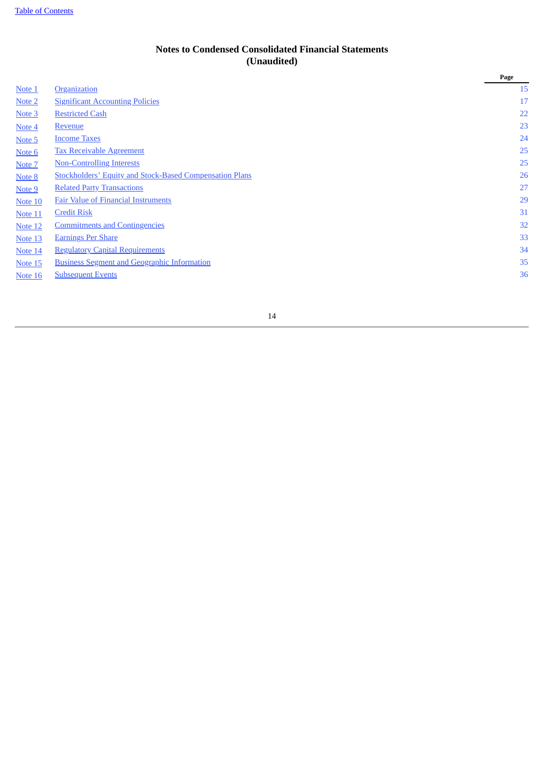# Notes to Condensed Consolidated Financial Statements
## (Unaudited)

| | | Page |
|---|---|---|
| Note 1 | Organization | 15 |
| Note 2 | Significant Accounting Policies | 17 |
| Note 3 | Restricted Cash | 22 |
| Note 4 | Revenue | 23 |
| Note 5 | Income Taxes | 24 |
| Note 6 | Tax Receivable Agreement | 25 |
| Note 7 | Non-Controlling Interests | 25 |
| Note 8 | Stockholders' Equity and Stock-Based Compensation Plans | 26 |
| Note 9 | Related Party Transactions | 27 |
| Note 10 | Fair Value of Financial Instruments | 29 |
| Note 11 | Credit Risk | 31 |
| Note 12 | Commitments and Contingencies | 32 |
| Note 13 | Earnings Per Share | 33 |
| Note 14 | Regulatory Capital Requirements | 34 |
| Note 15 | Business Segment and Geographic Information | 35 |
| Note 16 | Subsequent Events | 36 |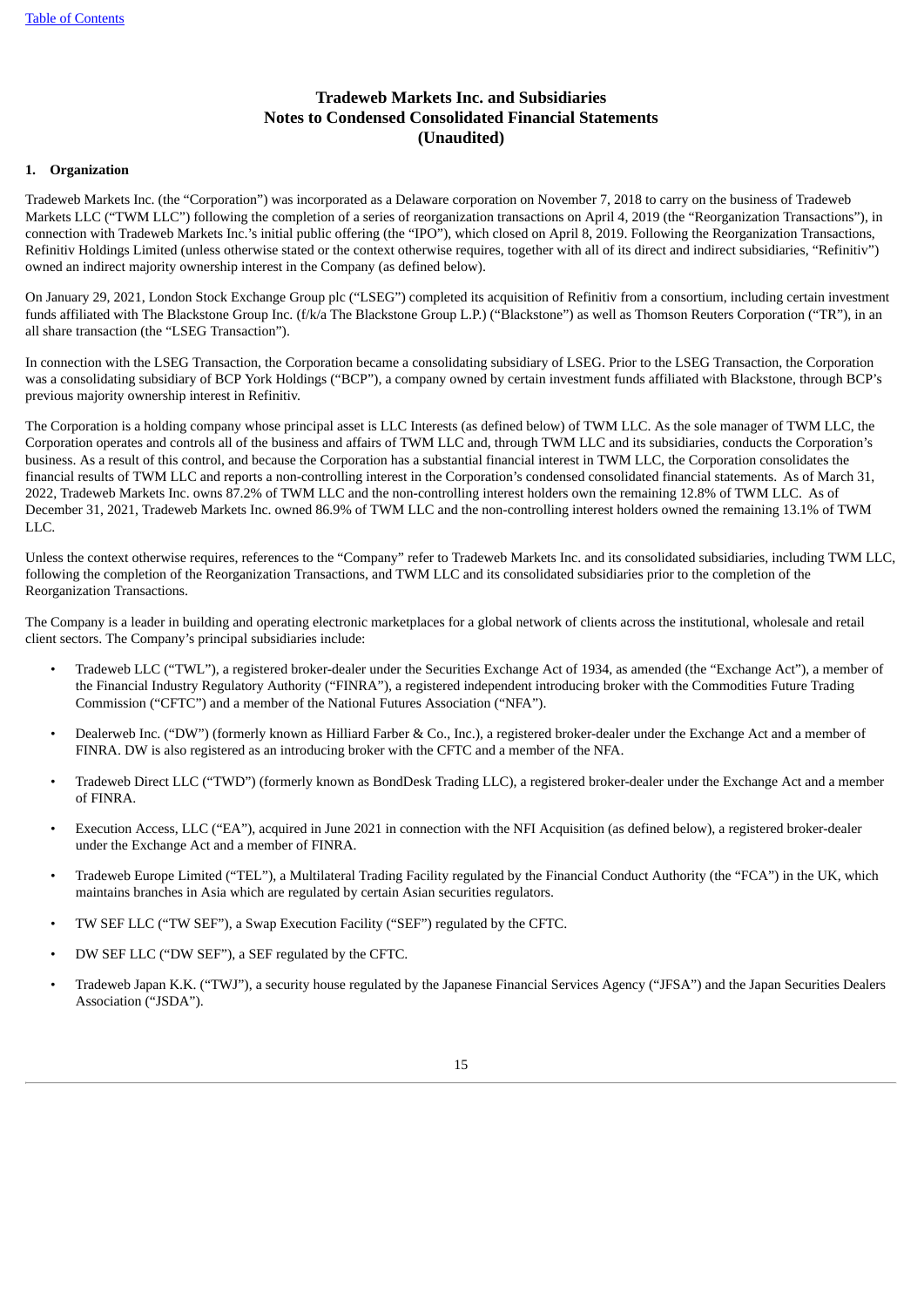# Tradeweb Markets Inc. and Subsidiaries
# Notes to Condensed Consolidated Financial Statements
# (Unaudited)

## 1. Organization

Tradeweb Markets Inc. (the "Corporation") was incorporated as a Delaware corporation on November 7, 2018 to carry on the business of Tradeweb Markets LLC ("TWM LLC") following the completion of a series of reorganization transactions on April 4, 2019 (the "Reorganization Transactions"), in connection with Tradeweb Markets Inc.'s initial public offering (the "IPO"), which closed on April 8, 2019. Following the Reorganization Transactions, Refinitiv Holdings Limited (unless otherwise stated or the context otherwise requires, together with all of its direct and indirect subsidiaries, "Refinitiv") owned an indirect majority ownership interest in the Company (as defined below).

On January 29, 2021, London Stock Exchange Group plc ("LSEG") completed its acquisition of Refinitiv from a consortium, including certain investment funds affiliated with The Blackstone Group Inc. (f/k/a The Blackstone Group L.P.) ("Blackstone") as well as Thomson Reuters Corporation ("TR"), in an all share transaction (the "LSEG Transaction").

In connection with the LSEG Transaction, the Corporation became a consolidating subsidiary of LSEG. Prior to the LSEG Transaction, the Corporation was a consolidating subsidiary of BCP York Holdings ("BCP"), a company owned by certain investment funds affiliated with Blackstone, through BCP's previous majority ownership interest in Refinitiv.

The Corporation is a holding company whose principal asset is LLC Interests (as defined below) of TWM LLC. As the sole manager of TWM LLC, the Corporation operates and controls all of the business and affairs of TWM LLC and, through TWM LLC and its subsidiaries, conducts the Corporation's business. As a result of this control, and because the Corporation has a substantial financial interest in TWM LLC, the Corporation consolidates the financial results of TWM LLC and reports a non-controlling interest in the Corporation's condensed consolidated financial statements. As of March 31, 2022, Tradeweb Markets Inc. owns 87.2% of TWM LLC and the non-controlling interest holders own the remaining 12.8% of TWM LLC. As of December 31, 2021, Tradeweb Markets Inc. owned 86.9% of TWM LLC and the non-controlling interest holders owned the remaining 13.1% of TWM LLC.

Unless the context otherwise requires, references to the "Company" refer to Tradeweb Markets Inc. and its consolidated subsidiaries, including TWM LLC, following the completion of the Reorganization Transactions, and TWM LLC and its consolidated subsidiaries prior to the completion of the Reorganization Transactions.

The Company is a leader in building and operating electronic marketplaces for a global network of clients across the institutional, wholesale and retail client sectors. The Company's principal subsidiaries include:

- Tradeweb LLC ("TWL"), a registered broker-dealer under the Securities Exchange Act of 1934, as amended (the "Exchange Act"), a member of the Financial Industry Regulatory Authority ("FINRA"), a registered independent introducing broker with the Commodities Future Trading Commission ("CFTC") and a member of the National Futures Association ("NFA").
- Dealerweb Inc. ("DW") (formerly known as Hilliard Farber & Co., Inc.), a registered broker-dealer under the Exchange Act and a member of FINRA. DW is also registered as an introducing broker with the CFTC and a member of the NFA.
- Tradeweb Direct LLC ("TWD") (formerly known as BondDesk Trading LLC), a registered broker-dealer under the Exchange Act and a member of FINRA.
- Execution Access, LLC ("EA"), acquired in June 2021 in connection with the NFI Acquisition (as defined below), a registered broker-dealer under the Exchange Act and a member of FINRA.
- Tradeweb Europe Limited ("TEL"), a Multilateral Trading Facility regulated by the Financial Conduct Authority (the "FCA") in the UK, which maintains branches in Asia which are regulated by certain Asian securities regulators.
- TW SEF LLC ("TW SEF"), a Swap Execution Facility ("SEF") regulated by the CFTC.
- DW SEF LLC ("DW SEF"), a SEF regulated by the CFTC.
- Tradeweb Japan K.K. ("TWJ"), a security house regulated by the Japanese Financial Services Agency ("JFSA") and the Japan Securities Dealers Association ("JSDA").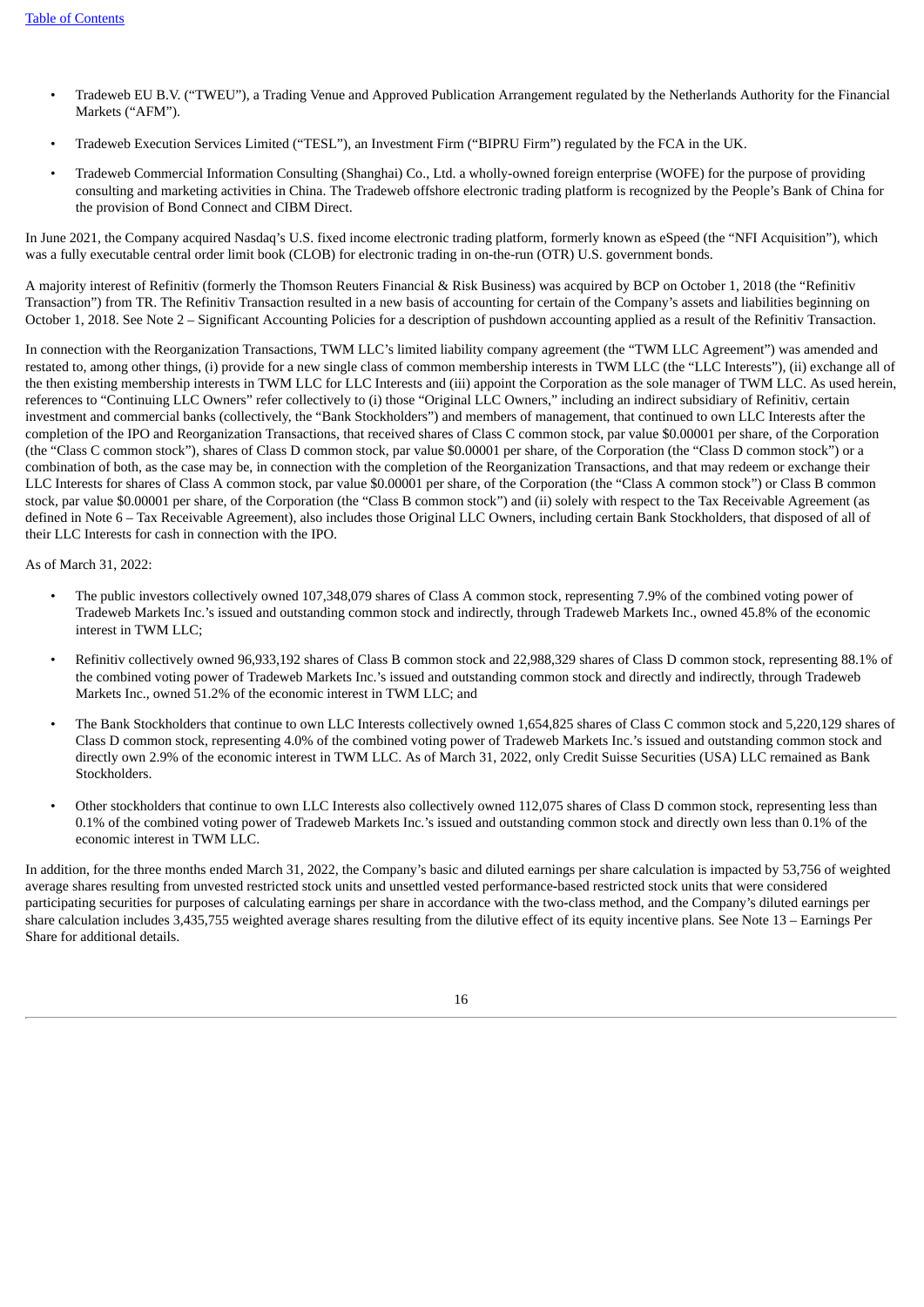- Tradeweb EU B.V. (“TWEU”), a Trading Venue and Approved Publication Arrangement regulated by the Netherlands Authority for the Financial Markets (“AFM”).
- Tradeweb Execution Services Limited (“TESL”), an Investment Firm (“BIPRU Firm”) regulated by the FCA in the UK.
- Tradeweb Commercial Information Consulting (Shanghai) Co., Ltd. a wholly-owned foreign enterprise (WOFE) for the purpose of providing consulting and marketing activities in China. The Tradeweb offshore electronic trading platform is recognized by the People’s Bank of China for the provision of Bond Connect and CIBM Direct.

In June 2021, the Company acquired Nasdaq’s U.S. fixed income electronic trading platform, formerly known as eSpeed (the “NFI Acquisition”), which was a fully executable central order limit book (CLOB) for electronic trading in on-the-run (OTR) U.S. government bonds.

A majority interest of Refinitiv (formerly the Thomson Reuters Financial & Risk Business) was acquired by BCP on October 1, 2018 (the “Refinitiv Transaction”) from TR. The Refinitiv Transaction resulted in a new basis of accounting for certain of the Company’s assets and liabilities beginning on October 1, 2018. See Note 2 – Significant Accounting Policies for a description of pushdown accounting applied as a result of the Refinitiv Transaction.

In connection with the Reorganization Transactions, TWM LLC’s limited liability company agreement (the “TWM LLC Agreement”) was amended and restated to, among other things, (i) provide for a new single class of common membership interests in TWM LLC (the “LLC Interests”), (ii) exchange all of the then existing membership interests in TWM LLC for LLC Interests and (iii) appoint the Corporation as the sole manager of TWM LLC. As used herein, references to “Continuing LLC Owners” refer collectively to (i) those “Original LLC Owners,” including an indirect subsidiary of Refinitiv, certain investment and commercial banks (collectively, the “Bank Stockholders”) and members of management, that continued to own LLC Interests after the completion of the IPO and Reorganization Transactions, that received shares of Class C common stock, par value $0.00001 per share, of the Corporation (the “Class C common stock”), shares of Class D common stock, par value $0.00001 per share, of the Corporation (the “Class D common stock”) or a combination of both, as the case may be, in connection with the completion of the Reorganization Transactions, and that may redeem or exchange their LLC Interests for shares of Class A common stock, par value $0.00001 per share, of the Corporation (the “Class A common stock”) or Class B common stock, par value $0.00001 per share, of the Corporation (the “Class B common stock”) and (ii) solely with respect to the Tax Receivable Agreement (as defined in Note 6 – Tax Receivable Agreement), also includes those Original LLC Owners, including certain Bank Stockholders, that disposed of all of their LLC Interests for cash in connection with the IPO.

As of March 31, 2022:

- The public investors collectively owned 107,348,079 shares of Class A common stock, representing 7.9% of the combined voting power of Tradeweb Markets Inc.’s issued and outstanding common stock and indirectly, through Tradeweb Markets Inc., owned 45.8% of the economic interest in TWM LLC;
- Refinitiv collectively owned 96,933,192 shares of Class B common stock and 22,988,329 shares of Class D common stock, representing 88.1% of the combined voting power of Tradeweb Markets Inc.’s issued and outstanding common stock and directly and indirectly, through Tradeweb Markets Inc., owned 51.2% of the economic interest in TWM LLC; and
- The Bank Stockholders that continue to own LLC Interests collectively owned 1,654,825 shares of Class C common stock and 5,220,129 shares of Class D common stock, representing 4.0% of the combined voting power of Tradeweb Markets Inc.’s issued and outstanding common stock and directly own 2.9% of the economic interest in TWM LLC. As of March 31, 2022, only Credit Suisse Securities (USA) LLC remained as Bank Stockholders.
- Other stockholders that continue to own LLC Interests also collectively owned 112,075 shares of Class D common stock, representing less than 0.1% of the combined voting power of Tradeweb Markets Inc.’s issued and outstanding common stock and directly own less than 0.1% of the economic interest in TWM LLC.

In addition, for the three months ended March 31, 2022, the Company’s basic and diluted earnings per share calculation is impacted by 53,756 of weighted average shares resulting from unvested restricted stock units and unsettled vested performance-based restricted stock units that were considered participating securities for purposes of calculating earnings per share in accordance with the two-class method, and the Company’s diluted earnings per share calculation includes 3,435,755 weighted average shares resulting from the dilutive effect of its equity incentive plans. See Note 13 – Earnings Per Share for additional details.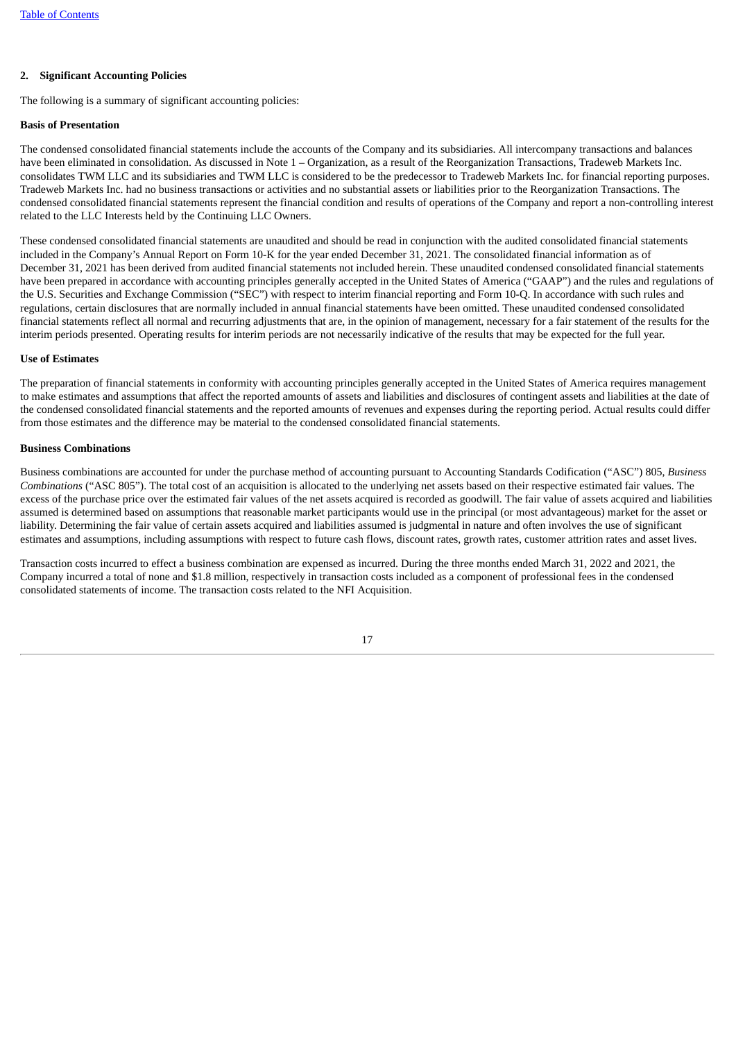## 2. Significant Accounting Policies

The following is a summary of significant accounting policies:

### Basis of Presentation

The condensed consolidated financial statements include the accounts of the Company and its subsidiaries. All intercompany transactions and balances have been eliminated in consolidation. As discussed in Note 1 – Organization, as a result of the Reorganization Transactions, Tradeweb Markets Inc. consolidates TWM LLC and its subsidiaries and TWM LLC is considered to be the predecessor to Tradeweb Markets Inc. for financial reporting purposes. Tradeweb Markets Inc. had no business transactions or activities and no substantial assets or liabilities prior to the Reorganization Transactions. The condensed consolidated financial statements represent the financial condition and results of operations of the Company and report a non-controlling interest related to the LLC Interests held by the Continuing LLC Owners.

These condensed consolidated financial statements are unaudited and should be read in conjunction with the audited consolidated financial statements included in the Company's Annual Report on Form 10-K for the year ended December 31, 2021. The consolidated financial information as of December 31, 2021 has been derived from audited financial statements not included herein. These unaudited condensed consolidated financial statements have been prepared in accordance with accounting principles generally accepted in the United States of America ("GAAP") and the rules and regulations of the U.S. Securities and Exchange Commission ("SEC") with respect to interim financial reporting and Form 10-Q. In accordance with such rules and regulations, certain disclosures that are normally included in annual financial statements have been omitted. These unaudited condensed consolidated financial statements reflect all normal and recurring adjustments that are, in the opinion of management, necessary for a fair statement of the results for the interim periods presented. Operating results for interim periods are not necessarily indicative of the results that may be expected for the full year.

### Use of Estimates

The preparation of financial statements in conformity with accounting principles generally accepted in the United States of America requires management to make estimates and assumptions that affect the reported amounts of assets and liabilities and disclosures of contingent assets and liabilities at the date of the condensed consolidated financial statements and the reported amounts of revenues and expenses during the reporting period. Actual results could differ from those estimates and the difference may be material to the condensed consolidated financial statements.

### Business Combinations

Business combinations are accounted for under the purchase method of accounting pursuant to Accounting Standards Codification ("ASC") 805, *Business Combinations* ("ASC 805"). The total cost of an acquisition is allocated to the underlying net assets based on their respective estimated fair values. The excess of the purchase price over the estimated fair values of the net assets acquired is recorded as goodwill. The fair value of assets acquired and liabilities assumed is determined based on assumptions that reasonable market participants would use in the principal (or most advantageous) market for the asset or liability. Determining the fair value of certain assets acquired and liabilities assumed is judgmental in nature and often involves the use of significant estimates and assumptions, including assumptions with respect to future cash flows, discount rates, growth rates, customer attrition rates and asset lives.

Transaction costs incurred to effect a business combination are expensed as incurred. During the three months ended March 31, 2022 and 2021, the Company incurred a total of none and $1.8 million, respectively in transaction costs included as a component of professional fees in the condensed consolidated statements of income. The transaction costs related to the NFI Acquisition.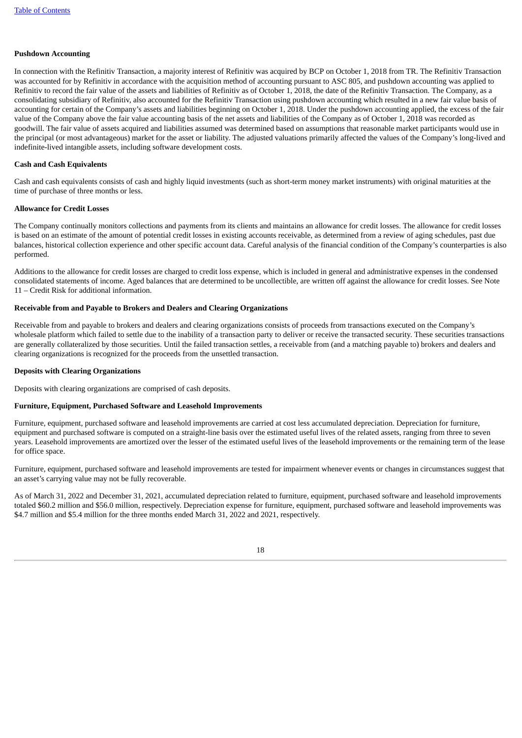### Pushdown Accounting

In connection with the Refinitiv Transaction, a majority interest of Refinitiv was acquired by BCP on October 1, 2018 from TR. The Refinitiv Transaction was accounted for by Refinitiv in accordance with the acquisition method of accounting pursuant to ASC 805, and pushdown accounting was applied to Refinitiv to record the fair value of the assets and liabilities of Refinitiv as of October 1, 2018, the date of the Refinitiv Transaction. The Company, as a consolidating subsidiary of Refinitiv, also accounted for the Refinitiv Transaction using pushdown accounting which resulted in a new fair value basis of accounting for certain of the Company's assets and liabilities beginning on October 1, 2018. Under the pushdown accounting applied, the excess of the fair value of the Company above the fair value accounting basis of the net assets and liabilities of the Company as of October 1, 2018 was recorded as goodwill. The fair value of assets acquired and liabilities assumed was determined based on assumptions that reasonable market participants would use in the principal (or most advantageous) market for the asset or liability. The adjusted valuations primarily affected the values of the Company's long-lived and indefinite-lived intangible assets, including software development costs.

### Cash and Cash Equivalents

Cash and cash equivalents consists of cash and highly liquid investments (such as short-term money market instruments) with original maturities at the time of purchase of three months or less.

### Allowance for Credit Losses

The Company continually monitors collections and payments from its clients and maintains an allowance for credit losses. The allowance for credit losses is based on an estimate of the amount of potential credit losses in existing accounts receivable, as determined from a review of aging schedules, past due balances, historical collection experience and other specific account data. Careful analysis of the financial condition of the Company's counterparties is also performed.

Additions to the allowance for credit losses are charged to credit loss expense, which is included in general and administrative expenses in the condensed consolidated statements of income. Aged balances that are determined to be uncollectible, are written off against the allowance for credit losses. See Note 11 – Credit Risk for additional information.

### Receivable from and Payable to Brokers and Dealers and Clearing Organizations

Receivable from and payable to brokers and dealers and clearing organizations consists of proceeds from transactions executed on the Company's wholesale platform which failed to settle due to the inability of a transaction party to deliver or receive the transacted security. These securities transactions are generally collateralized by those securities. Until the failed transaction settles, a receivable from (and a matching payable to) brokers and dealers and clearing organizations is recognized for the proceeds from the unsettled transaction.

### Deposits with Clearing Organizations

Deposits with clearing organizations are comprised of cash deposits.

### Furniture, Equipment, Purchased Software and Leasehold Improvements

Furniture, equipment, purchased software and leasehold improvements are carried at cost less accumulated depreciation. Depreciation for furniture, equipment and purchased software is computed on a straight-line basis over the estimated useful lives of the related assets, ranging from three to seven years. Leasehold improvements are amortized over the lesser of the estimated useful lives of the leasehold improvements or the remaining term of the lease for office space.

Furniture, equipment, purchased software and leasehold improvements are tested for impairment whenever events or changes in circumstances suggest that an asset's carrying value may not be fully recoverable.

As of March 31, 2022 and December 31, 2021, accumulated depreciation related to furniture, equipment, purchased software and leasehold improvements totaled $60.2 million and $56.0 million, respectively. Depreciation expense for furniture, equipment, purchased software and leasehold improvements was $4.7 million and $5.4 million for the three months ended March 31, 2022 and 2021, respectively.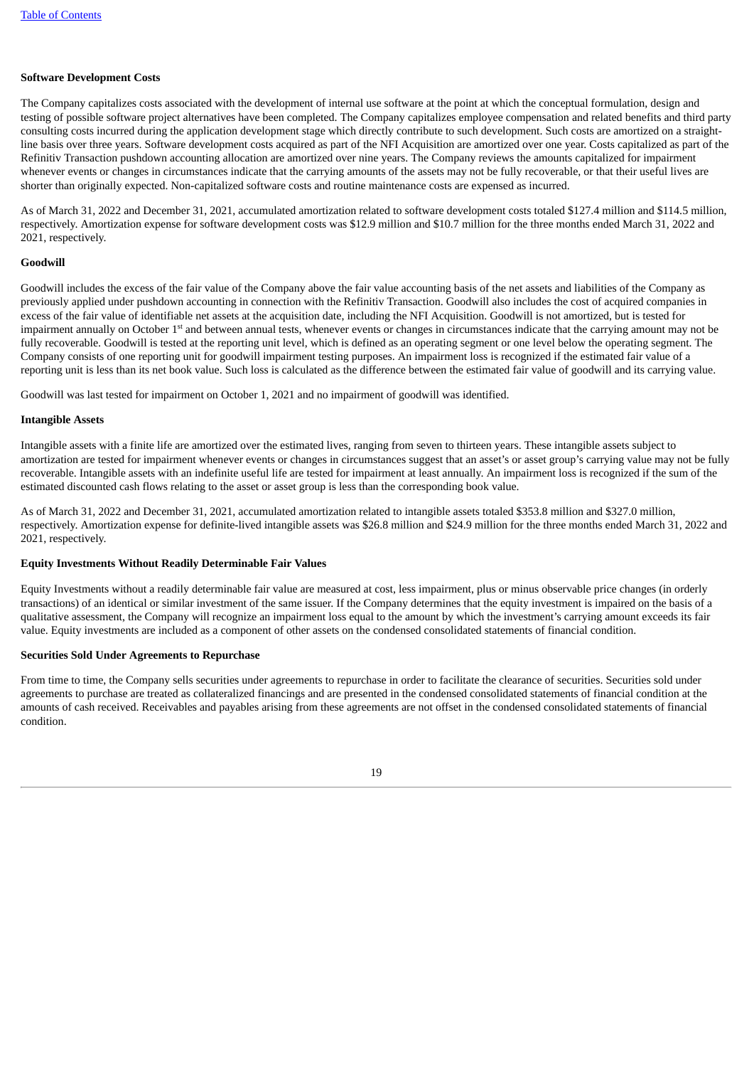### Software Development Costs

The Company capitalizes costs associated with the development of internal use software at the point at which the conceptual formulation, design and testing of possible software project alternatives have been completed. The Company capitalizes employee compensation and related benefits and third party consulting costs incurred during the application development stage which directly contribute to such development. Such costs are amortized on a straight-line basis over three years. Software development costs acquired as part of the NFI Acquisition are amortized over one year. Costs capitalized as part of the Refinitiv Transaction pushdown accounting allocation are amortized over nine years. The Company reviews the amounts capitalized for impairment whenever events or changes in circumstances indicate that the carrying amounts of the assets may not be fully recoverable, or that their useful lives are shorter than originally expected. Non-capitalized software costs and routine maintenance costs are expensed as incurred.

As of March 31, 2022 and December 31, 2021, accumulated amortization related to software development costs totaled $127.4 million and $114.5 million, respectively. Amortization expense for software development costs was $12.9 million and $10.7 million for the three months ended March 31, 2022 and 2021, respectively.

### Goodwill

Goodwill includes the excess of the fair value of the Company above the fair value accounting basis of the net assets and liabilities of the Company as previously applied under pushdown accounting in connection with the Refinitiv Transaction. Goodwill also includes the cost of acquired companies in excess of the fair value of identifiable net assets at the acquisition date, including the NFI Acquisition. Goodwill is not amortized, but is tested for impairment annually on October 1st and between annual tests, whenever events or changes in circumstances indicate that the carrying amount may not be fully recoverable. Goodwill is tested at the reporting unit level, which is defined as an operating segment or one level below the operating segment. The Company consists of one reporting unit for goodwill impairment testing purposes. An impairment loss is recognized if the estimated fair value of a reporting unit is less than its net book value. Such loss is calculated as the difference between the estimated fair value of goodwill and its carrying value.

Goodwill was last tested for impairment on October 1, 2021 and no impairment of goodwill was identified.

### Intangible Assets

Intangible assets with a finite life are amortized over the estimated lives, ranging from seven to thirteen years. These intangible assets subject to amortization are tested for impairment whenever events or changes in circumstances suggest that an asset's or asset group's carrying value may not be fully recoverable. Intangible assets with an indefinite useful life are tested for impairment at least annually. An impairment loss is recognized if the sum of the estimated discounted cash flows relating to the asset or asset group is less than the corresponding book value.

As of March 31, 2022 and December 31, 2021, accumulated amortization related to intangible assets totaled $353.8 million and $327.0 million, respectively. Amortization expense for definite-lived intangible assets was $26.8 million and $24.9 million for the three months ended March 31, 2022 and 2021, respectively.

### Equity Investments Without Readily Determinable Fair Values

Equity Investments without a readily determinable fair value are measured at cost, less impairment, plus or minus observable price changes (in orderly transactions) of an identical or similar investment of the same issuer. If the Company determines that the equity investment is impaired on the basis of a qualitative assessment, the Company will recognize an impairment loss equal to the amount by which the investment's carrying amount exceeds its fair value. Equity investments are included as a component of other assets on the condensed consolidated statements of financial condition.

### Securities Sold Under Agreements to Repurchase

From time to time, the Company sells securities under agreements to repurchase in order to facilitate the clearance of securities. Securities sold under agreements to purchase are treated as collateralized financings and are presented in the condensed consolidated statements of financial condition at the amounts of cash received. Receivables and payables arising from these agreements are not offset in the condensed consolidated statements of financial condition.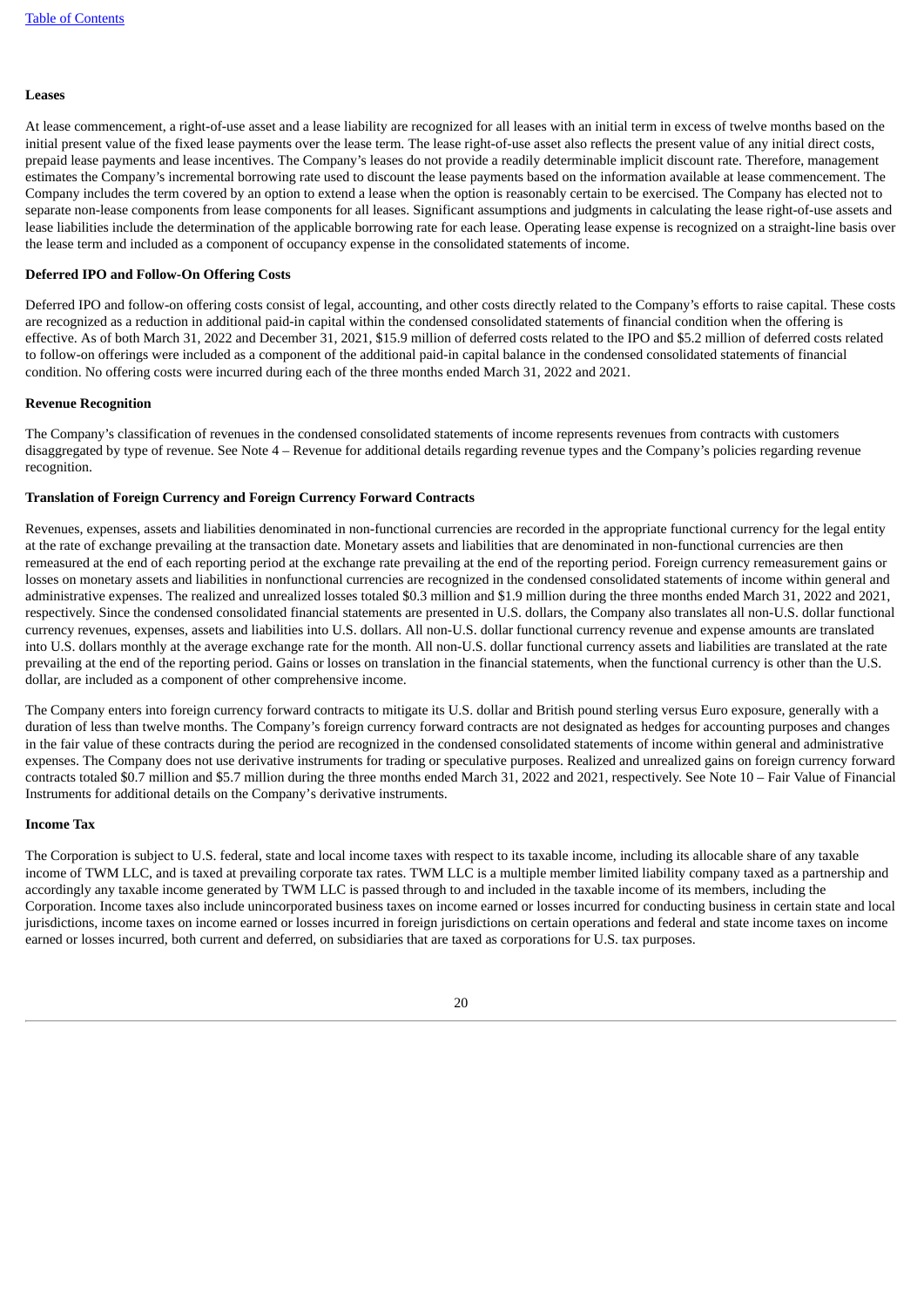**Leases**

At lease commencement, a right-of-use asset and a lease liability are recognized for all leases with an initial term in excess of twelve months based on the initial present value of the fixed lease payments over the lease term. The lease right-of-use asset also reflects the present value of any initial direct costs, prepaid lease payments and lease incentives. The Company's leases do not provide a readily determinable implicit discount rate. Therefore, management estimates the Company's incremental borrowing rate used to discount the lease payments based on the information available at lease commencement. The Company includes the term covered by an option to extend a lease when the option is reasonably certain to be exercised. The Company has elected not to separate non-lease components from lease components for all leases. Significant assumptions and judgments in calculating the lease right-of-use assets and lease liabilities include the determination of the applicable borrowing rate for each lease. Operating lease expense is recognized on a straight-line basis over the lease term and included as a component of occupancy expense in the consolidated statements of income.

**Deferred IPO and Follow-On Offering Costs**

Deferred IPO and follow-on offering costs consist of legal, accounting, and other costs directly related to the Company's efforts to raise capital. These costs are recognized as a reduction in additional paid-in capital within the condensed consolidated statements of financial condition when the offering is effective. As of both March 31, 2022 and December 31, 2021, $15.9 million of deferred costs related to the IPO and $5.2 million of deferred costs related to follow-on offerings were included as a component of the additional paid-in capital balance in the condensed consolidated statements of financial condition. No offering costs were incurred during each of the three months ended March 31, 2022 and 2021.

**Revenue Recognition**

The Company's classification of revenues in the condensed consolidated statements of income represents revenues from contracts with customers disaggregated by type of revenue. See Note 4 – Revenue for additional details regarding revenue types and the Company's policies regarding revenue recognition.

**Translation of Foreign Currency and Foreign Currency Forward Contracts**

Revenues, expenses, assets and liabilities denominated in non-functional currencies are recorded in the appropriate functional currency for the legal entity at the rate of exchange prevailing at the transaction date. Monetary assets and liabilities that are denominated in non-functional currencies are then remeasured at the end of each reporting period at the exchange rate prevailing at the end of the reporting period. Foreign currency remeasurement gains or losses on monetary assets and liabilities in nonfunctional currencies are recognized in the condensed consolidated statements of income within general and administrative expenses. The realized and unrealized losses totaled $0.3 million and $1.9 million during the three months ended March 31, 2022 and 2021, respectively. Since the condensed consolidated financial statements are presented in U.S. dollars, the Company also translates all non-U.S. dollar functional currency revenues, expenses, assets and liabilities into U.S. dollars. All non-U.S. dollar functional currency revenue and expense amounts are translated into U.S. dollars monthly at the average exchange rate for the month. All non-U.S. dollar functional currency assets and liabilities are translated at the rate prevailing at the end of the reporting period. Gains or losses on translation in the financial statements, when the functional currency is other than the U.S. dollar, are included as a component of other comprehensive income.

The Company enters into foreign currency forward contracts to mitigate its U.S. dollar and British pound sterling versus Euro exposure, generally with a duration of less than twelve months. The Company's foreign currency forward contracts are not designated as hedges for accounting purposes and changes in the fair value of these contracts during the period are recognized in the condensed consolidated statements of income within general and administrative expenses. The Company does not use derivative instruments for trading or speculative purposes. Realized and unrealized gains on foreign currency forward contracts totaled $0.7 million and $5.7 million during the three months ended March 31, 2022 and 2021, respectively. See Note 10 – Fair Value of Financial Instruments for additional details on the Company's derivative instruments.

**Income Tax**

The Corporation is subject to U.S. federal, state and local income taxes with respect to its taxable income, including its allocable share of any taxable income of TWM LLC, and is taxed at prevailing corporate tax rates. TWM LLC is a multiple member limited liability company taxed as a partnership and accordingly any taxable income generated by TWM LLC is passed through to and included in the taxable income of its members, including the Corporation. Income taxes also include unincorporated business taxes on income earned or losses incurred for conducting business in certain state and local jurisdictions, income taxes on income earned or losses incurred in foreign jurisdictions on certain operations and federal and state income taxes on income earned or losses incurred, both current and deferred, on subsidiaries that are taxed as corporations for U.S. tax purposes.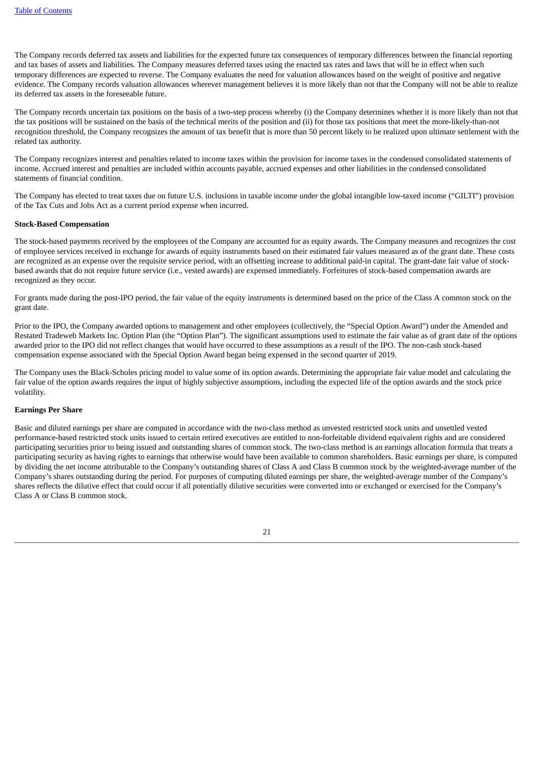The Company records deferred tax assets and liabilities for the expected future tax consequences of temporary differences between the financial reporting and tax bases of assets and liabilities. The Company measures deferred taxes using the enacted tax rates and laws that will be in effect when such temporary differences are expected to reverse. The Company evaluates the need for valuation allowances based on the weight of positive and negative evidence. The Company records valuation allowances wherever management believes it is more likely than not that the Company will not be able to realize its deferred tax assets in the foreseeable future.

The Company records uncertain tax positions on the basis of a two-step process whereby (i) the Company determines whether it is more likely than not that the tax positions will be sustained on the basis of the technical merits of the position and (ii) for those tax positions that meet the more-likely-than-not recognition threshold, the Company recognizes the amount of tax benefit that is more than 50 percent likely to be realized upon ultimate settlement with the related tax authority.

The Company recognizes interest and penalties related to income taxes within the provision for income taxes in the condensed consolidated statements of income. Accrued interest and penalties are included within accounts payable, accrued expenses and other liabilities in the condensed consolidated statements of financial condition.

The Company has elected to treat taxes due on future U.S. inclusions in taxable income under the global intangible low-taxed income ("GILTI") provision of the Tax Cuts and Jobs Act as a current period expense when incurred.

**Stock-Based Compensation**

The stock-based payments received by the employees of the Company are accounted for as equity awards. The Company measures and recognizes the cost of employee services received in exchange for awards of equity instruments based on their estimated fair values measured as of the grant date. These costs are recognized as an expense over the requisite service period, with an offsetting increase to additional paid-in capital. The grant-date fair value of stock-based awards that do not require future service (i.e., vested awards) are expensed immediately. Forfeitures of stock-based compensation awards are recognized as they occur.

For grants made during the post-IPO period, the fair value of the equity instruments is determined based on the price of the Class A common stock on the grant date.

Prior to the IPO, the Company awarded options to management and other employees (collectively, the "Special Option Award") under the Amended and Restated Tradeweb Markets Inc. Option Plan (the "Option Plan"). The significant assumptions used to estimate the fair value as of grant date of the options awarded prior to the IPO did not reflect changes that would have occurred to these assumptions as a result of the IPO. The non-cash stock-based compensation expense associated with the Special Option Award began being expensed in the second quarter of 2019.

The Company uses the Black-Scholes pricing model to value some of its option awards. Determining the appropriate fair value model and calculating the fair value of the option awards requires the input of highly subjective assumptions, including the expected life of the option awards and the stock price volatility.

**Earnings Per Share**

Basic and diluted earnings per share are computed in accordance with the two-class method as unvested restricted stock units and unsettled vested performance-based restricted stock units issued to certain retired executives are entitled to non-forfeitable dividend equivalent rights and are considered participating securities prior to being issued and outstanding shares of common stock. The two-class method is an earnings allocation formula that treats a participating security as having rights to earnings that otherwise would have been available to common shareholders. Basic earnings per share, is computed by dividing the net income attributable to the Company's outstanding shares of Class A and Class B common stock by the weighted-average number of the Company's shares outstanding during the period. For purposes of computing diluted earnings per share, the weighted-average number of the Company's shares reflects the dilutive effect that could occur if all potentially dilutive securities were converted into or exchanged or exercised for the Company's Class A or Class B common stock.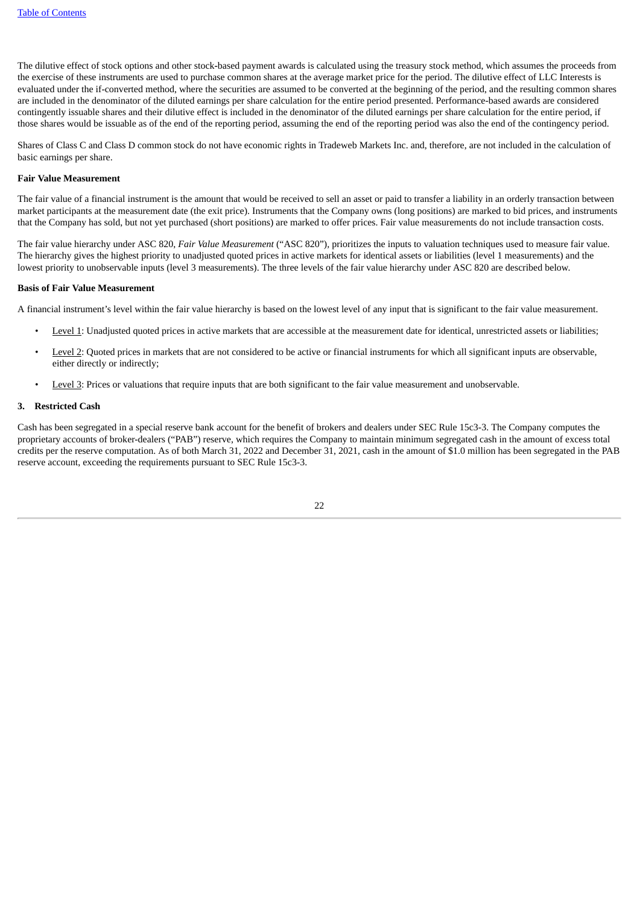The dilutive effect of stock options and other stock-based payment awards is calculated using the treasury stock method, which assumes the proceeds from the exercise of these instruments are used to purchase common shares at the average market price for the period. The dilutive effect of LLC Interests is evaluated under the if-converted method, where the securities are assumed to be converted at the beginning of the period, and the resulting common shares are included in the denominator of the diluted earnings per share calculation for the entire period presented. Performance-based awards are considered contingently issuable shares and their dilutive effect is included in the denominator of the diluted earnings per share calculation for the entire period, if those shares would be issuable as of the end of the reporting period, assuming the end of the reporting period was also the end of the contingency period.

Shares of Class C and Class D common stock do not have economic rights in Tradeweb Markets Inc. and, therefore, are not included in the calculation of basic earnings per share.

**Fair Value Measurement**

The fair value of a financial instrument is the amount that would be received to sell an asset or paid to transfer a liability in an orderly transaction between market participants at the measurement date (the exit price). Instruments that the Company owns (long positions) are marked to bid prices, and instruments that the Company has sold, but not yet purchased (short positions) are marked to offer prices. Fair value measurements do not include transaction costs.

The fair value hierarchy under ASC 820, *Fair Value Measurement* ("ASC 820"), prioritizes the inputs to valuation techniques used to measure fair value. The hierarchy gives the highest priority to unadjusted quoted prices in active markets for identical assets or liabilities (level 1 measurements) and the lowest priority to unobservable inputs (level 3 measurements). The three levels of the fair value hierarchy under ASC 820 are described below.

**Basis of Fair Value Measurement**

A financial instrument's level within the fair value hierarchy is based on the lowest level of any input that is significant to the fair value measurement.

- Level 1: Unadjusted quoted prices in active markets that are accessible at the measurement date for identical, unrestricted assets or liabilities;
- Level 2: Quoted prices in markets that are not considered to be active or financial instruments for which all significant inputs are observable, either directly or indirectly;
- Level 3: Prices or valuations that require inputs that are both significant to the fair value measurement and unobservable.

**3. Restricted Cash**

Cash has been segregated in a special reserve bank account for the benefit of brokers and dealers under SEC Rule 15c3-3. The Company computes the proprietary accounts of broker-dealers ("PAB") reserve, which requires the Company to maintain minimum segregated cash in the amount of excess total credits per the reserve computation. As of both March 31, 2022 and December 31, 2021, cash in the amount of $1.0 million has been segregated in the PAB reserve account, exceeding the requirements pursuant to SEC Rule 15c3-3.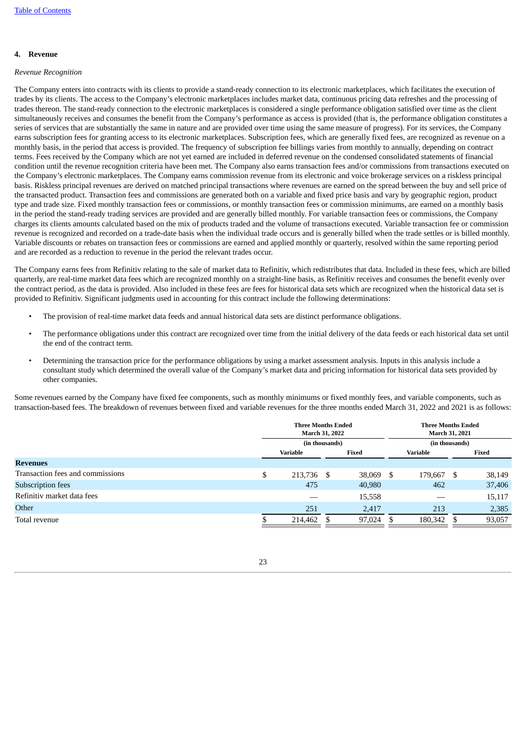## 4. Revenue

*Revenue Recognition*

The Company enters into contracts with its clients to provide a stand-ready connection to its electronic marketplaces, which facilitates the execution of trades by its clients. The access to the Company's electronic marketplaces includes market data, continuous pricing data refreshes and the processing of trades thereon. The stand-ready connection to the electronic marketplaces is considered a single performance obligation satisfied over time as the client simultaneously receives and consumes the benefit from the Company's performance as access is provided (that is, the performance obligation constitutes a series of services that are substantially the same in nature and are provided over time using the same measure of progress). For its services, the Company earns subscription fees for granting access to its electronic marketplaces. Subscription fees, which are generally fixed fees, are recognized as revenue on a monthly basis, in the period that access is provided. The frequency of subscription fee billings varies from monthly to annually, depending on contract terms. Fees received by the Company which are not yet earned are included in deferred revenue on the condensed consolidated statements of financial condition until the revenue recognition criteria have been met. The Company also earns transaction fees and/or commissions from transactions executed on the Company's electronic marketplaces. The Company earns commission revenue from its electronic and voice brokerage services on a riskless principal basis. Riskless principal revenues are derived on matched principal transactions where revenues are earned on the spread between the buy and sell price of the transacted product. Transaction fees and commissions are generated both on a variable and fixed price basis and vary by geographic region, product type and trade size. Fixed monthly transaction fees or commissions, or monthly transaction fees or commission minimums, are earned on a monthly basis in the period the stand-ready trading services are provided and are generally billed monthly. For variable transaction fees or commissions, the Company charges its clients amounts calculated based on the mix of products traded and the volume of transactions executed. Variable transaction fee or commission revenue is recognized and recorded on a trade-date basis when the individual trade occurs and is generally billed when the trade settles or is billed monthly. Variable discounts or rebates on transaction fees or commissions are earned and applied monthly or quarterly, resolved within the same reporting period and are recorded as a reduction to revenue in the period the relevant trades occur.

The Company earns fees from Refinitiv relating to the sale of market data to Refinitiv, which redistributes that data. Included in these fees, which are billed quarterly, are real-time market data fees which are recognized monthly on a straight-line basis, as Refinitiv receives and consumes the benefit evenly over the contract period, as the data is provided. Also included in these fees are fees for historical data sets which are recognized when the historical data set is provided to Refinitiv. Significant judgments used in accounting for this contract include the following determinations:

- The provision of real-time market data feeds and annual historical data sets are distinct performance obligations.
- The performance obligations under this contract are recognized over time from the initial delivery of the data feeds or each historical data set until the end of the contract term.
- Determining the transaction price for the performance obligations by using a market assessment analysis. Inputs in this analysis include a consultant study which determined the overall value of the Company's market data and pricing information for historical data sets provided by other companies.

Some revenues earned by the Company have fixed fee components, such as monthly minimums or fixed monthly fees, and variable components, such as transaction-based fees. The breakdown of revenues between fixed and variable revenues for the three months ended March 31, 2022 and 2021 is as follows:

| | Three Months Ended March 31, 2022 | | Three Months Ended March 31, 2021 | |
|---|---|---|---|---|
| | (in thousands) | | (in thousands) | |
| | Variable | Fixed | Variable | Fixed |
| **Revenues** | | | | |
| Transaction fees and commissions | $ 213,736 | $ 38,069 | $ 179,667 | $ 38,149 |
| Subscription fees | 475 | 40,980 | 462 | 37,406 |
| Refinitiv market data fees | — | 15,558 | — | 15,117 |
| Other | 251 | 2,417 | 213 | 2,385 |
| Total revenue | $ 214,462 | $ 97,024 | $ 180,342 | $ 93,057 |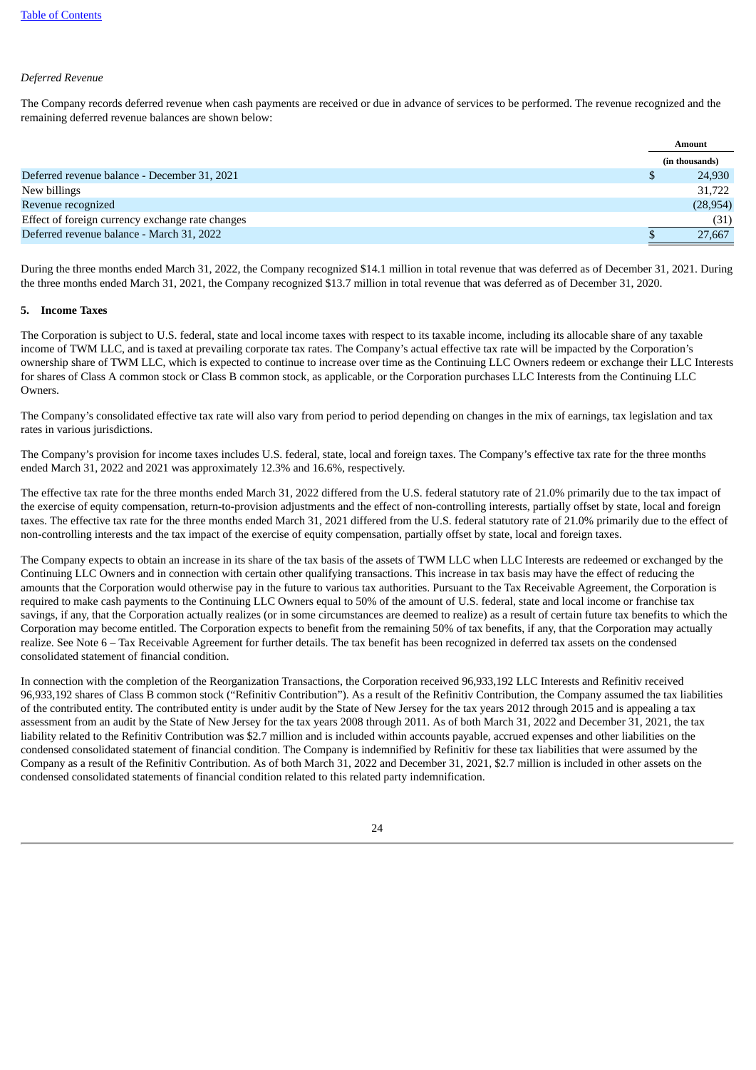*Deferred Revenue*

The Company records deferred revenue when cash payments are received or due in advance of services to be performed. The revenue recognized and the remaining deferred revenue balances are shown below:

| | Amount |
|---|---|
| | (in thousands) |
| Deferred revenue balance - December 31, 2021 | $ 24,930 |
| New billings | 31,722 |
| Revenue recognized | (28,954) |
| Effect of foreign currency exchange rate changes | (31) |
| Deferred revenue balance - March 31, 2022 | $ 27,667 |

During the three months ended March 31, 2022, the Company recognized $14.1 million in total revenue that was deferred as of December 31, 2021. During the three months ended March 31, 2021, the Company recognized $13.7 million in total revenue that was deferred as of December 31, 2020.

## 5. Income Taxes

The Corporation is subject to U.S. federal, state and local income taxes with respect to its taxable income, including its allocable share of any taxable income of TWM LLC, and is taxed at prevailing corporate tax rates. The Company's actual effective tax rate will be impacted by the Corporation's ownership share of TWM LLC, which is expected to continue to increase over time as the Continuing LLC Owners redeem or exchange their LLC Interests for shares of Class A common stock or Class B common stock, as applicable, or the Corporation purchases LLC Interests from the Continuing LLC Owners.

The Company's consolidated effective tax rate will also vary from period to period depending on changes in the mix of earnings, tax legislation and tax rates in various jurisdictions.

The Company's provision for income taxes includes U.S. federal, state, local and foreign taxes. The Company's effective tax rate for the three months ended March 31, 2022 and 2021 was approximately 12.3% and 16.6%, respectively.

The effective tax rate for the three months ended March 31, 2022 differed from the U.S. federal statutory rate of 21.0% primarily due to the tax impact of the exercise of equity compensation, return-to-provision adjustments and the effect of non-controlling interests, partially offset by state, local and foreign taxes. The effective tax rate for the three months ended March 31, 2021 differed from the U.S. federal statutory rate of 21.0% primarily due to the effect of non-controlling interests and the tax impact of the exercise of equity compensation, partially offset by state, local and foreign taxes.

The Company expects to obtain an increase in its share of the tax basis of the assets of TWM LLC when LLC Interests are redeemed or exchanged by the Continuing LLC Owners and in connection with certain other qualifying transactions. This increase in tax basis may have the effect of reducing the amounts that the Corporation would otherwise pay in the future to various tax authorities. Pursuant to the Tax Receivable Agreement, the Corporation is required to make cash payments to the Continuing LLC Owners equal to 50% of the amount of U.S. federal, state and local income or franchise tax savings, if any, that the Corporation actually realizes (or in some circumstances are deemed to realize) as a result of certain future tax benefits to which the Corporation may become entitled. The Corporation expects to benefit from the remaining 50% of tax benefits, if any, that the Corporation may actually realize. See Note 6 – Tax Receivable Agreement for further details. The tax benefit has been recognized in deferred tax assets on the condensed consolidated statement of financial condition.

In connection with the completion of the Reorganization Transactions, the Corporation received 96,933,192 LLC Interests and Refinitiv received 96,933,192 shares of Class B common stock ("Refinitiv Contribution"). As a result of the Refinitiv Contribution, the Company assumed the tax liabilities of the contributed entity. The contributed entity is under audit by the State of New Jersey for the tax years 2012 through 2015 and is appealing a tax assessment from an audit by the State of New Jersey for the tax years 2008 through 2011. As of both March 31, 2022 and December 31, 2021, the tax liability related to the Refinitiv Contribution was $2.7 million and is included within accounts payable, accrued expenses and other liabilities on the condensed consolidated statement of financial condition. The Company is indemnified by Refinitiv for these tax liabilities that were assumed by the Company as a result of the Refinitiv Contribution. As of both March 31, 2022 and December 31, 2021, $2.7 million is included in other assets on the condensed consolidated statements of financial condition related to this related party indemnification.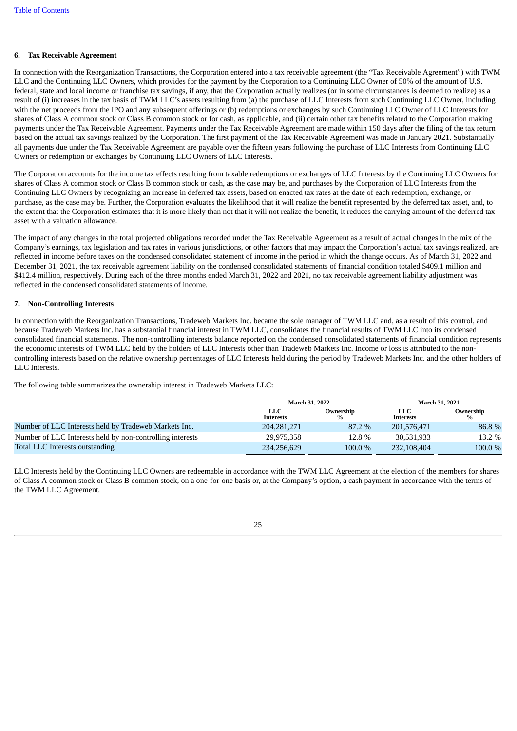[Table of Contents](#)

### 6. Tax Receivable Agreement

In connection with the Reorganization Transactions, the Corporation entered into a tax receivable agreement (the "Tax Receivable Agreement") with TWM LLC and the Continuing LLC Owners, which provides for the payment by the Corporation to a Continuing LLC Owner of 50% of the amount of U.S. federal, state and local income or franchise tax savings, if any, that the Corporation actually realizes (or in some circumstances is deemed to realize) as a result of (i) increases in the tax basis of TWM LLC's assets resulting from (a) the purchase of LLC Interests from such Continuing LLC Owner, including with the net proceeds from the IPO and any subsequent offerings or (b) redemptions or exchanges by such Continuing LLC Owner of LLC Interests for shares of Class A common stock or Class B common stock or for cash, as applicable, and (ii) certain other tax benefits related to the Corporation making payments under the Tax Receivable Agreement. Payments under the Tax Receivable Agreement are made within 150 days after the filing of the tax return based on the actual tax savings realized by the Corporation. The first payment of the Tax Receivable Agreement was made in January 2021. Substantially all payments due under the Tax Receivable Agreement are payable over the fifteen years following the purchase of LLC Interests from Continuing LLC Owners or redemption or exchanges by Continuing LLC Owners of LLC Interests.

The Corporation accounts for the income tax effects resulting from taxable redemptions or exchanges of LLC Interests by the Continuing LLC Owners for shares of Class A common stock or Class B common stock or cash, as the case may be, and purchases by the Corporation of LLC Interests from the Continuing LLC Owners by recognizing an increase in deferred tax assets, based on enacted tax rates at the date of each redemption, exchange, or purchase, as the case may be. Further, the Corporation evaluates the likelihood that it will realize the benefit represented by the deferred tax asset, and, to the extent that the Corporation estimates that it is more likely than not that it will not realize the benefit, it reduces the carrying amount of the deferred tax asset with a valuation allowance.

The impact of any changes in the total projected obligations recorded under the Tax Receivable Agreement as a result of actual changes in the mix of the Company's earnings, tax legislation and tax rates in various jurisdictions, or other factors that may impact the Corporation's actual tax savings realized, are reflected in income before taxes on the condensed consolidated statement of income in the period in which the change occurs. As of March 31, 2022 and December 31, 2021, the tax receivable agreement liability on the condensed consolidated statements of financial condition totaled $409.1 million and $412.4 million, respectively. During each of the three months ended March 31, 2022 and 2021, no tax receivable agreement liability adjustment was reflected in the condensed consolidated statements of income.

### 7. Non-Controlling Interests

In connection with the Reorganization Transactions, Tradeweb Markets Inc. became the sole manager of TWM LLC and, as a result of this control, and because Tradeweb Markets Inc. has a substantial financial interest in TWM LLC, consolidates the financial results of TWM LLC into its condensed consolidated financial statements. The non-controlling interests balance reported on the condensed consolidated statements of financial condition represents the economic interests of TWM LLC held by the holders of LLC Interests other than Tradeweb Markets Inc. Income or loss is attributed to the non-controlling interests based on the relative ownership percentages of LLC Interests held during the period by Tradeweb Markets Inc. and the other holders of LLC Interests.

The following table summarizes the ownership interest in Tradeweb Markets LLC:

| | March 31, 2022 | | March 31, 2021 | |
|---|---|---|---|---|
| | LLC Interests | Ownership % | LLC Interests | Ownership % |
| Number of LLC Interests held by Tradeweb Markets Inc. | 204,281,271 | 87.2 % | 201,576,471 | 86.8 % |
| Number of LLC Interests held by non-controlling interests | 29,975,358 | 12.8 % | 30,531,933 | 13.2 % |
| Total LLC Interests outstanding | 234,256,629 | 100.0 % | 232,108,404 | 100.0 % |

LLC Interests held by the Continuing LLC Owners are redeemable in accordance with the TWM LLC Agreement at the election of the members for shares of Class A common stock or Class B common stock, on a one-for-one basis or, at the Company's option, a cash payment in accordance with the terms of the TWM LLC Agreement.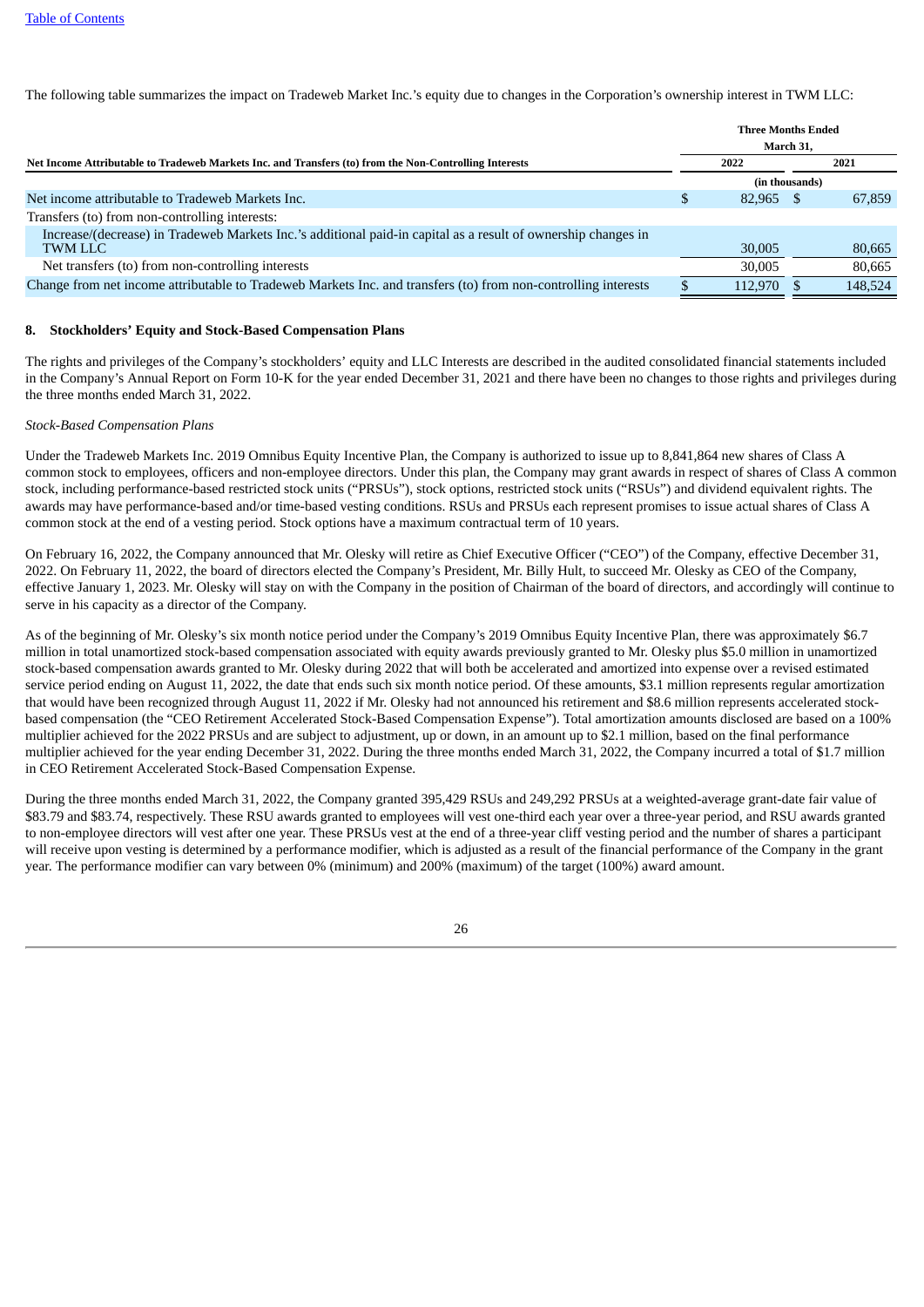The following table summarizes the impact on Tradeweb Market Inc.'s equity due to changes in the Corporation's ownership interest in TWM LLC:

| **Net Income Attributable to Tradeweb Markets Inc. and Transfers (to) from the Non-Controlling Interests** | **Three Months Ended March 31,** | |
|---|---|---|
| | **2022** | **2021** |
| | (in thousands) | |
| Net income attributable to Tradeweb Markets Inc. | $ 82,965 | $ 67,859 |
| Transfers (to) from non-controlling interests: | | |
| Increase/(decrease) in Tradeweb Markets Inc.'s additional paid-in capital as a result of ownership changes in TWM LLC | 30,005 | 80,665 |
| Net transfers (to) from non-controlling interests | 30,005 | 80,665 |
| Change from net income attributable to Tradeweb Markets Inc. and transfers (to) from non-controlling interests | $ 112,970 | $ 148,524 |

## 8. Stockholders' Equity and Stock-Based Compensation Plans

The rights and privileges of the Company's stockholders' equity and LLC Interests are described in the audited consolidated financial statements included in the Company's Annual Report on Form 10-K for the year ended December 31, 2021 and there have been no changes to those rights and privileges during the three months ended March 31, 2022.

*Stock-Based Compensation Plans*

Under the Tradeweb Markets Inc. 2019 Omnibus Equity Incentive Plan, the Company is authorized to issue up to 8,841,864 new shares of Class A common stock to employees, officers and non-employee directors. Under this plan, the Company may grant awards in respect of shares of Class A common stock, including performance-based restricted stock units ("PRSUs"), stock options, restricted stock units ("RSUs") and dividend equivalent rights. The awards may have performance-based and/or time-based vesting conditions. RSUs and PRSUs each represent promises to issue actual shares of Class A common stock at the end of a vesting period. Stock options have a maximum contractual term of 10 years.

On February 16, 2022, the Company announced that Mr. Olesky will retire as Chief Executive Officer ("CEO") of the Company, effective December 31, 2022. On February 11, 2022, the board of directors elected the Company's President, Mr. Billy Hult, to succeed Mr. Olesky as CEO of the Company, effective January 1, 2023. Mr. Olesky will stay on with the Company in the position of Chairman of the board of directors, and accordingly will continue to serve in his capacity as a director of the Company.

As of the beginning of Mr. Olesky's six month notice period under the Company's 2019 Omnibus Equity Incentive Plan, there was approximately $6.7 million in total unamortized stock-based compensation associated with equity awards previously granted to Mr. Olesky plus $5.0 million in unamortized stock-based compensation awards granted to Mr. Olesky during 2022 that will both be accelerated and amortized into expense over a revised estimated service period ending on August 11, 2022, the date that ends such six month notice period. Of these amounts, $3.1 million represents regular amortization that would have been recognized through August 11, 2022 if Mr. Olesky had not announced his retirement and $8.6 million represents accelerated stock-based compensation (the "CEO Retirement Accelerated Stock-Based Compensation Expense"). Total amortization amounts disclosed are based on a 100% multiplier achieved for the 2022 PRSUs and are subject to adjustment, up or down, in an amount up to $2.1 million, based on the final performance multiplier achieved for the year ending December 31, 2022. During the three months ended March 31, 2022, the Company incurred a total of $1.7 million in CEO Retirement Accelerated Stock-Based Compensation Expense.

During the three months ended March 31, 2022, the Company granted 395,429 RSUs and 249,292 PRSUs at a weighted-average grant-date fair value of $83.79 and $83.74, respectively. These RSU awards granted to employees will vest one-third each year over a three-year period, and RSU awards granted to non-employee directors will vest after one year. These PRSUs vest at the end of a three-year cliff vesting period and the number of shares a participant will receive upon vesting is determined by a performance modifier, which is adjusted as a result of the financial performance of the Company in the grant year. The performance modifier can vary between 0% (minimum) and 200% (maximum) of the target (100%) award amount.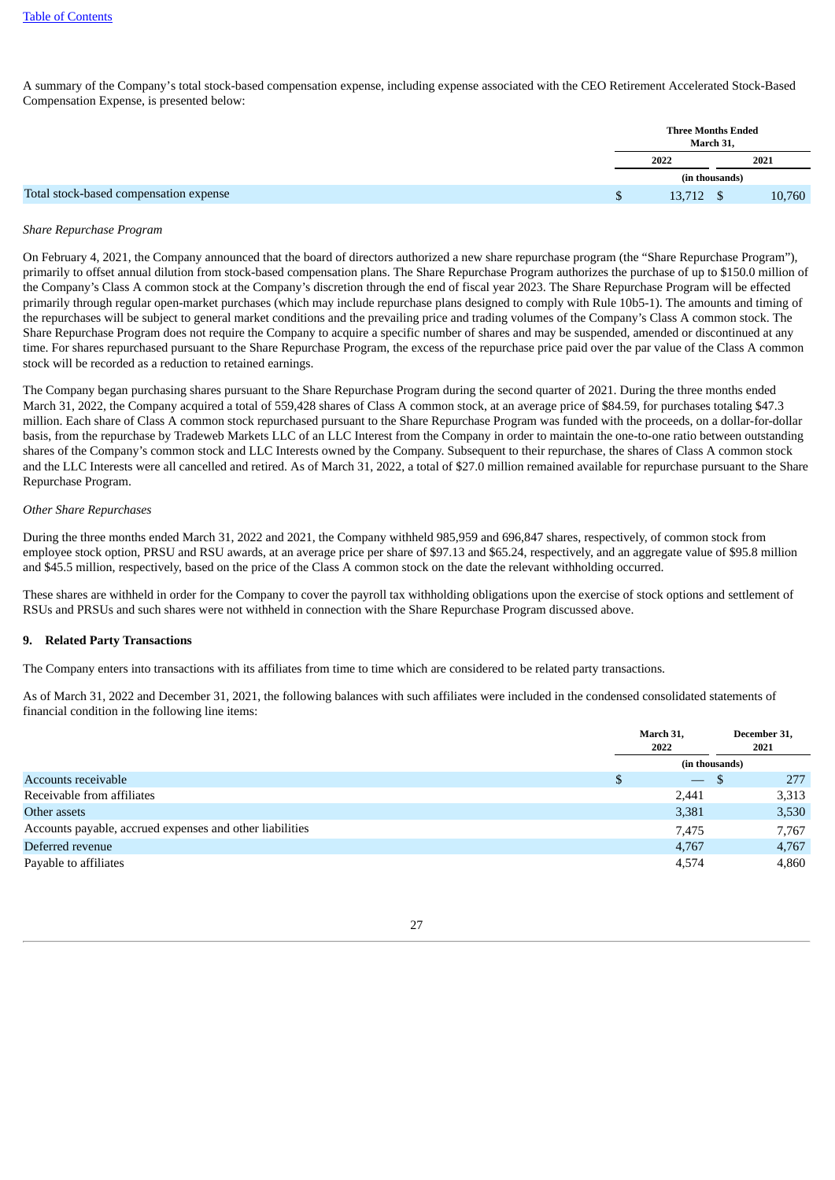A summary of the Company's total stock-based compensation expense, including expense associated with the CEO Retirement Accelerated Stock-Based Compensation Expense, is presented below:

| | Three Months Ended March 31, | |
|---|---|---|
| | 2022 | 2021 |
| | (in thousands) | |
| Total stock-based compensation expense | $ 13,712 | $ 10,760 |

*Share Repurchase Program*

On February 4, 2021, the Company announced that the board of directors authorized a new share repurchase program (the "Share Repurchase Program"), primarily to offset annual dilution from stock-based compensation plans. The Share Repurchase Program authorizes the purchase of up to $150.0 million of the Company's Class A common stock at the Company's discretion through the end of fiscal year 2023. The Share Repurchase Program will be effected primarily through regular open-market purchases (which may include repurchase plans designed to comply with Rule 10b5-1). The amounts and timing of the repurchases will be subject to general market conditions and the prevailing price and trading volumes of the Company's Class A common stock. The Share Repurchase Program does not require the Company to acquire a specific number of shares and may be suspended, amended or discontinued at any time. For shares repurchased pursuant to the Share Repurchase Program, the excess of the repurchase price paid over the par value of the Class A common stock will be recorded as a reduction to retained earnings.

The Company began purchasing shares pursuant to the Share Repurchase Program during the second quarter of 2021. During the three months ended March 31, 2022, the Company acquired a total of 559,428 shares of Class A common stock, at an average price of $84.59, for purchases totaling $47.3 million. Each share of Class A common stock repurchased pursuant to the Share Repurchase Program was funded with the proceeds, on a dollar-for-dollar basis, from the repurchase by Tradeweb Markets LLC of an LLC Interest from the Company in order to maintain the one-to-one ratio between outstanding shares of the Company's common stock and LLC Interests owned by the Company. Subsequent to their repurchase, the shares of Class A common stock and the LLC Interests were all cancelled and retired. As of March 31, 2022, a total of $27.0 million remained available for repurchase pursuant to the Share Repurchase Program.

*Other Share Repurchases*

During the three months ended March 31, 2022 and 2021, the Company withheld 985,959 and 696,847 shares, respectively, of common stock from employee stock option, PRSU and RSU awards, at an average price per share of $97.13 and $65.24, respectively, and an aggregate value of $95.8 million and $45.5 million, respectively, based on the price of the Class A common stock on the date the relevant withholding occurred.

These shares are withheld in order for the Company to cover the payroll tax withholding obligations upon the exercise of stock options and settlement of RSUs and PRSUs and such shares were not withheld in connection with the Share Repurchase Program discussed above.

## 9. Related Party Transactions

The Company enters into transactions with its affiliates from time to time which are considered to be related party transactions.

As of March 31, 2022 and December 31, 2021, the following balances with such affiliates were included in the condensed consolidated statements of financial condition in the following line items:

| | March 31, 2022 | December 31, 2021 |
|---|---|---|
| | (in thousands) | |
| Accounts receivable | $ — | $ 277 |
| Receivable from affiliates | 2,441 | 3,313 |
| Other assets | 3,381 | 3,530 |
| Accounts payable, accrued expenses and other liabilities | 7,475 | 7,767 |
| Deferred revenue | 4,767 | 4,767 |
| Payable to affiliates | 4,574 | 4,860 |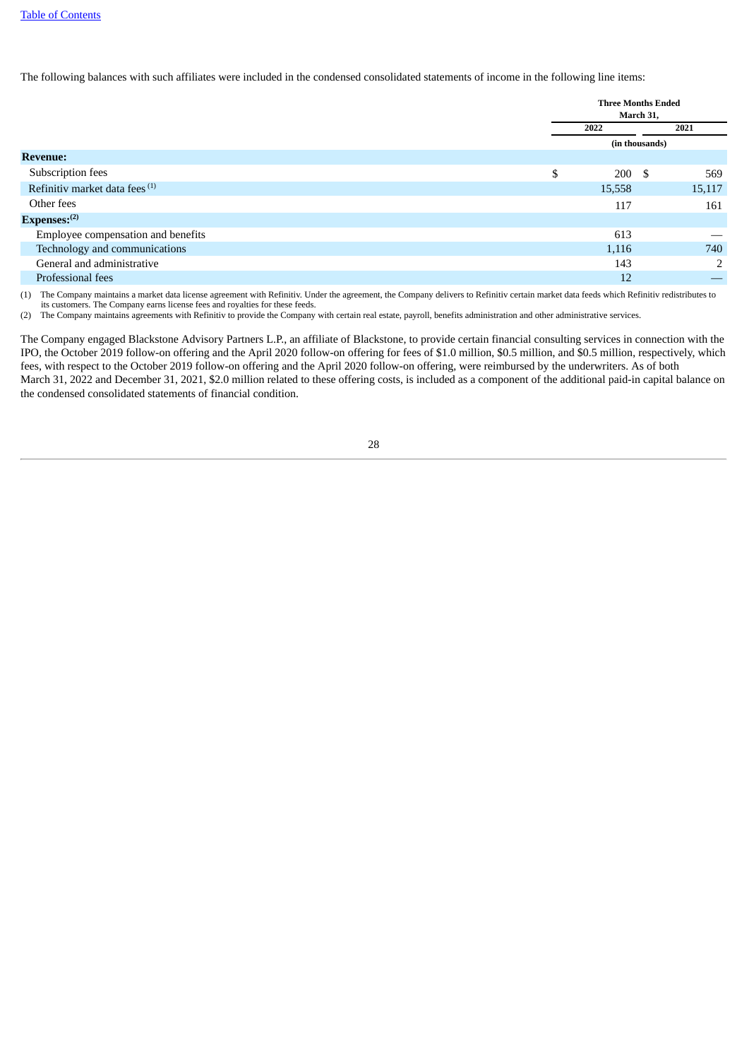The following balances with such affiliates were included in the condensed consolidated statements of income in the following line items:

| | Three Months Ended March 31, | |
|---|---|---|
| | 2022 | 2021 |
| | (in thousands) | |
| **Revenue:** | | |
| Subscription fees | $ 200 | $ 569 |
| Refinitiv market data fees [(1)] | 15,558 | 15,117 |
| Other fees | 117 | 161 |
| **Expenses:[(2)]** | | |
| Employee compensation and benefits | 613 | — |
| Technology and communications | 1,116 | 740 |
| General and administrative | 143 | 2 |
| Professional fees | 12 | — |

(1) The Company maintains a market data license agreement with Refinitiv. Under the agreement, the Company delivers to Refinitiv certain market data feeds which Refinitiv redistributes to its customers. The Company earns license fees and royalties for these feeds.

(2) The Company maintains agreements with Refinitiv to provide the Company with certain real estate, payroll, benefits administration and other administrative services.

The Company engaged Blackstone Advisory Partners L.P., an affiliate of Blackstone, to provide certain financial consulting services in connection with the IPO, the October 2019 follow-on offering and the April 2020 follow-on offering for fees of $1.0 million, $0.5 million, and $0.5 million, respectively, which fees, with respect to the October 2019 follow-on offering and the April 2020 follow-on offering, were reimbursed by the underwriters. As of both March 31, 2022 and December 31, 2021, $2.0 million related to these offering costs, is included as a component of the additional paid-in capital balance on the condensed consolidated statements of financial condition.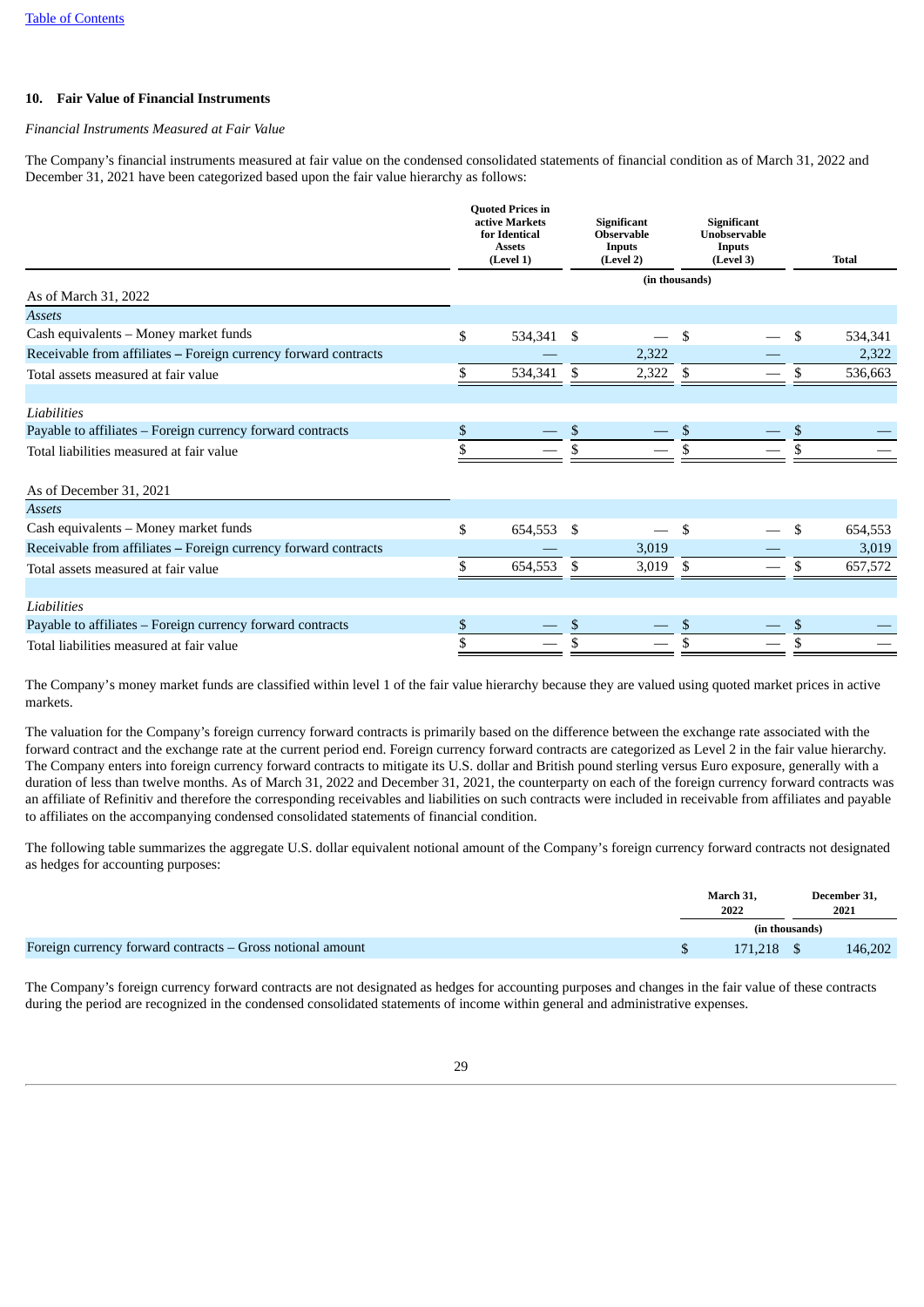## 10. Fair Value of Financial Instruments

*Financial Instruments Measured at Fair Value*

The Company's financial instruments measured at fair value on the condensed consolidated statements of financial condition as of March 31, 2022 and December 31, 2021 have been categorized based upon the fair value hierarchy as follows:

| | Quoted Prices in active Markets for Identical Assets (Level 1) | Significant Observable Inputs (Level 2) | Significant Unobservable Inputs (Level 3) | Total |
|---|---|---|---|---|
| | | (in thousands) | | |
| **As of March 31, 2022** | | | | |
| *Assets* | | | | |
| Cash equivalents – Money market funds | $ 534,341 | $ — | $ — | $ 534,341 |
| Receivable from affiliates – Foreign currency forward contracts | — | 2,322 | — | 2,322 |
| Total assets measured at fair value | $ 534,341 | $ 2,322 | $ — | $ 536,663 |
| *Liabilities* | | | | |
| Payable to affiliates – Foreign currency forward contracts | $ — | $ — | $ — | $ — |
| Total liabilities measured at fair value | $ — | $ — | $ — | $ — |
| **As of December 31, 2021** | | | | |
| *Assets* | | | | |
| Cash equivalents – Money market funds | $ 654,553 | $ — | $ — | $ 654,553 |
| Receivable from affiliates – Foreign currency forward contracts | — | 3,019 | — | 3,019 |
| Total assets measured at fair value | $ 654,553 | $ 3,019 | $ — | $ 657,572 |
| *Liabilities* | | | | |
| Payable to affiliates – Foreign currency forward contracts | $ — | $ — | $ — | $ — |
| Total liabilities measured at fair value | $ — | $ — | $ — | $ — |

The Company's money market funds are classified within level 1 of the fair value hierarchy because they are valued using quoted market prices in active markets.

The valuation for the Company's foreign currency forward contracts is primarily based on the difference between the exchange rate associated with the forward contract and the exchange rate at the current period end. Foreign currency forward contracts are categorized as Level 2 in the fair value hierarchy. The Company enters into foreign currency forward contracts to mitigate its U.S. dollar and British pound sterling versus Euro exposure, generally with a duration of less than twelve months. As of March 31, 2022 and December 31, 2021, the counterparty on each of the foreign currency forward contracts was an affiliate of Refinitiv and therefore the corresponding receivables and liabilities on such contracts were included in receivable from affiliates and payable to affiliates on the accompanying condensed consolidated statements of financial condition.

The following table summarizes the aggregate U.S. dollar equivalent notional amount of the Company's foreign currency forward contracts not designated as hedges for accounting purposes:

| | March 31, 2022 | December 31, 2021 |
|---|---|---|
| | (in thousands) | |
| Foreign currency forward contracts – Gross notional amount | $ 171,218 | $ 146,202 |

The Company's foreign currency forward contracts are not designated as hedges for accounting purposes and changes in the fair value of these contracts during the period are recognized in the condensed consolidated statements of income within general and administrative expenses.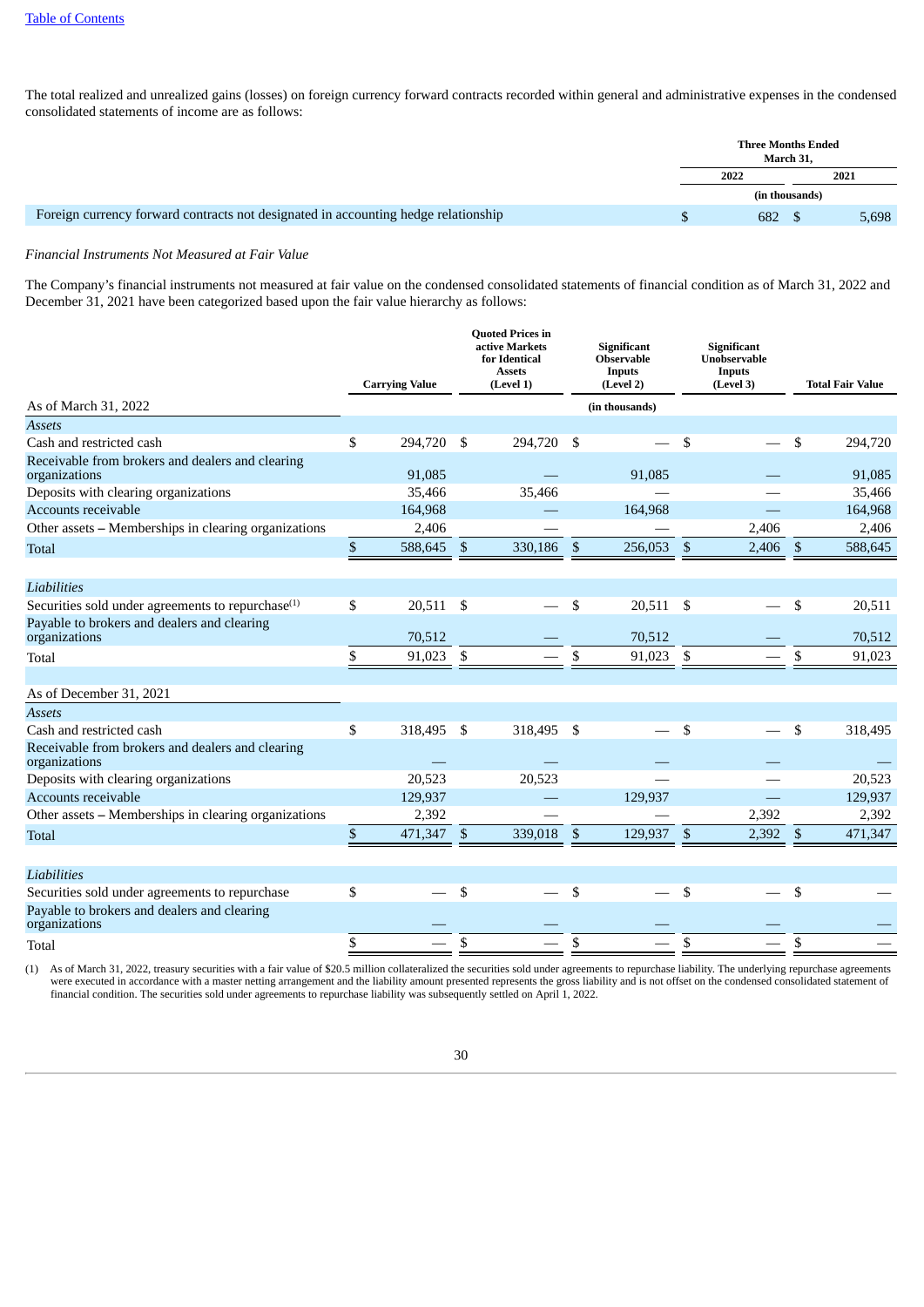[Table of Contents](#)

The total realized and unrealized gains (losses) on foreign currency forward contracts recorded within general and administrative expenses in the condensed consolidated statements of income are as follows:

| | Three Months Ended March 31, | |
|---|---|---|
| | 2022 | 2021 |
| | (in thousands) | |
| Foreign currency forward contracts not designated in accounting hedge relationship | $ 682 | $ 5,698 |

*Financial Instruments Not Measured at Fair Value*

The Company's financial instruments not measured at fair value on the condensed consolidated statements of financial condition as of March 31, 2022 and December 31, 2021 have been categorized based upon the fair value hierarchy as follows:

| | Carrying Value | Quoted Prices in active Markets for Identical Assets (Level 1) | Significant Observable Inputs (Level 2) | Significant Unobservable Inputs (Level 3) | Total Fair Value |
|---|---|---|---|---|---|
| As of March 31, 2022 | | | (in thousands) | | |
| *Assets* | | | | | |
| Cash and restricted cash | $ 294,720 | $ 294,720 | $ — | $ — | $ 294,720 |
| Receivable from brokers and dealers and clearing organizations | 91,085 | — | 91,085 | — | 91,085 |
| Deposits with clearing organizations | 35,466 | 35,466 | — | — | 35,466 |
| Accounts receivable | 164,968 | — | 164,968 | — | 164,968 |
| Other assets – Memberships in clearing organizations | 2,406 | — | — | 2,406 | 2,406 |
| Total | $ 588,645 | $ 330,186 | $ 256,053 | $ 2,406 | $ 588,645 |
| *Liabilities* | | | | | |
| Securities sold under agreements to repurchase[(1)] | $ 20,511 | $ — | $ 20,511 | $ — | $ 20,511 |
| Payable to brokers and dealers and clearing organizations | 70,512 | — | 70,512 | — | 70,512 |
| Total | $ 91,023 | $ — | $ 91,023 | $ — | $ 91,023 |
| As of December 31, 2021 | | | | | |
| *Assets* | | | | | |
| Cash and restricted cash | $ 318,495 | $ 318,495 | $ — | $ — | $ 318,495 |
| Receivable from brokers and dealers and clearing organizations | — | — | — | — | — |
| Deposits with clearing organizations | 20,523 | 20,523 | — | — | 20,523 |
| Accounts receivable | 129,937 | — | 129,937 | — | 129,937 |
| Other assets – Memberships in clearing organizations | 2,392 | — | — | 2,392 | 2,392 |
| Total | $ 471,347 | $ 339,018 | $ 129,937 | $ 2,392 | $ 471,347 |
| *Liabilities* | | | | | |
| Securities sold under agreements to repurchase | $ — | $ — | $ — | $ — | $ — |
| Payable to brokers and dealers and clearing organizations | — | — | — | — | — |
| Total | $ — | $ — | $ — | $ — | $ — |

(1) As of March 31, 2022, treasury securities with a fair value of $20.5 million collateralized the securities sold under agreements to repurchase liability. The underlying repurchase agreements were executed in accordance with a master netting arrangement and the liability amount presented represents the gross liability and is not offset on the condensed consolidated statement of financial condition. The securities sold under agreements to repurchase liability was subsequently settled on April 1, 2022.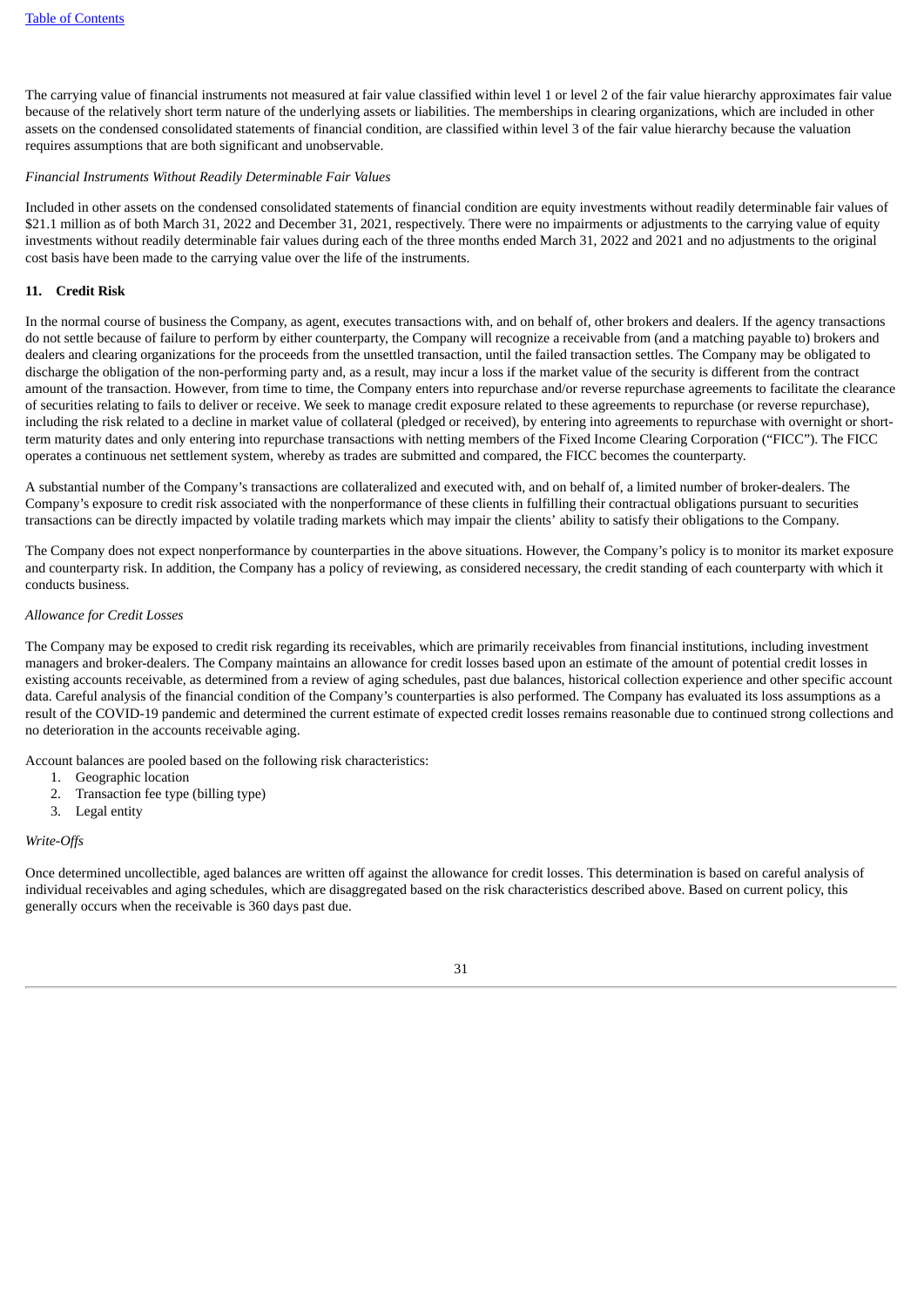The carrying value of financial instruments not measured at fair value classified within level 1 or level 2 of the fair value hierarchy approximates fair value because of the relatively short term nature of the underlying assets or liabilities. The memberships in clearing organizations, which are included in other assets on the condensed consolidated statements of financial condition, are classified within level 3 of the fair value hierarchy because the valuation requires assumptions that are both significant and unobservable.

*Financial Instruments Without Readily Determinable Fair Values*

Included in other assets on the condensed consolidated statements of financial condition are equity investments without readily determinable fair values of $21.1 million as of both March 31, 2022 and December 31, 2021, respectively. There were no impairments or adjustments to the carrying value of equity investments without readily determinable fair values during each of the three months ended March 31, 2022 and 2021 and no adjustments to the original cost basis have been made to the carrying value over the life of the instruments.

## 11. Credit Risk

In the normal course of business the Company, as agent, executes transactions with, and on behalf of, other brokers and dealers. If the agency transactions do not settle because of failure to perform by either counterparty, the Company will recognize a receivable from (and a matching payable to) brokers and dealers and clearing organizations for the proceeds from the unsettled transaction, until the failed transaction settles. The Company may be obligated to discharge the obligation of the non-performing party and, as a result, may incur a loss if the market value of the security is different from the contract amount of the transaction. However, from time to time, the Company enters into repurchase and/or reverse repurchase agreements to facilitate the clearance of securities relating to fails to deliver or receive. We seek to manage credit exposure related to these agreements to repurchase (or reverse repurchase), including the risk related to a decline in market value of collateral (pledged or received), by entering into agreements to repurchase with overnight or short-term maturity dates and only entering into repurchase transactions with netting members of the Fixed Income Clearing Corporation ("FICC"). The FICC operates a continuous net settlement system, whereby as trades are submitted and compared, the FICC becomes the counterparty.

A substantial number of the Company's transactions are collateralized and executed with, and on behalf of, a limited number of broker-dealers. The Company's exposure to credit risk associated with the nonperformance of these clients in fulfilling their contractual obligations pursuant to securities transactions can be directly impacted by volatile trading markets which may impair the clients' ability to satisfy their obligations to the Company.

The Company does not expect nonperformance by counterparties in the above situations. However, the Company's policy is to monitor its market exposure and counterparty risk. In addition, the Company has a policy of reviewing, as considered necessary, the credit standing of each counterparty with which it conducts business.

*Allowance for Credit Losses*

The Company may be exposed to credit risk regarding its receivables, which are primarily receivables from financial institutions, including investment managers and broker-dealers. The Company maintains an allowance for credit losses based upon an estimate of the amount of potential credit losses in existing accounts receivable, as determined from a review of aging schedules, past due balances, historical collection experience and other specific account data. Careful analysis of the financial condition of the Company's counterparties is also performed. The Company has evaluated its loss assumptions as a result of the COVID-19 pandemic and determined the current estimate of expected credit losses remains reasonable due to continued strong collections and no deterioration in the accounts receivable aging.

Account balances are pooled based on the following risk characteristics:

1. Geographic location
2. Transaction fee type (billing type)
3. Legal entity

*Write-Offs*

Once determined uncollectible, aged balances are written off against the allowance for credit losses. This determination is based on careful analysis of individual receivables and aging schedules, which are disaggregated based on the risk characteristics described above. Based on current policy, this generally occurs when the receivable is 360 days past due.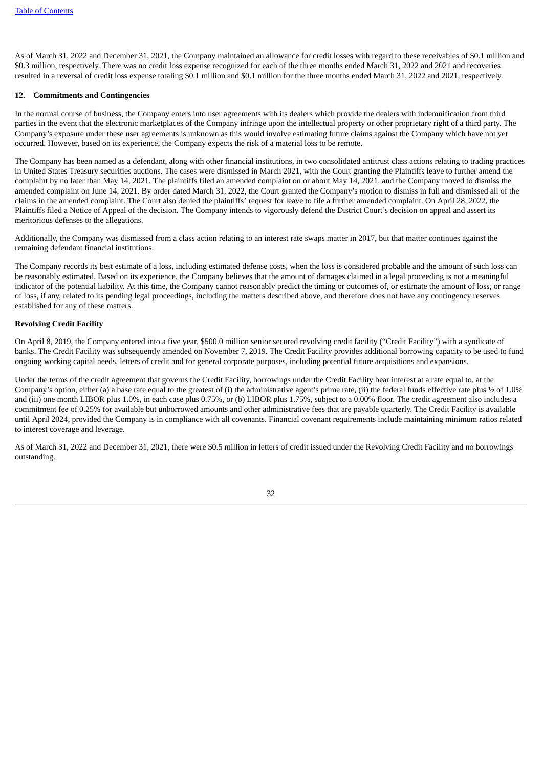As of March 31, 2022 and December 31, 2021, the Company maintained an allowance for credit losses with regard to these receivables of $0.1 million and $0.3 million, respectively. There was no credit loss expense recognized for each of the three months ended March 31, 2022 and 2021 and recoveries resulted in a reversal of credit loss expense totaling $0.1 million and $0.1 million for the three months ended March 31, 2022 and 2021, respectively.

## 12. Commitments and Contingencies

In the normal course of business, the Company enters into user agreements with its dealers which provide the dealers with indemnification from third parties in the event that the electronic marketplaces of the Company infringe upon the intellectual property or other proprietary right of a third party. The Company's exposure under these user agreements is unknown as this would involve estimating future claims against the Company which have not yet occurred. However, based on its experience, the Company expects the risk of a material loss to be remote.

The Company has been named as a defendant, along with other financial institutions, in two consolidated antitrust class actions relating to trading practices in United States Treasury securities auctions. The cases were dismissed in March 2021, with the Court granting the Plaintiffs leave to further amend the complaint by no later than May 14, 2021. The plaintiffs filed an amended complaint on or about May 14, 2021, and the Company moved to dismiss the amended complaint on June 14, 2021. By order dated March 31, 2022, the Court granted the Company's motion to dismiss in full and dismissed all of the claims in the amended complaint. The Court also denied the plaintiffs' request for leave to file a further amended complaint. On April 28, 2022, the Plaintiffs filed a Notice of Appeal of the decision. The Company intends to vigorously defend the District Court's decision on appeal and assert its meritorious defenses to the allegations.

Additionally, the Company was dismissed from a class action relating to an interest rate swaps matter in 2017, but that matter continues against the remaining defendant financial institutions.

The Company records its best estimate of a loss, including estimated defense costs, when the loss is considered probable and the amount of such loss can be reasonably estimated. Based on its experience, the Company believes that the amount of damages claimed in a legal proceeding is not a meaningful indicator of the potential liability. At this time, the Company cannot reasonably predict the timing or outcomes of, or estimate the amount of loss, or range of loss, if any, related to its pending legal proceedings, including the matters described above, and therefore does not have any contingency reserves established for any of these matters.

**Revolving Credit Facility**

On April 8, 2019, the Company entered into a five year, $500.0 million senior secured revolving credit facility ("Credit Facility") with a syndicate of banks. The Credit Facility was subsequently amended on November 7, 2019. The Credit Facility provides additional borrowing capacity to be used to fund ongoing working capital needs, letters of credit and for general corporate purposes, including potential future acquisitions and expansions.

Under the terms of the credit agreement that governs the Credit Facility, borrowings under the Credit Facility bear interest at a rate equal to, at the Company's option, either (a) a base rate equal to the greatest of (i) the administrative agent's prime rate, (ii) the federal funds effective rate plus ½ of 1.0% and (iii) one month LIBOR plus 1.0%, in each case plus 0.75%, or (b) LIBOR plus 1.75%, subject to a 0.00% floor. The credit agreement also includes a commitment fee of 0.25% for available but unborrowed amounts and other administrative fees that are payable quarterly. The Credit Facility is available until April 2024, provided the Company is in compliance with all covenants. Financial covenant requirements include maintaining minimum ratios related to interest coverage and leverage.

As of March 31, 2022 and December 31, 2021, there were $0.5 million in letters of credit issued under the Revolving Credit Facility and no borrowings outstanding.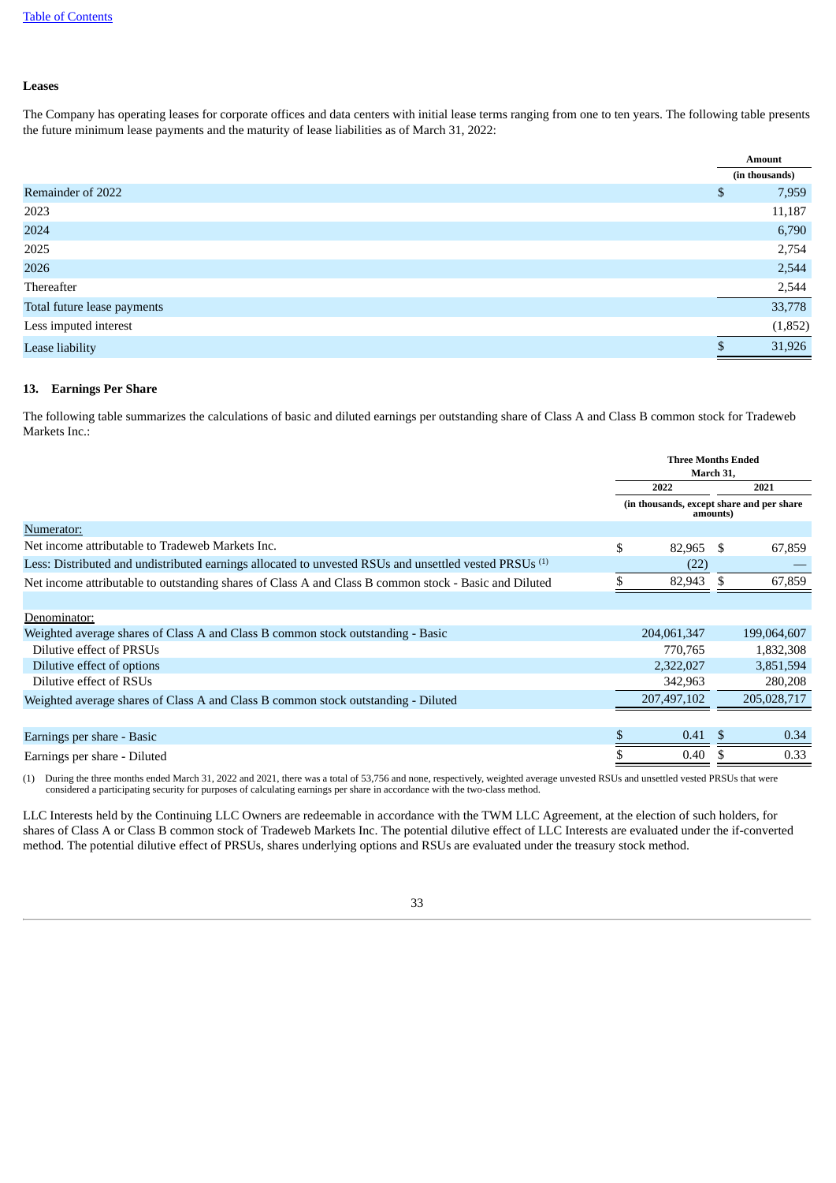### Leases

The Company has operating leases for corporate offices and data centers with initial lease terms ranging from one to ten years. The following table presents the future minimum lease payments and the maturity of lease liabilities as of March 31, 2022:

| | Amount |
|---|---|
| | (in thousands) |
| Remainder of 2022 | $ 7,959 |
| 2023 | 11,187 |
| 2024 | 6,790 |
| 2025 | 2,754 |
| 2026 | 2,544 |
| Thereafter | 2,544 |
| Total future lease payments | 33,778 |
| Less imputed interest | (1,852) |
| Lease liability | $ 31,926 |

## 13. Earnings Per Share

The following table summarizes the calculations of basic and diluted earnings per outstanding share of Class A and Class B common stock for Tradeweb Markets Inc.:

| | Three Months Ended March 31, | |
|---|---|---|
| | 2022 | 2021 |
| | (in thousands, except share and per share amounts) | |
| Numerator: | | |
| Net income attributable to Tradeweb Markets Inc. | $ 82,965 | $ 67,859 |
| Less: Distributed and undistributed earnings allocated to unvested RSUs and unsettled vested PRSUs [1] | (22) | — |
| Net income attributable to outstanding shares of Class A and Class B common stock - Basic and Diluted | $ 82,943 | $ 67,859 |
| | | |
| Denominator: | | |
| Weighted average shares of Class A and Class B common stock outstanding - Basic | 204,061,347 | 199,064,607 |
| Dilutive effect of PRSUs | 770,765 | 1,832,308 |
| Dilutive effect of options | 2,322,027 | 3,851,594 |
| Dilutive effect of RSUs | 342,963 | 280,208 |
| Weighted average shares of Class A and Class B common stock outstanding - Diluted | 207,497,102 | 205,028,717 |
| | | |
| Earnings per share - Basic | $ 0.41 | $ 0.34 |
| Earnings per share - Diluted | $ 0.40 | $ 0.33 |

(1) During the three months ended March 31, 2022 and 2021, there was a total of 53,756 and none, respectively, weighted average unvested RSUs and unsettled vested PRSUs that were considered a participating security for purposes of calculating earnings per share in accordance with the two-class method.

LLC Interests held by the Continuing LLC Owners are redeemable in accordance with the TWM LLC Agreement, at the election of such holders, for shares of Class A or Class B common stock of Tradeweb Markets Inc. The potential dilutive effect of LLC Interests are evaluated under the if-converted method. The potential dilutive effect of PRSUs, shares underlying options and RSUs are evaluated under the treasury stock method.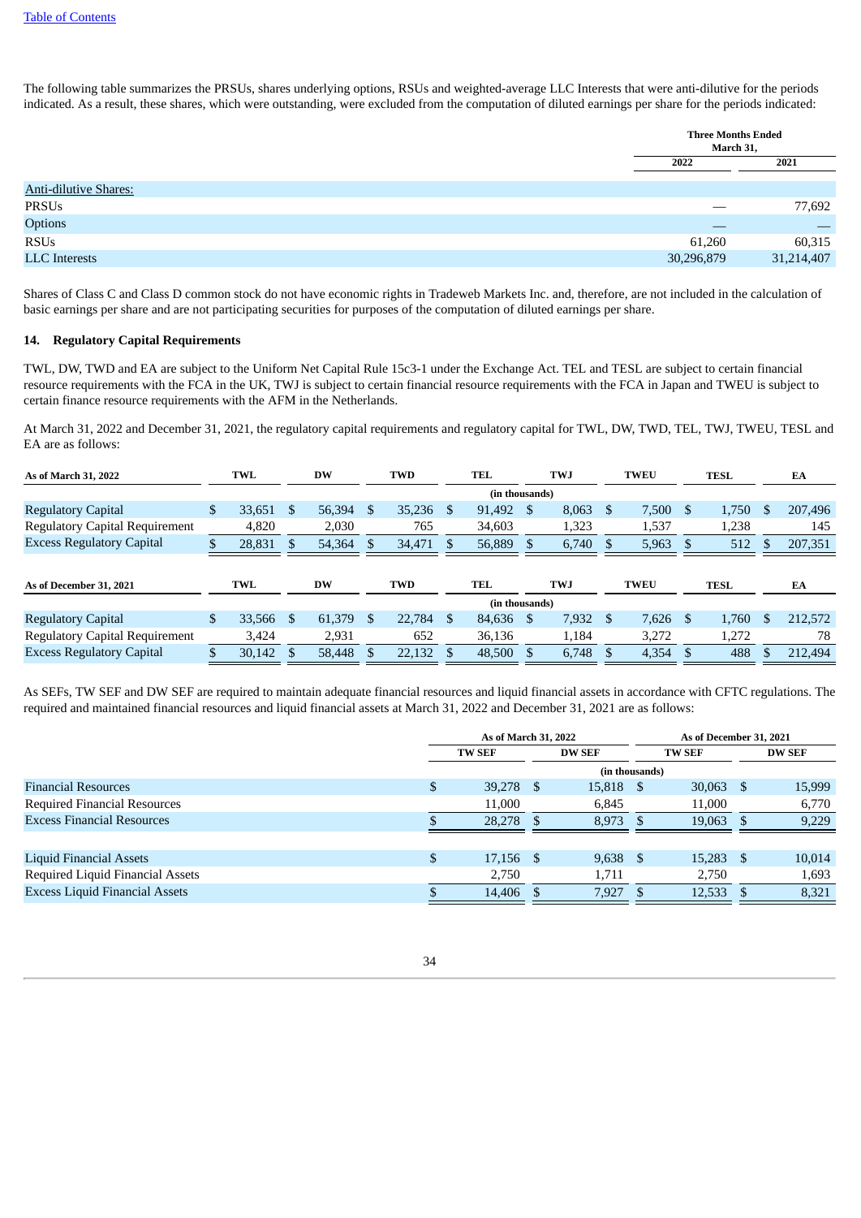[Table of Contents](#)

The following table summarizes the PRSUs, shares underlying options, RSUs and weighted-average LLC Interests that were anti-dilutive for the periods indicated. As a result, these shares, which were outstanding, were excluded from the computation of diluted earnings per share for the periods indicated:

| | Three Months Ended March 31, | |
|---|---|---|
| | 2022 | 2021 |
| Anti-dilutive Shares: | | |
| PRSUs | — | 77,692 |
| Options | — | — |
| RSUs | 61,260 | 60,315 |
| LLC Interests | 30,296,879 | 31,214,407 |

Shares of Class C and Class D common stock do not have economic rights in Tradeweb Markets Inc. and, therefore, are not included in the calculation of basic earnings per share and are not participating securities for purposes of the computation of diluted earnings per share.

## 14. Regulatory Capital Requirements

TWL, DW, TWD and EA are subject to the Uniform Net Capital Rule 15c3-1 under the Exchange Act. TEL and TESL are subject to certain financial resource requirements with the FCA in the UK, TWJ is subject to certain financial resource requirements with the FCA in Japan and TWEU is subject to certain finance resource requirements with the AFM in the Netherlands.

At March 31, 2022 and December 31, 2021, the regulatory capital requirements and regulatory capital for TWL, DW, TWD, TEL, TWJ, TWEU, TESL and EA are as follows:

| As of March 31, 2022 | TWL | DW | TWD | TEL | TWJ | TWEU | TESL | EA |
|---|---|---|---|---|---|---|---|---|
| | | | | (in thousands) | | | | |
| Regulatory Capital | $ 33,651 | $ 56,394 | $ 35,236 | $ 91,492 | $ 8,063 | $ 7,500 | $ 1,750 | $ 207,496 |
| Regulatory Capital Requirement | 4,820 | 2,030 | 765 | 34,603 | 1,323 | 1,537 | 1,238 | 145 |
| Excess Regulatory Capital | $ 28,831 | $ 54,364 | $ 34,471 | $ 56,889 | $ 6,740 | $ 5,963 | $ 512 | $ 207,351 |

| As of December 31, 2021 | TWL | DW | TWD | TEL | TWJ | TWEU | TESL | EA |
|---|---|---|---|---|---|---|---|---|
| | | | | (in thousands) | | | | |
| Regulatory Capital | $ 33,566 | $ 61,379 | $ 22,784 | $ 84,636 | $ 7,932 | $ 7,626 | $ 1,760 | $ 212,572 |
| Regulatory Capital Requirement | 3,424 | 2,931 | 652 | 36,136 | 1,184 | 3,272 | 1,272 | 78 |
| Excess Regulatory Capital | $ 30,142 | $ 58,448 | $ 22,132 | $ 48,500 | $ 6,748 | $ 4,354 | $ 488 | $ 212,494 |

As SEFs, TW SEF and DW SEF are required to maintain adequate financial resources and liquid financial assets in accordance with CFTC regulations. The required and maintained financial resources and liquid financial assets at March 31, 2022 and December 31, 2021 are as follows:

| | As of March 31, 2022 | | As of December 31, 2021 | |
|---|---|---|---|---|
| | TW SEF | DW SEF | TW SEF | DW SEF |
| | | (in thousands) | | |
| Financial Resources | $ 39,278 | $ 15,818 | $ 30,063 | $ 15,999 |
| Required Financial Resources | 11,000 | 6,845 | 11,000 | 6,770 |
| Excess Financial Resources | $ 28,278 | $ 8,973 | $ 19,063 | $ 9,229 |
| | | | | |
| Liquid Financial Assets | $ 17,156 | $ 9,638 | $ 15,283 | $ 10,014 |
| Required Liquid Financial Assets | 2,750 | 1,711 | 2,750 | 1,693 |
| Excess Liquid Financial Assets | $ 14,406 | $ 7,927 | $ 12,533 | $ 8,321 |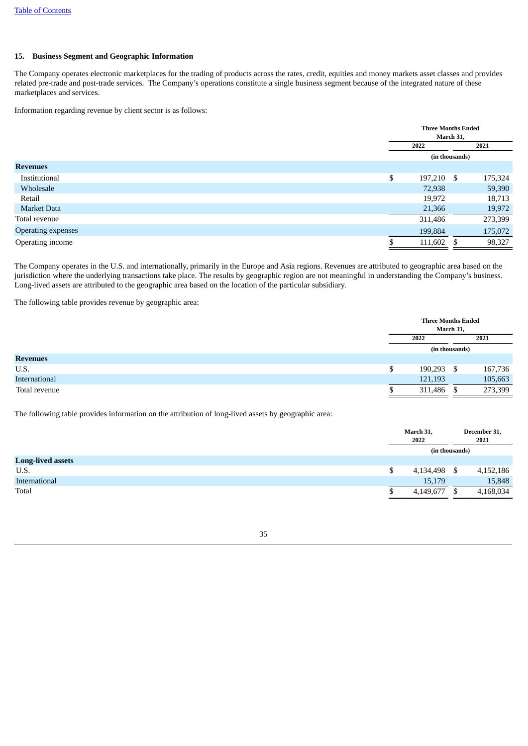### 15. Business Segment and Geographic Information

The Company operates electronic marketplaces for the trading of products across the rates, credit, equities and money markets asset classes and provides related pre-trade and post-trade services. The Company's operations constitute a single business segment because of the integrated nature of these marketplaces and services.

Information regarding revenue by client sector is as follows:

| | Three Months Ended March 31, | |
|---|---|---|
| | 2022 | 2021 |
| | (in thousands) | |
| **Revenues** | | |
| Institutional | $ 197,210 | $ 175,324 |
| Wholesale | 72,938 | 59,390 |
| Retail | 19,972 | 18,713 |
| Market Data | 21,366 | 19,972 |
| Total revenue | 311,486 | 273,399 |
| Operating expenses | 199,884 | 175,072 |
| Operating income | $ 111,602 | $ 98,327 |

The Company operates in the U.S. and internationally, primarily in the Europe and Asia regions. Revenues are attributed to geographic area based on the jurisdiction where the underlying transactions take place. The results by geographic region are not meaningful in understanding the Company's business. Long-lived assets are attributed to the geographic area based on the location of the particular subsidiary.

The following table provides revenue by geographic area:

| | Three Months Ended March 31, | |
|---|---|---|
| | 2022 | 2021 |
| | (in thousands) | |
| **Revenues** | | |
| U.S. | $ 190,293 | $ 167,736 |
| International | 121,193 | 105,663 |
| Total revenue | $ 311,486 | $ 273,399 |

The following table provides information on the attribution of long-lived assets by geographic area:

| | March 31, 2022 | December 31, 2021 |
|---|---|---|
| | (in thousands) | |
| **Long-lived assets** | | |
| U.S. | $ 4,134,498 | $ 4,152,186 |
| International | 15,179 | 15,848 |
| Total | $ 4,149,677 | $ 4,168,034 |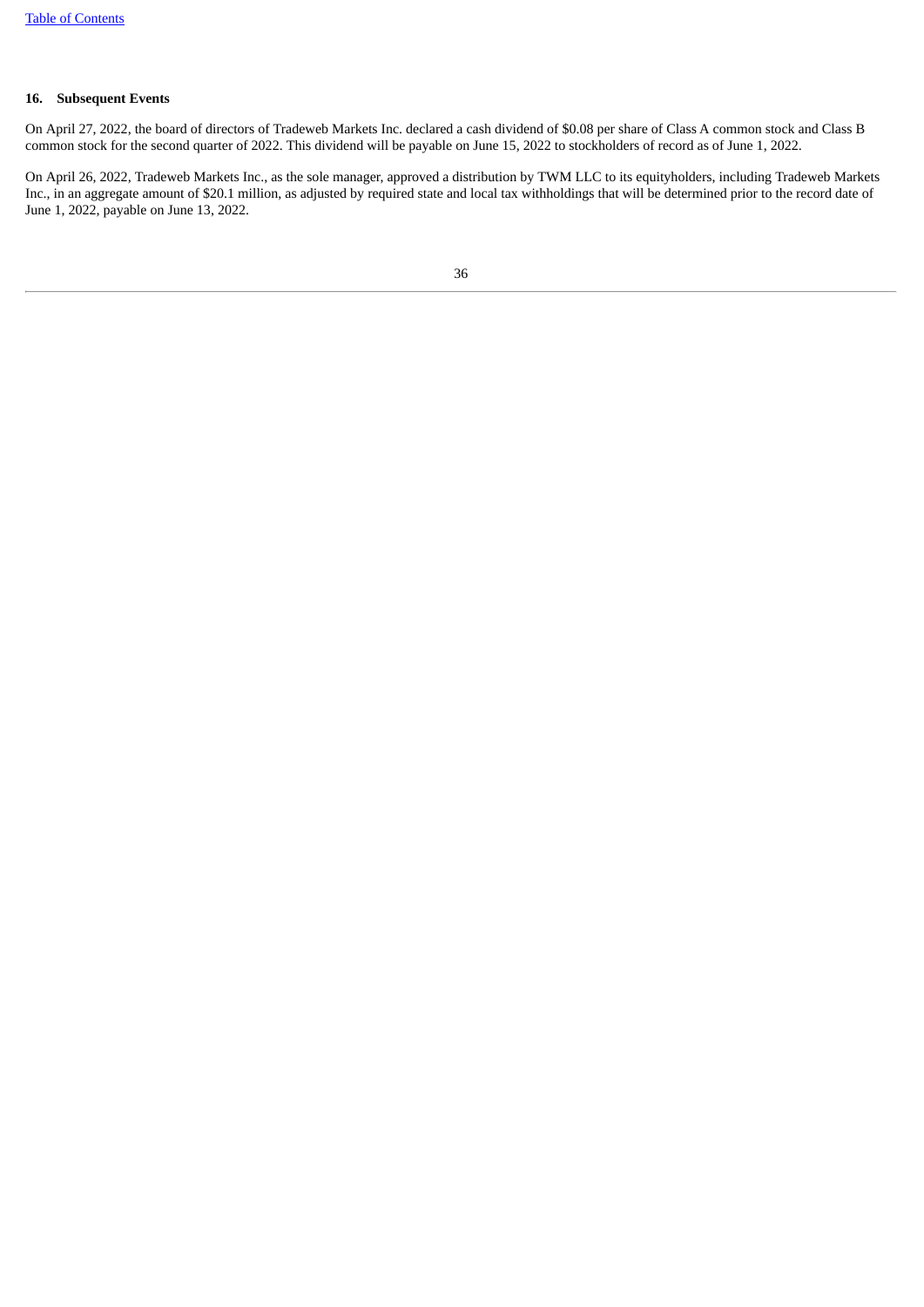## 16. Subsequent Events

On April 27, 2022, the board of directors of Tradeweb Markets Inc. declared a cash dividend of $0.08 per share of Class A common stock and Class B common stock for the second quarter of 2022. This dividend will be payable on June 15, 2022 to stockholders of record as of June 1, 2022.

On April 26, 2022, Tradeweb Markets Inc., as the sole manager, approved a distribution by TWM LLC to its equityholders, including Tradeweb Markets Inc., in an aggregate amount of $20.1 million, as adjusted by required state and local tax withholdings that will be determined prior to the record date of June 1, 2022, payable on June 13, 2022.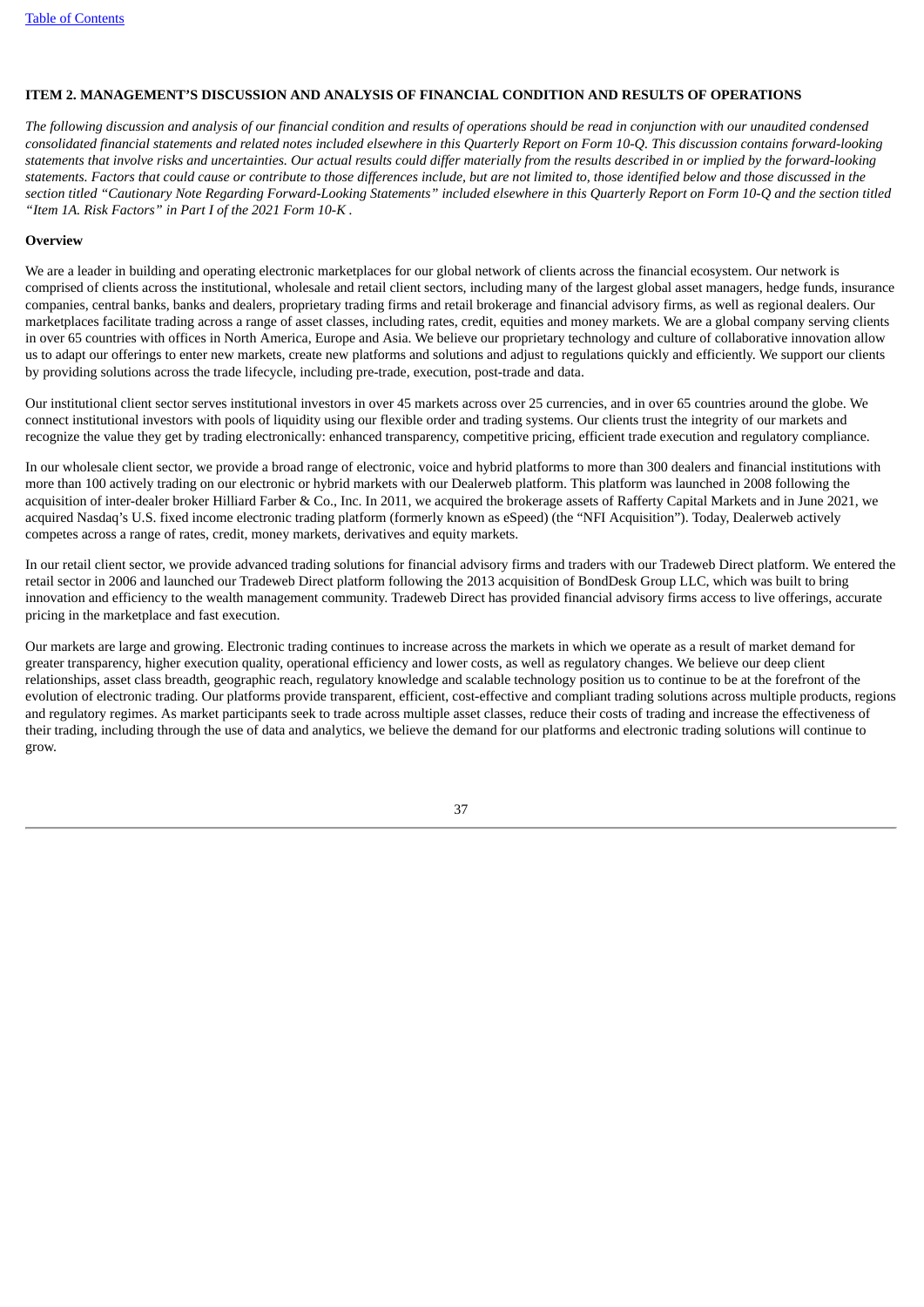### ITEM 2. MANAGEMENT'S DISCUSSION AND ANALYSIS OF FINANCIAL CONDITION AND RESULTS OF OPERATIONS

*The following discussion and analysis of our financial condition and results of operations should be read in conjunction with our unaudited condensed consolidated financial statements and related notes included elsewhere in this Quarterly Report on Form 10-Q. This discussion contains forward-looking statements that involve risks and uncertainties. Our actual results could differ materially from the results described in or implied by the forward-looking statements. Factors that could cause or contribute to those differences include, but are not limited to, those identified below and those discussed in the section titled "Cautionary Note Regarding Forward-Looking Statements" included elsewhere in this Quarterly Report on Form 10-Q and the section titled "Item 1A. Risk Factors" in Part I of the 2021 Form 10-K .*

**Overview**

We are a leader in building and operating electronic marketplaces for our global network of clients across the financial ecosystem. Our network is comprised of clients across the institutional, wholesale and retail client sectors, including many of the largest global asset managers, hedge funds, insurance companies, central banks, banks and dealers, proprietary trading firms and retail brokerage and financial advisory firms, as well as regional dealers. Our marketplaces facilitate trading across a range of asset classes, including rates, credit, equities and money markets. We are a global company serving clients in over 65 countries with offices in North America, Europe and Asia. We believe our proprietary technology and culture of collaborative innovation allow us to adapt our offerings to enter new markets, create new platforms and solutions and adjust to regulations quickly and efficiently. We support our clients by providing solutions across the trade lifecycle, including pre-trade, execution, post-trade and data.

Our institutional client sector serves institutional investors in over 45 markets across over 25 currencies, and in over 65 countries around the globe. We connect institutional investors with pools of liquidity using our flexible order and trading systems. Our clients trust the integrity of our markets and recognize the value they get by trading electronically: enhanced transparency, competitive pricing, efficient trade execution and regulatory compliance.

In our wholesale client sector, we provide a broad range of electronic, voice and hybrid platforms to more than 300 dealers and financial institutions with more than 100 actively trading on our electronic or hybrid markets with our Dealerweb platform. This platform was launched in 2008 following the acquisition of inter-dealer broker Hilliard Farber & Co., Inc. In 2011, we acquired the brokerage assets of Rafferty Capital Markets and in June 2021, we acquired Nasdaq's U.S. fixed income electronic trading platform (formerly known as eSpeed) (the "NFI Acquisition"). Today, Dealerweb actively competes across a range of rates, credit, money markets, derivatives and equity markets.

In our retail client sector, we provide advanced trading solutions for financial advisory firms and traders with our Tradeweb Direct platform. We entered the retail sector in 2006 and launched our Tradeweb Direct platform following the 2013 acquisition of BondDesk Group LLC, which was built to bring innovation and efficiency to the wealth management community. Tradeweb Direct has provided financial advisory firms access to live offerings, accurate pricing in the marketplace and fast execution.

Our markets are large and growing. Electronic trading continues to increase across the markets in which we operate as a result of market demand for greater transparency, higher execution quality, operational efficiency and lower costs, as well as regulatory changes. We believe our deep client relationships, asset class breadth, geographic reach, regulatory knowledge and scalable technology position us to continue to be at the forefront of the evolution of electronic trading. Our platforms provide transparent, efficient, cost-effective and compliant trading solutions across multiple products, regions and regulatory regimes. As market participants seek to trade across multiple asset classes, reduce their costs of trading and increase the effectiveness of their trading, including through the use of data and analytics, we believe the demand for our platforms and electronic trading solutions will continue to grow.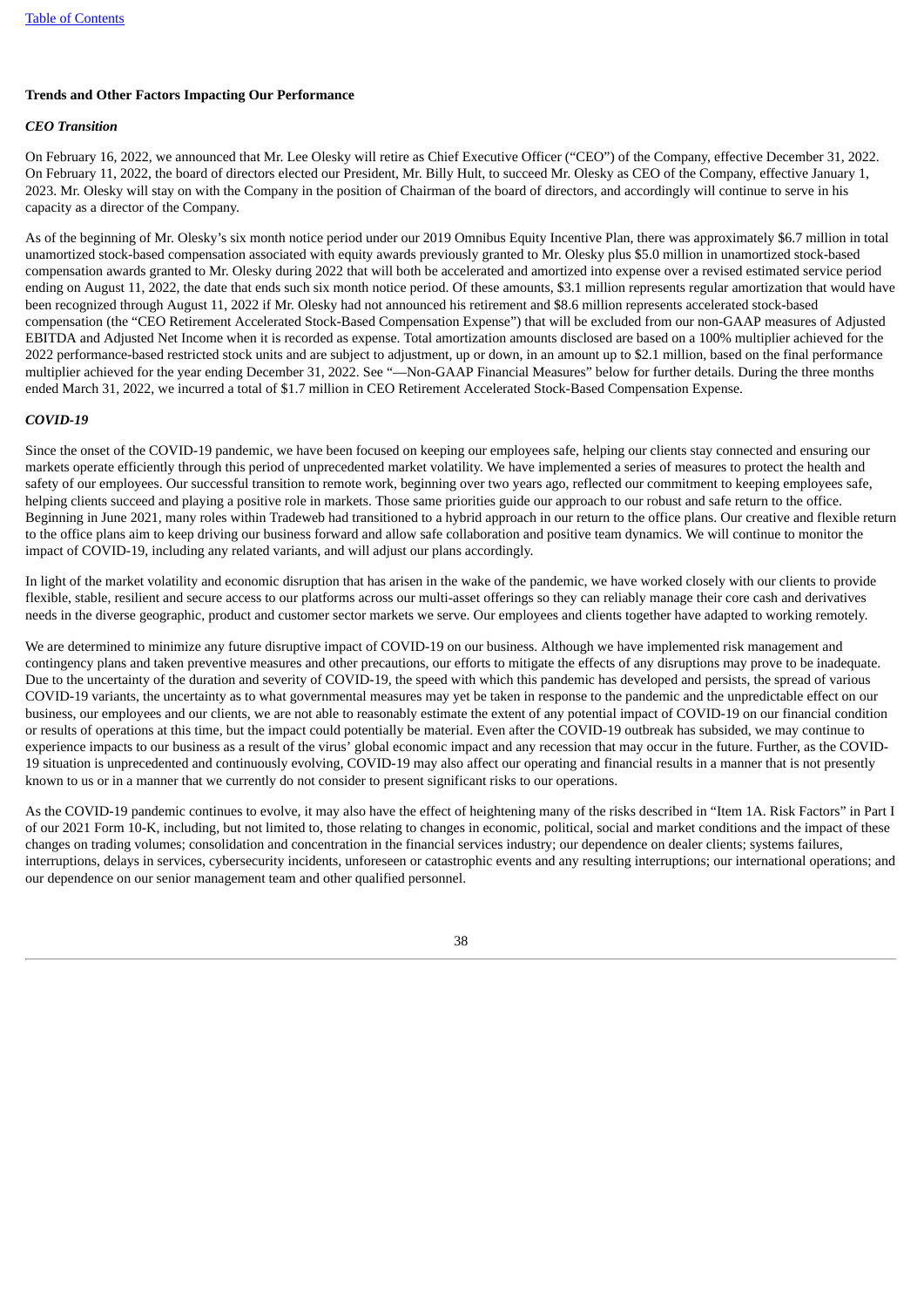### Trends and Other Factors Impacting Our Performance

#### *CEO Transition*

On February 16, 2022, we announced that Mr. Lee Olesky will retire as Chief Executive Officer ("CEO") of the Company, effective December 31, 2022. On February 11, 2022, the board of directors elected our President, Mr. Billy Hult, to succeed Mr. Olesky as CEO of the Company, effective January 1, 2023. Mr. Olesky will stay on with the Company in the position of Chairman of the board of directors, and accordingly will continue to serve in his capacity as a director of the Company.

As of the beginning of Mr. Olesky's six month notice period under our 2019 Omnibus Equity Incentive Plan, there was approximately $6.7 million in total unamortized stock-based compensation associated with equity awards previously granted to Mr. Olesky plus $5.0 million in unamortized stock-based compensation awards granted to Mr. Olesky during 2022 that will both be accelerated and amortized into expense over a revised estimated service period ending on August 11, 2022, the date that ends such six month notice period. Of these amounts, $3.1 million represents regular amortization that would have been recognized through August 11, 2022 if Mr. Olesky had not announced his retirement and $8.6 million represents accelerated stock-based compensation (the "CEO Retirement Accelerated Stock-Based Compensation Expense") that will be excluded from our non-GAAP measures of Adjusted EBITDA and Adjusted Net Income when it is recorded as expense. Total amortization amounts disclosed are based on a 100% multiplier achieved for the 2022 performance-based restricted stock units and are subject to adjustment, up or down, in an amount up to $2.1 million, based on the final performance multiplier achieved for the year ending December 31, 2022. See "—Non-GAAP Financial Measures" below for further details. During the three months ended March 31, 2022, we incurred a total of $1.7 million in CEO Retirement Accelerated Stock-Based Compensation Expense.

#### *COVID-19*

Since the onset of the COVID-19 pandemic, we have been focused on keeping our employees safe, helping our clients stay connected and ensuring our markets operate efficiently through this period of unprecedented market volatility. We have implemented a series of measures to protect the health and safety of our employees. Our successful transition to remote work, beginning over two years ago, reflected our commitment to keeping employees safe, helping clients succeed and playing a positive role in markets. Those same priorities guide our approach to our robust and safe return to the office. Beginning in June 2021, many roles within Tradeweb had transitioned to a hybrid approach in our return to the office plans. Our creative and flexible return to the office plans aim to keep driving our business forward and allow safe collaboration and positive team dynamics. We will continue to monitor the impact of COVID-19, including any related variants, and will adjust our plans accordingly.

In light of the market volatility and economic disruption that has arisen in the wake of the pandemic, we have worked closely with our clients to provide flexible, stable, resilient and secure access to our platforms across our multi-asset offerings so they can reliably manage their core cash and derivatives needs in the diverse geographic, product and customer sector markets we serve. Our employees and clients together have adapted to working remotely.

We are determined to minimize any future disruptive impact of COVID-19 on our business. Although we have implemented risk management and contingency plans and taken preventive measures and other precautions, our efforts to mitigate the effects of any disruptions may prove to be inadequate. Due to the uncertainty of the duration and severity of COVID-19, the speed with which this pandemic has developed and persists, the spread of various COVID-19 variants, the uncertainty as to what governmental measures may yet be taken in response to the pandemic and the unpredictable effect on our business, our employees and our clients, we are not able to reasonably estimate the extent of any potential impact of COVID-19 on our financial condition or results of operations at this time, but the impact could potentially be material. Even after the COVID-19 outbreak has subsided, we may continue to experience impacts to our business as a result of the virus' global economic impact and any recession that may occur in the future. Further, as the COVID-19 situation is unprecedented and continuously evolving, COVID-19 may also affect our operating and financial results in a manner that is not presently known to us or in a manner that we currently do not consider to present significant risks to our operations.

As the COVID-19 pandemic continues to evolve, it may also have the effect of heightening many of the risks described in "Item 1A. Risk Factors" in Part I of our 2021 Form 10-K, including, but not limited to, those relating to changes in economic, political, social and market conditions and the impact of these changes on trading volumes; consolidation and concentration in the financial services industry; our dependence on dealer clients; systems failures, interruptions, delays in services, cybersecurity incidents, unforeseen or catastrophic events and any resulting interruptions; our international operations; and our dependence on our senior management team and other qualified personnel.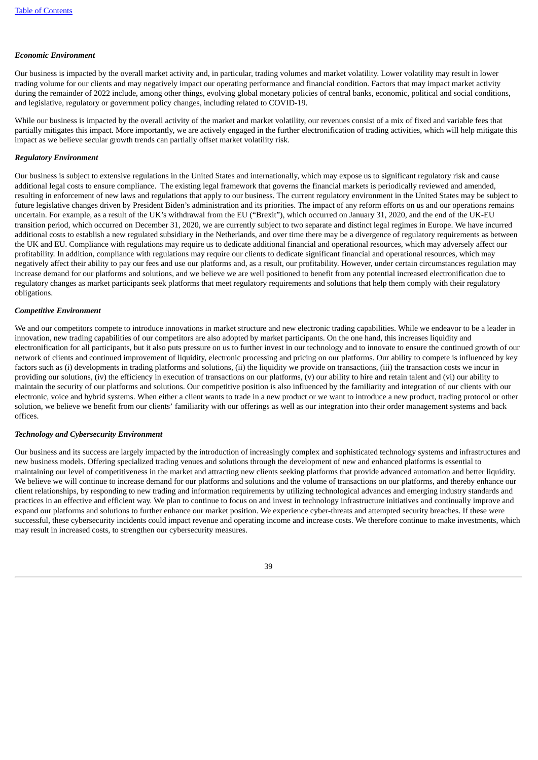***Economic Environment***

Our business is impacted by the overall market activity and, in particular, trading volumes and market volatility. Lower volatility may result in lower trading volume for our clients and may negatively impact our operating performance and financial condition. Factors that may impact market activity during the remainder of 2022 include, among other things, evolving global monetary policies of central banks, economic, political and social conditions, and legislative, regulatory or government policy changes, including related to COVID-19.

While our business is impacted by the overall activity of the market and market volatility, our revenues consist of a mix of fixed and variable fees that partially mitigates this impact. More importantly, we are actively engaged in the further electronification of trading activities, which will help mitigate this impact as we believe secular growth trends can partially offset market volatility risk.

***Regulatory Environment***

Our business is subject to extensive regulations in the United States and internationally, which may expose us to significant regulatory risk and cause additional legal costs to ensure compliance. The existing legal framework that governs the financial markets is periodically reviewed and amended, resulting in enforcement of new laws and regulations that apply to our business. The current regulatory environment in the United States may be subject to future legislative changes driven by President Biden's administration and its priorities. The impact of any reform efforts on us and our operations remains uncertain. For example, as a result of the UK's withdrawal from the EU ("Brexit"), which occurred on January 31, 2020, and the end of the UK-EU transition period, which occurred on December 31, 2020, we are currently subject to two separate and distinct legal regimes in Europe. We have incurred additional costs to establish a new regulated subsidiary in the Netherlands, and over time there may be a divergence of regulatory requirements as between the UK and EU. Compliance with regulations may require us to dedicate additional financial and operational resources, which may adversely affect our profitability. In addition, compliance with regulations may require our clients to dedicate significant financial and operational resources, which may negatively affect their ability to pay our fees and use our platforms and, as a result, our profitability. However, under certain circumstances regulation may increase demand for our platforms and solutions, and we believe we are well positioned to benefit from any potential increased electronification due to regulatory changes as market participants seek platforms that meet regulatory requirements and solutions that help them comply with their regulatory obligations.

***Competitive Environment***

We and our competitors compete to introduce innovations in market structure and new electronic trading capabilities. While we endeavor to be a leader in innovation, new trading capabilities of our competitors are also adopted by market participants. On the one hand, this increases liquidity and electronification for all participants, but it also puts pressure on us to further invest in our technology and to innovate to ensure the continued growth of our network of clients and continued improvement of liquidity, electronic processing and pricing on our platforms. Our ability to compete is influenced by key factors such as (i) developments in trading platforms and solutions, (ii) the liquidity we provide on transactions, (iii) the transaction costs we incur in providing our solutions, (iv) the efficiency in execution of transactions on our platforms, (v) our ability to hire and retain talent and (vi) our ability to maintain the security of our platforms and solutions. Our competitive position is also influenced by the familiarity and integration of our clients with our electronic, voice and hybrid systems. When either a client wants to trade in a new product or we want to introduce a new product, trading protocol or other solution, we believe we benefit from our clients' familiarity with our offerings as well as our integration into their order management systems and back offices.

***Technology and Cybersecurity Environment***

Our business and its success are largely impacted by the introduction of increasingly complex and sophisticated technology systems and infrastructures and new business models. Offering specialized trading venues and solutions through the development of new and enhanced platforms is essential to maintaining our level of competitiveness in the market and attracting new clients seeking platforms that provide advanced automation and better liquidity. We believe we will continue to increase demand for our platforms and solutions and the volume of transactions on our platforms, and thereby enhance our client relationships, by responding to new trading and information requirements by utilizing technological advances and emerging industry standards and practices in an effective and efficient way. We plan to continue to focus on and invest in technology infrastructure initiatives and continually improve and expand our platforms and solutions to further enhance our market position. We experience cyber-threats and attempted security breaches. If these were successful, these cybersecurity incidents could impact revenue and operating income and increase costs. We therefore continue to make investments, which may result in increased costs, to strengthen our cybersecurity measures.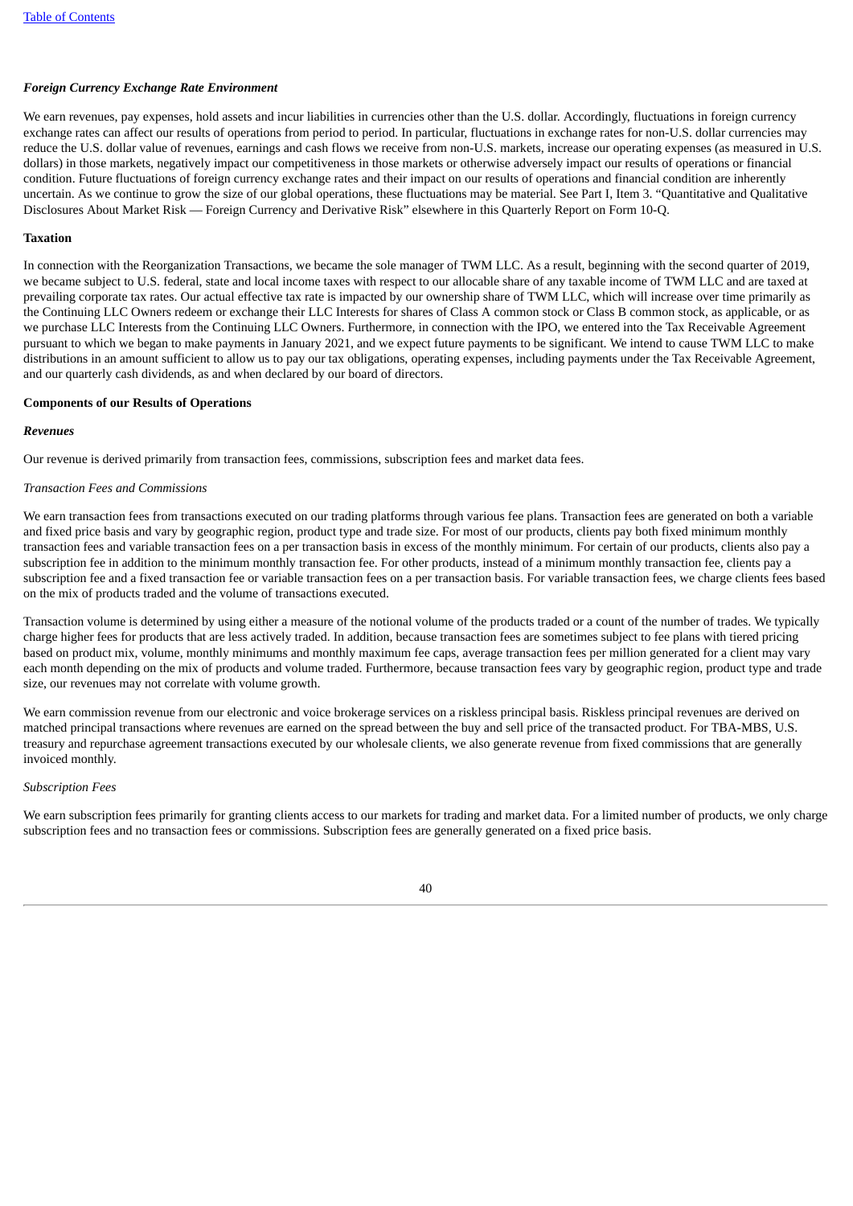### *Foreign Currency Exchange Rate Environment*

We earn revenues, pay expenses, hold assets and incur liabilities in currencies other than the U.S. dollar. Accordingly, fluctuations in foreign currency exchange rates can affect our results of operations from period to period. In particular, fluctuations in exchange rates for non-U.S. dollar currencies may reduce the U.S. dollar value of revenues, earnings and cash flows we receive from non-U.S. markets, increase our operating expenses (as measured in U.S. dollars) in those markets, negatively impact our competitiveness in those markets or otherwise adversely impact our results of operations or financial condition. Future fluctuations of foreign currency exchange rates and their impact on our results of operations and financial condition are inherently uncertain. As we continue to grow the size of our global operations, these fluctuations may be material. See Part I, Item 3. "Quantitative and Qualitative Disclosures About Market Risk — Foreign Currency and Derivative Risk" elsewhere in this Quarterly Report on Form 10-Q.

## Taxation

In connection with the Reorganization Transactions, we became the sole manager of TWM LLC. As a result, beginning with the second quarter of 2019, we became subject to U.S. federal, state and local income taxes with respect to our allocable share of any taxable income of TWM LLC and are taxed at prevailing corporate tax rates. Our actual effective tax rate is impacted by our ownership share of TWM LLC, which will increase over time primarily as the Continuing LLC Owners redeem or exchange their LLC Interests for shares of Class A common stock or Class B common stock, as applicable, or as we purchase LLC Interests from the Continuing LLC Owners. Furthermore, in connection with the IPO, we entered into the Tax Receivable Agreement pursuant to which we began to make payments in January 2021, and we expect future payments to be significant. We intend to cause TWM LLC to make distributions in an amount sufficient to allow us to pay our tax obligations, operating expenses, including payments under the Tax Receivable Agreement, and our quarterly cash dividends, as and when declared by our board of directors.

## Components of our Results of Operations

### *Revenues*

Our revenue is derived primarily from transaction fees, commissions, subscription fees and market data fees.

#### *Transaction Fees and Commissions*

We earn transaction fees from transactions executed on our trading platforms through various fee plans. Transaction fees are generated on both a variable and fixed price basis and vary by geographic region, product type and trade size. For most of our products, clients pay both fixed minimum monthly transaction fees and variable transaction fees on a per transaction basis in excess of the monthly minimum. For certain of our products, clients also pay a subscription fee in addition to the minimum monthly transaction fee. For other products, instead of a minimum monthly transaction fee, clients pay a subscription fee and a fixed transaction fee or variable transaction fees on a per transaction basis. For variable transaction fees, we charge clients fees based on the mix of products traded and the volume of transactions executed.

Transaction volume is determined by using either a measure of the notional volume of the products traded or a count of the number of trades. We typically charge higher fees for products that are less actively traded. In addition, because transaction fees are sometimes subject to fee plans with tiered pricing based on product mix, volume, monthly minimums and monthly maximum fee caps, average transaction fees per million generated for a client may vary each month depending on the mix of products and volume traded. Furthermore, because transaction fees vary by geographic region, product type and trade size, our revenues may not correlate with volume growth.

We earn commission revenue from our electronic and voice brokerage services on a riskless principal basis. Riskless principal revenues are derived on matched principal transactions where revenues are earned on the spread between the buy and sell price of the transacted product. For TBA-MBS, U.S. treasury and repurchase agreement transactions executed by our wholesale clients, we also generate revenue from fixed commissions that are generally invoiced monthly.

#### *Subscription Fees*

We earn subscription fees primarily for granting clients access to our markets for trading and market data. For a limited number of products, we only charge subscription fees and no transaction fees or commissions. Subscription fees are generally generated on a fixed price basis.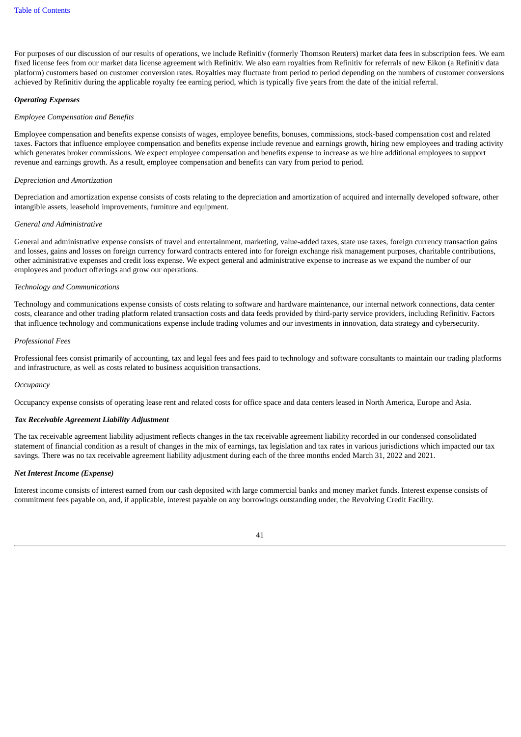For purposes of our discussion of our results of operations, we include Refinitiv (formerly Thomson Reuters) market data fees in subscription fees. We earn fixed license fees from our market data license agreement with Refinitiv. We also earn royalties from Refinitiv for referrals of new Eikon (a Refinitiv data platform) customers based on customer conversion rates. Royalties may fluctuate from period to period depending on the numbers of customer conversions achieved by Refinitiv during the applicable royalty fee earning period, which is typically five years from the date of the initial referral.

***Operating Expenses***

*Employee Compensation and Benefits*

Employee compensation and benefits expense consists of wages, employee benefits, bonuses, commissions, stock-based compensation cost and related taxes. Factors that influence employee compensation and benefits expense include revenue and earnings growth, hiring new employees and trading activity which generates broker commissions. We expect employee compensation and benefits expense to increase as we hire additional employees to support revenue and earnings growth. As a result, employee compensation and benefits can vary from period to period.

*Depreciation and Amortization*

Depreciation and amortization expense consists of costs relating to the depreciation and amortization of acquired and internally developed software, other intangible assets, leasehold improvements, furniture and equipment.

*General and Administrative*

General and administrative expense consists of travel and entertainment, marketing, value-added taxes, state use taxes, foreign currency transaction gains and losses, gains and losses on foreign currency forward contracts entered into for foreign exchange risk management purposes, charitable contributions, other administrative expenses and credit loss expense. We expect general and administrative expense to increase as we expand the number of our employees and product offerings and grow our operations.

*Technology and Communications*

Technology and communications expense consists of costs relating to software and hardware maintenance, our internal network connections, data center costs, clearance and other trading platform related transaction costs and data feeds provided by third-party service providers, including Refinitiv. Factors that influence technology and communications expense include trading volumes and our investments in innovation, data strategy and cybersecurity.

*Professional Fees*

Professional fees consist primarily of accounting, tax and legal fees and fees paid to technology and software consultants to maintain our trading platforms and infrastructure, as well as costs related to business acquisition transactions.

*Occupancy*

Occupancy expense consists of operating lease rent and related costs for office space and data centers leased in North America, Europe and Asia.

***Tax Receivable Agreement Liability Adjustment***

The tax receivable agreement liability adjustment reflects changes in the tax receivable agreement liability recorded in our condensed consolidated statement of financial condition as a result of changes in the mix of earnings, tax legislation and tax rates in various jurisdictions which impacted our tax savings. There was no tax receivable agreement liability adjustment during each of the three months ended March 31, 2022 and 2021.

***Net Interest Income (Expense)***

Interest income consists of interest earned from our cash deposited with large commercial banks and money market funds. Interest expense consists of commitment fees payable on, and, if applicable, interest payable on any borrowings outstanding under, the Revolving Credit Facility.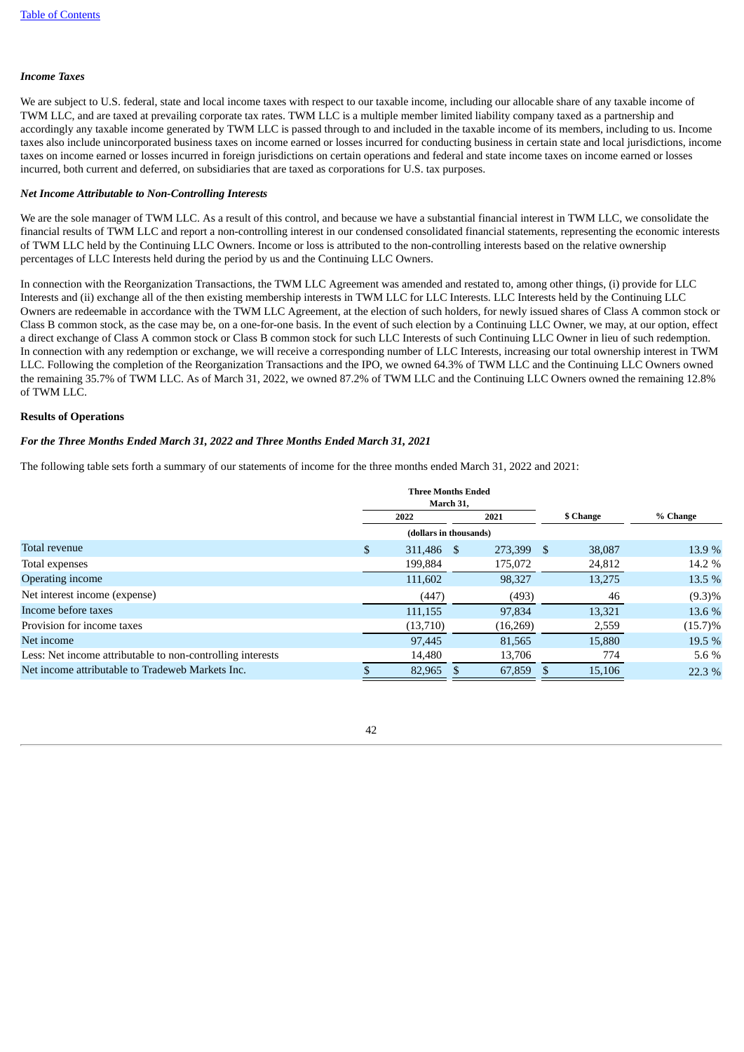Table of Contents

***Income Taxes***

We are subject to U.S. federal, state and local income taxes with respect to our taxable income, including our allocable share of any taxable income of TWM LLC, and are taxed at prevailing corporate tax rates. TWM LLC is a multiple member limited liability company taxed as a partnership and accordingly any taxable income generated by TWM LLC is passed through to and included in the taxable income of its members, including to us. Income taxes also include unincorporated business taxes on income earned or losses incurred for conducting business in certain state and local jurisdictions, income taxes on income earned or losses incurred in foreign jurisdictions on certain operations and federal and state income taxes on income earned or losses incurred, both current and deferred, on subsidiaries that are taxed as corporations for U.S. tax purposes.

***Net Income Attributable to Non-Controlling Interests***

We are the sole manager of TWM LLC. As a result of this control, and because we have a substantial financial interest in TWM LLC, we consolidate the financial results of TWM LLC and report a non-controlling interest in our condensed consolidated financial statements, representing the economic interests of TWM LLC held by the Continuing LLC Owners. Income or loss is attributed to the non-controlling interests based on the relative ownership percentages of LLC Interests held during the period by us and the Continuing LLC Owners.

In connection with the Reorganization Transactions, the TWM LLC Agreement was amended and restated to, among other things, (i) provide for LLC Interests and (ii) exchange all of the then existing membership interests in TWM LLC for LLC Interests. LLC Interests held by the Continuing LLC Owners are redeemable in accordance with the TWM LLC Agreement, at the election of such holders, for newly issued shares of Class A common stock or Class B common stock, as the case may be, on a one-for-one basis. In the event of such election by a Continuing LLC Owner, we may, at our option, effect a direct exchange of Class A common stock or Class B common stock for such LLC Interests of such Continuing LLC Owner in lieu of such redemption. In connection with any redemption or exchange, we will receive a corresponding number of LLC Interests, increasing our total ownership interest in TWM LLC. Following the completion of the Reorganization Transactions and the IPO, we owned 64.3% of TWM LLC and the Continuing LLC Owners owned the remaining 35.7% of TWM LLC. As of March 31, 2022, we owned 87.2% of TWM LLC and the Continuing LLC Owners owned the remaining 12.8% of TWM LLC.

**Results of Operations**

***For the Three Months Ended March 31, 2022 and Three Months Ended March 31, 2021***

The following table sets forth a summary of our statements of income for the three months ended March 31, 2022 and 2021:

| | Three Months Ended March 31, | | | |
|---|---|---|---|---|
| | 2022 | 2021 | $ Change | % Change |
| | (dollars in thousands) | | | |
| Total revenue | $ 311,486 | $ 273,399 | $ 38,087 | 13.9 % |
| Total expenses | 199,884 | 175,072 | 24,812 | 14.2 % |
| Operating income | 111,602 | 98,327 | 13,275 | 13.5 % |
| Net interest income (expense) | (447) | (493) | 46 | (9.3)% |
| Income before taxes | 111,155 | 97,834 | 13,321 | 13.6 % |
| Provision for income taxes | (13,710) | (16,269) | 2,559 | (15.7)% |
| Net income | 97,445 | 81,565 | 15,880 | 19.5 % |
| Less: Net income attributable to non-controlling interests | 14,480 | 13,706 | 774 | 5.6 % |
| Net income attributable to Tradeweb Markets Inc. | $ 82,965 | $ 67,859 | $ 15,106 | 22.3 % |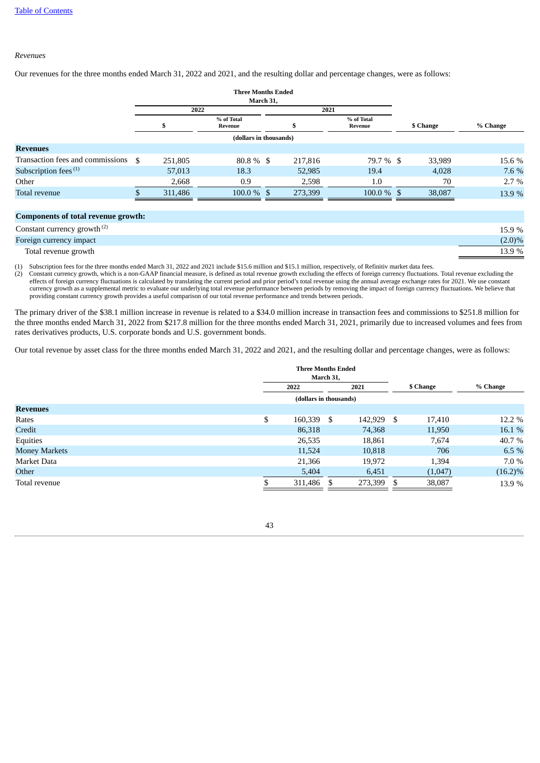[Table of Contents](#)

*Revenues*

Our revenues for the three months ended March 31, 2022 and 2021, and the resulting dollar and percentage changes, were as follows:

| | Three Months Ended March 31, | | | | | |
|---|---|---|---|---|---|---|
| | 2022 | | 2021 | | | |
| | $ | % of Total Revenue | $ | % of Total Revenue | $ Change | % Change |
| | (dollars in thousands) | | | | | |
| **Revenues** | | | | | | |
| Transaction fees and commissions | $ 251,805 | 80.8 % | $ 217,816 | 79.7 % | $ 33,989 | 15.6 % |
| Subscription fees [(1)] | 57,013 | 18.3 | 52,985 | 19.4 | 4,028 | 7.6 % |
| Other | 2,668 | 0.9 | 2,598 | 1.0 | 70 | 2.7 % |
| Total revenue | $ 311,486 | 100.0 % | $ 273,399 | 100.0 % | $ 38,087 | 13.9 % |

| **Components of total revenue growth:** | |
|---|---|
| Constant currency growth [(2)] | 15.9 % |
| Foreign currency impact | (2.0)% |
| Total revenue growth | 13.9 % |

(1) Subscription fees for the three months ended March 31, 2022 and 2021 include $15.6 million and $15.1 million, respectively, of Refinitiv market data fees.

(2) Constant currency growth, which is a non-GAAP financial measure, is defined as total revenue growth excluding the effects of foreign currency fluctuations. Total revenue excluding the effects of foreign currency fluctuations is calculated by translating the current period and prior period's total revenue using the annual average exchange rates for 2021. We use constant currency growth as a supplemental metric to evaluate our underlying total revenue performance between periods by removing the impact of foreign currency fluctuations. We believe that providing constant currency growth provides a useful comparison of our total revenue performance and trends between periods.

The primary driver of the $38.1 million increase in revenue is related to a $34.0 million increase in transaction fees and commissions to $251.8 million for the three months ended March 31, 2022 from $217.8 million for the three months ended March 31, 2021, primarily due to increased volumes and fees from rates derivatives products, U.S. corporate bonds and U.S. government bonds.

Our total revenue by asset class for the three months ended March 31, 2022 and 2021, and the resulting dollar and percentage changes, were as follows:

| | Three Months Ended March 31, | | | |
|---|---|---|---|---|
| | 2022 | 2021 | $ Change | % Change |
| | (dollars in thousands) | | | |
| **Revenues** | | | | |
| Rates | $ 160,339 | $ 142,929 | $ 17,410 | 12.2 % |
| Credit | 86,318 | 74,368 | 11,950 | 16.1 % |
| Equities | 26,535 | 18,861 | 7,674 | 40.7 % |
| Money Markets | 11,524 | 10,818 | 706 | 6.5 % |
| Market Data | 21,366 | 19,972 | 1,394 | 7.0 % |
| Other | 5,404 | 6,451 | (1,047) | (16.2)% |
| Total revenue | $ 311,486 | $ 273,399 | $ 38,087 | 13.9 % |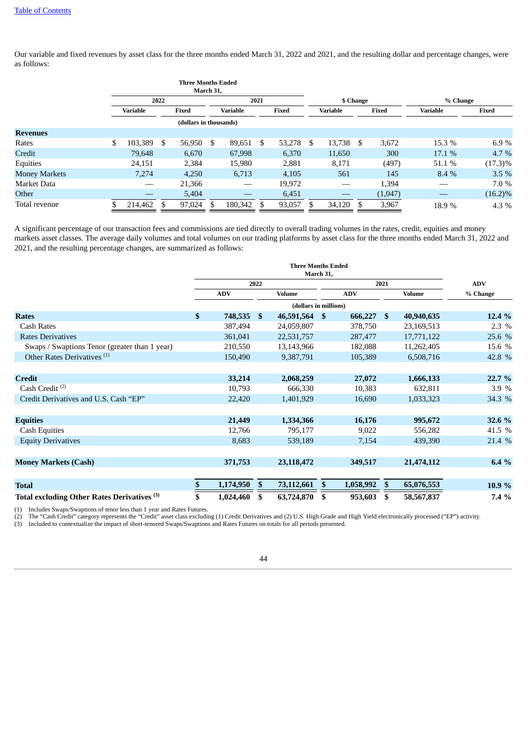[Table of Contents](#)

Our variable and fixed revenues by asset class for the three months ended March 31, 2022 and 2021, and the resulting dollar and percentage changes, were as follows:

| | Three Months Ended March 31, | | | | $ Change | | % Change | |
|---|---|---|---|---|---|---|---|---|
| | 2022 | | 2021 | | | | | |
| | Variable | Fixed | Variable | Fixed | Variable | Fixed | Variable | Fixed |
| | (dollars in thousands) | | | | | | | |
| **Revenues** | | | | | | | | |
| Rates | $ 103,389 | $ 56,950 | $ 89,651 | $ 53,278 | $ 13,738 | $ 3,672 | 15.3 % | 6.9 % |
| Credit | 79,648 | 6,670 | 67,998 | 6,370 | 11,650 | 300 | 17.1 % | 4.7 % |
| Equities | 24,151 | 2,384 | 15,980 | 2,881 | 8,171 | (497) | 51.1 % | (17.3)% |
| Money Markets | 7,274 | 4,250 | 6,713 | 4,105 | 561 | 145 | 8.4 % | 3.5 % |
| Market Data | — | 21,366 | — | 19,972 | — | 1,394 | — | 7.0 % |
| Other | — | 5,404 | — | 6,451 | — | (1,047) | — | (16.2)% |
| Total revenue | $ 214,462 | $ 97,024 | $ 180,342 | $ 93,057 | $ 34,120 | $ 3,967 | 18.9 % | 4.3 % |

A significant percentage of our transaction fees and commissions are tied directly to overall trading volumes in the rates, credit, equities and money markets asset classes. The average daily volumes and total volumes on our trading platforms by asset class for the three months ended March 31, 2022 and 2021, and the resulting percentage changes, are summarized as follows:

| | Three Months Ended March 31, | | | | |
|---|---|---|---|---|---|
| | 2022 | | 2021 | | ADV |
| | ADV | Volume | ADV | Volume | % Change |
| | (dollars in millions) | | | | |
| **Rates** | **$ 748,535** | **$ 46,591,564** | **$ 666,227** | **$ 40,940,635** | **12.4 %** |
| Cash Rates | 387,494 | 24,059,807 | 378,750 | 23,169,513 | 2.3 % |
| Rates Derivatives | 361,041 | 22,531,757 | 287,477 | 17,771,122 | 25.6 % |
| Swaps / Swaptions Tenor (greater than 1 year) | 210,550 | 13,143,966 | 182,088 | 11,262,405 | 15.6 % |
| Other Rates Derivatives [1] | 150,490 | 9,387,791 | 105,389 | 6,508,716 | 42.8 % |
| | | | | | |
| **Credit** | **33,214** | **2,068,259** | **27,072** | **1,666,133** | **22.7 %** |
| Cash Credit [2] | 10,793 | 666,330 | 10,383 | 632,811 | 3.9 % |
| Credit Derivatives and U.S. Cash "EP" | 22,420 | 1,401,929 | 16,690 | 1,033,323 | 34.3 % |
| | | | | | |
| **Equities** | **21,449** | **1,334,366** | **16,176** | **995,672** | **32.6 %** |
| Cash Equities | 12,766 | 795,177 | 9,022 | 556,282 | 41.5 % |
| Equity Derivatives | 8,683 | 539,189 | 7,154 | 439,390 | 21.4 % |
| | | | | | |
| **Money Markets (Cash)** | **371,753** | **23,118,472** | **349,517** | **21,474,112** | **6.4 %** |
| | | | | | |
| **Total** | **$ 1,174,950** | **$ 73,112,661** | **$ 1,058,992** | **$ 65,076,553** | **10.9 %** |
| **Total excluding Other Rates Derivatives [3]** | **$ 1,024,460** | **$ 63,724,870** | **$ 953,603** | **$ 58,567,837** | **7.4 %** |

(1) Includes Swaps/Swaptions of tenor less than 1 year and Rates Futures.
(2) The "Cash Credit" category represents the "Credit" asset class excluding (1) Credit Derivatives and (2) U.S. High Grade and High Yield electronically processed ("EP") activity.
(3) Included to contextualize the impact of short-tenored Swaps/Swaptions and Rates Futures on totals for all periods presented.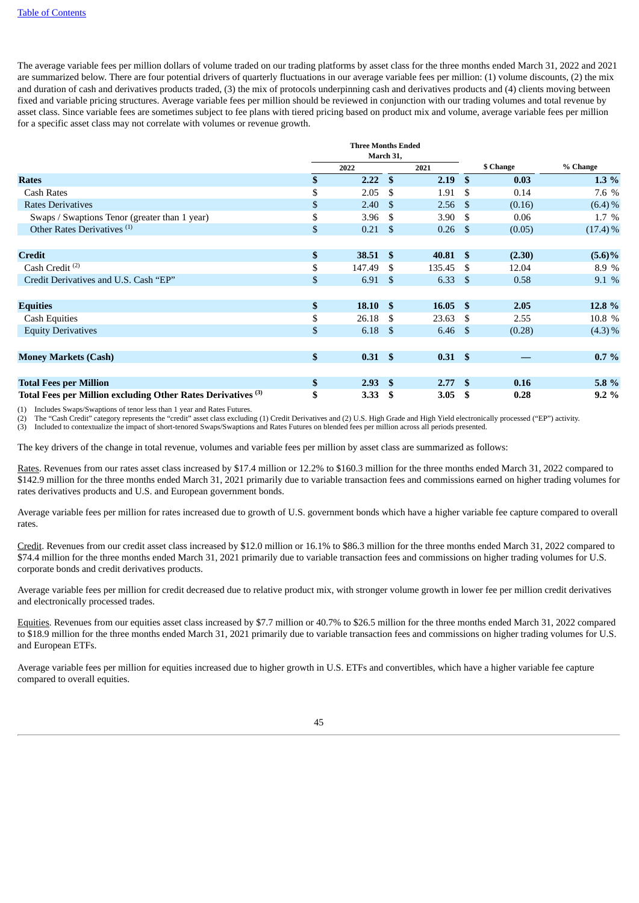The average variable fees per million dollars of volume traded on our trading platforms by asset class for the three months ended March 31, 2022 and 2021 are summarized below. There are four potential drivers of quarterly fluctuations in our average variable fees per million: (1) volume discounts, (2) the mix and duration of cash and derivatives products traded, (3) the mix of protocols underpinning cash and derivatives products and (4) clients moving between fixed and variable pricing structures. Average variable fees per million should be reviewed in conjunction with our trading volumes and total revenue by asset class. Since variable fees are sometimes subject to fee plans with tiered pricing based on product mix and volume, average variable fees per million for a specific asset class may not correlate with volumes or revenue growth.

| | Three Months Ended March 31, | | | |
|---|---|---|---|---|
| | 2022 | 2021 | $ Change | % Change |
| **Rates** | **$ 2.22** | **$ 2.19** | **$ 0.03** | **1.3 %** |
| Cash Rates | $ 2.05 | $ 1.91 | $ 0.14 | 7.6 % |
| Rates Derivatives | $ 2.40 | $ 2.56 | $ (0.16) | (6.4) % |
| Swaps / Swaptions Tenor (greater than 1 year) | $ 3.96 | $ 3.90 | $ 0.06 | 1.7 % |
| Other Rates Derivatives [1] | $ 0.21 | $ 0.26 | $ (0.05) | (17.4) % |
| | | | | |
| **Credit** | **$ 38.51** | **$ 40.81** | **$ (2.30)** | **(5.6)%** |
| Cash Credit [2] | $ 147.49 | $ 135.45 | $ 12.04 | 8.9 % |
| Credit Derivatives and U.S. Cash "EP" | $ 6.91 | $ 6.33 | $ 0.58 | 9.1 % |
| | | | | |
| **Equities** | **$ 18.10** | **$ 16.05** | **$ 2.05** | **12.8 %** |
| Cash Equities | $ 26.18 | $ 23.63 | $ 2.55 | 10.8 % |
| Equity Derivatives | $ 6.18 | $ 6.46 | $ (0.28) | (4.3) % |
| | | | | |
| **Money Markets (Cash)** | **$ 0.31** | **$ 0.31** | **$ —** | **0.7 %** |
| | | | | |
| **Total Fees per Million** | **$ 2.93** | **$ 2.77** | **$ 0.16** | **5.8 %** |
| **Total Fees per Million excluding Other Rates Derivatives [3]** | **$ 3.33** | **$ 3.05** | **$ 0.28** | **9.2 %** |

(1) Includes Swaps/Swaptions of tenor less than 1 year and Rates Futures.
(2) The "Cash Credit" category represents the "credit" asset class excluding (1) Credit Derivatives and (2) U.S. High Grade and High Yield electronically processed ("EP") activity.
(3) Included to contextualize the impact of short-tenored Swaps/Swaptions and Rates Futures on blended fees per million across all periods presented.

The key drivers of the change in total revenue, volumes and variable fees per million by asset class are summarized as follows:

Rates. Revenues from our rates asset class increased by $17.4 million or 12.2% to $160.3 million for the three months ended March 31, 2022 compared to $142.9 million for the three months ended March 31, 2021 primarily due to variable transaction fees and commissions earned on higher trading volumes for rates derivatives products and U.S. and European government bonds.

Average variable fees per million for rates increased due to growth of U.S. government bonds which have a higher variable fee capture compared to overall rates.

Credit. Revenues from our credit asset class increased by $12.0 million or 16.1% to $86.3 million for the three months ended March 31, 2022 compared to $74.4 million for the three months ended March 31, 2021 primarily due to variable transaction fees and commissions on higher trading volumes for U.S. corporate bonds and credit derivatives products.

Average variable fees per million for credit decreased due to relative product mix, with stronger volume growth in lower fee per million credit derivatives and electronically processed trades.

Equities. Revenues from our equities asset class increased by $7.7 million or 40.7% to $26.5 million for the three months ended March 31, 2022 compared to $18.9 million for the three months ended March 31, 2021 primarily due to variable transaction fees and commissions on higher trading volumes for U.S. and European ETFs.

Average variable fees per million for equities increased due to higher growth in U.S. ETFs and convertibles, which have a higher variable fee capture compared to overall equities.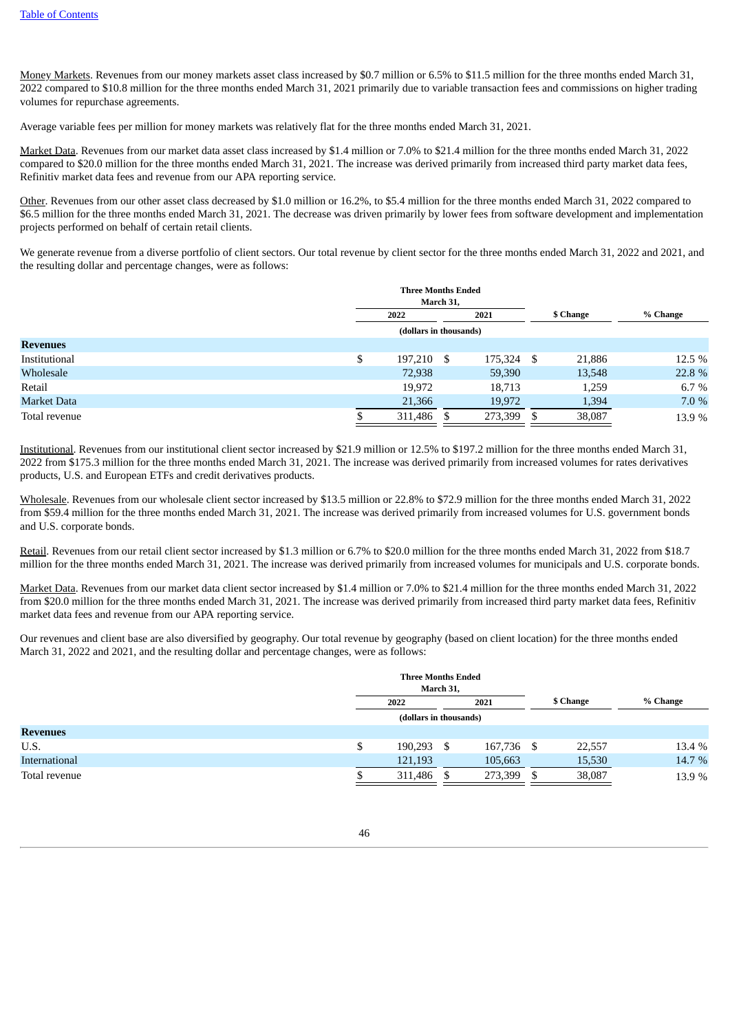Money Markets. Revenues from our money markets asset class increased by $0.7 million or 6.5% to $11.5 million for the three months ended March 31, 2022 compared to $10.8 million for the three months ended March 31, 2021 primarily due to variable transaction fees and commissions on higher trading volumes for repurchase agreements.

Average variable fees per million for money markets was relatively flat for the three months ended March 31, 2021.

Market Data. Revenues from our market data asset class increased by $1.4 million or 7.0% to $21.4 million for the three months ended March 31, 2022 compared to $20.0 million for the three months ended March 31, 2021. The increase was derived primarily from increased third party market data fees, Refinitiv market data fees and revenue from our APA reporting service.

Other. Revenues from our other asset class decreased by $1.0 million or 16.2%, to $5.4 million for the three months ended March 31, 2022 compared to $6.5 million for the three months ended March 31, 2021. The decrease was driven primarily by lower fees from software development and implementation projects performed on behalf of certain retail clients.

We generate revenue from a diverse portfolio of client sectors. Our total revenue by client sector for the three months ended March 31, 2022 and 2021, and the resulting dollar and percentage changes, were as follows:

| | Three Months Ended March 31, | | | |
|---|---|---|---|---|
| | 2022 | 2021 | $ Change | % Change |
| | (dollars in thousands) | | | |
| **Revenues** | | | | |
| Institutional | $ 197,210 | $ 175,324 | $ 21,886 | 12.5 % |
| Wholesale | 72,938 | 59,390 | 13,548 | 22.8 % |
| Retail | 19,972 | 18,713 | 1,259 | 6.7 % |
| Market Data | 21,366 | 19,972 | 1,394 | 7.0 % |
| Total revenue | $ 311,486 | $ 273,399 | $ 38,087 | 13.9 % |

Institutional. Revenues from our institutional client sector increased by $21.9 million or 12.5% to $197.2 million for the three months ended March 31, 2022 from $175.3 million for the three months ended March 31, 2021. The increase was derived primarily from increased volumes for rates derivatives products, U.S. and European ETFs and credit derivatives products.

Wholesale. Revenues from our wholesale client sector increased by $13.5 million or 22.8% to $72.9 million for the three months ended March 31, 2022 from $59.4 million for the three months ended March 31, 2021. The increase was derived primarily from increased volumes for U.S. government bonds and U.S. corporate bonds.

Retail. Revenues from our retail client sector increased by $1.3 million or 6.7% to $20.0 million for the three months ended March 31, 2022 from $18.7 million for the three months ended March 31, 2021. The increase was derived primarily from increased volumes for municipals and U.S. corporate bonds.

Market Data. Revenues from our market data client sector increased by $1.4 million or 7.0% to $21.4 million for the three months ended March 31, 2022 from $20.0 million for the three months ended March 31, 2021. The increase was derived primarily from increased third party market data fees, Refinitiv market data fees and revenue from our APA reporting service.

Our revenues and client base are also diversified by geography. Our total revenue by geography (based on client location) for the three months ended March 31, 2022 and 2021, and the resulting dollar and percentage changes, were as follows:

| | Three Months Ended March 31, | | | |
|---|---|---|---|---|
| | 2022 | 2021 | $ Change | % Change |
| | (dollars in thousands) | | | |
| **Revenues** | | | | |
| U.S. | $ 190,293 | $ 167,736 | $ 22,557 | 13.4 % |
| International | 121,193 | 105,663 | 15,530 | 14.7 % |
| Total revenue | $ 311,486 | $ 273,399 | $ 38,087 | 13.9 % |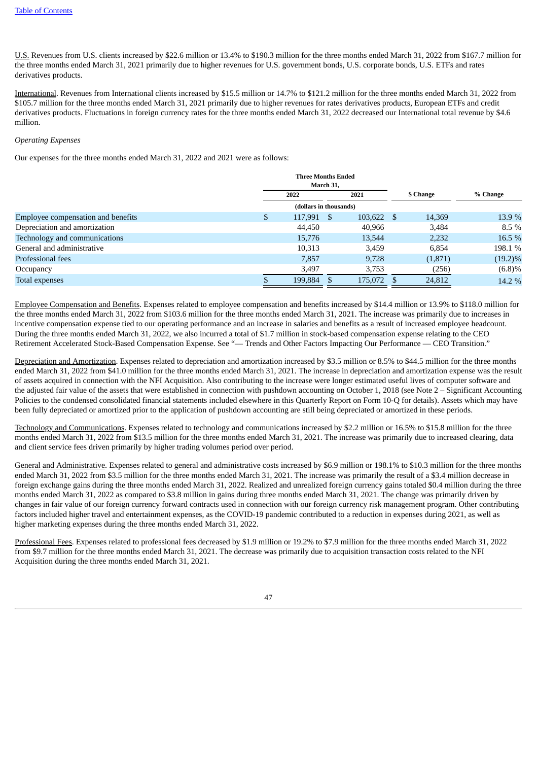U.S. Revenues from U.S. clients increased by $22.6 million or 13.4% to $190.3 million for the three months ended March 31, 2022 from $167.7 million for the three months ended March 31, 2021 primarily due to higher revenues for U.S. government bonds, U.S. corporate bonds, U.S. ETFs and rates derivatives products.

International. Revenues from International clients increased by $15.5 million or 14.7% to $121.2 million for the three months ended March 31, 2022 from $105.7 million for the three months ended March 31, 2021 primarily due to higher revenues for rates derivatives products, European ETFs and credit derivatives products. Fluctuations in foreign currency rates for the three months ended March 31, 2022 decreased our International total revenue by $4.6 million.

*Operating Expenses*

Our expenses for the three months ended March 31, 2022 and 2021 were as follows:

| | Three Months Ended March 31, | | | |
|---|---|---|---|---|
| | 2022 | 2021 | $ Change | % Change |
| | (dollars in thousands) | | | |
| Employee compensation and benefits | $ 117,991 | $ 103,622 | $ 14,369 | 13.9 % |
| Depreciation and amortization | 44,450 | 40,966 | 3,484 | 8.5 % |
| Technology and communications | 15,776 | 13,544 | 2,232 | 16.5 % |
| General and administrative | 10,313 | 3,459 | 6,854 | 198.1 % |
| Professional fees | 7,857 | 9,728 | (1,871) | (19.2)% |
| Occupancy | 3,497 | 3,753 | (256) | (6.8)% |
| Total expenses | $ 199,884 | $ 175,072 | $ 24,812 | 14.2 % |

Employee Compensation and Benefits. Expenses related to employee compensation and benefits increased by $14.4 million or 13.9% to $118.0 million for the three months ended March 31, 2022 from $103.6 million for the three months ended March 31, 2021. The increase was primarily due to increases in incentive compensation expense tied to our operating performance and an increase in salaries and benefits as a result of increased employee headcount. During the three months ended March 31, 2022, we also incurred a total of $1.7 million in stock-based compensation expense relating to the CEO Retirement Accelerated Stock-Based Compensation Expense. See "— Trends and Other Factors Impacting Our Performance — CEO Transition."

Depreciation and Amortization. Expenses related to depreciation and amortization increased by $3.5 million or 8.5% to $44.5 million for the three months ended March 31, 2022 from $41.0 million for the three months ended March 31, 2021. The increase in depreciation and amortization expense was the result of assets acquired in connection with the NFI Acquisition. Also contributing to the increase were longer estimated useful lives of computer software and the adjusted fair value of the assets that were established in connection with pushdown accounting on October 1, 2018 (see Note 2 – Significant Accounting Policies to the condensed consolidated financial statements included elsewhere in this Quarterly Report on Form 10-Q for details). Assets which may have been fully depreciated or amortized prior to the application of pushdown accounting are still being depreciated or amortized in these periods.

Technology and Communications. Expenses related to technology and communications increased by $2.2 million or 16.5% to $15.8 million for the three months ended March 31, 2022 from $13.5 million for the three months ended March 31, 2021. The increase was primarily due to increased clearing, data and client service fees driven primarily by higher trading volumes period over period.

General and Administrative. Expenses related to general and administrative costs increased by $6.9 million or 198.1% to $10.3 million for the three months ended March 31, 2022 from $3.5 million for the three months ended March 31, 2021. The increase was primarily the result of a $3.4 million decrease in foreign exchange gains during the three months ended March 31, 2022. Realized and unrealized foreign currency gains totaled $0.4 million during the three months ended March 31, 2022 as compared to $3.8 million in gains during three months ended March 31, 2021. The change was primarily driven by changes in fair value of our foreign currency forward contracts used in connection with our foreign currency risk management program. Other contributing factors included higher travel and entertainment expenses, as the COVID-19 pandemic contributed to a reduction in expenses during 2021, as well as higher marketing expenses during the three months ended March 31, 2022.

Professional Fees. Expenses related to professional fees decreased by $1.9 million or 19.2% to $7.9 million for the three months ended March 31, 2022 from $9.7 million for the three months ended March 31, 2021. The decrease was primarily due to acquisition transaction costs related to the NFI Acquisition during the three months ended March 31, 2021.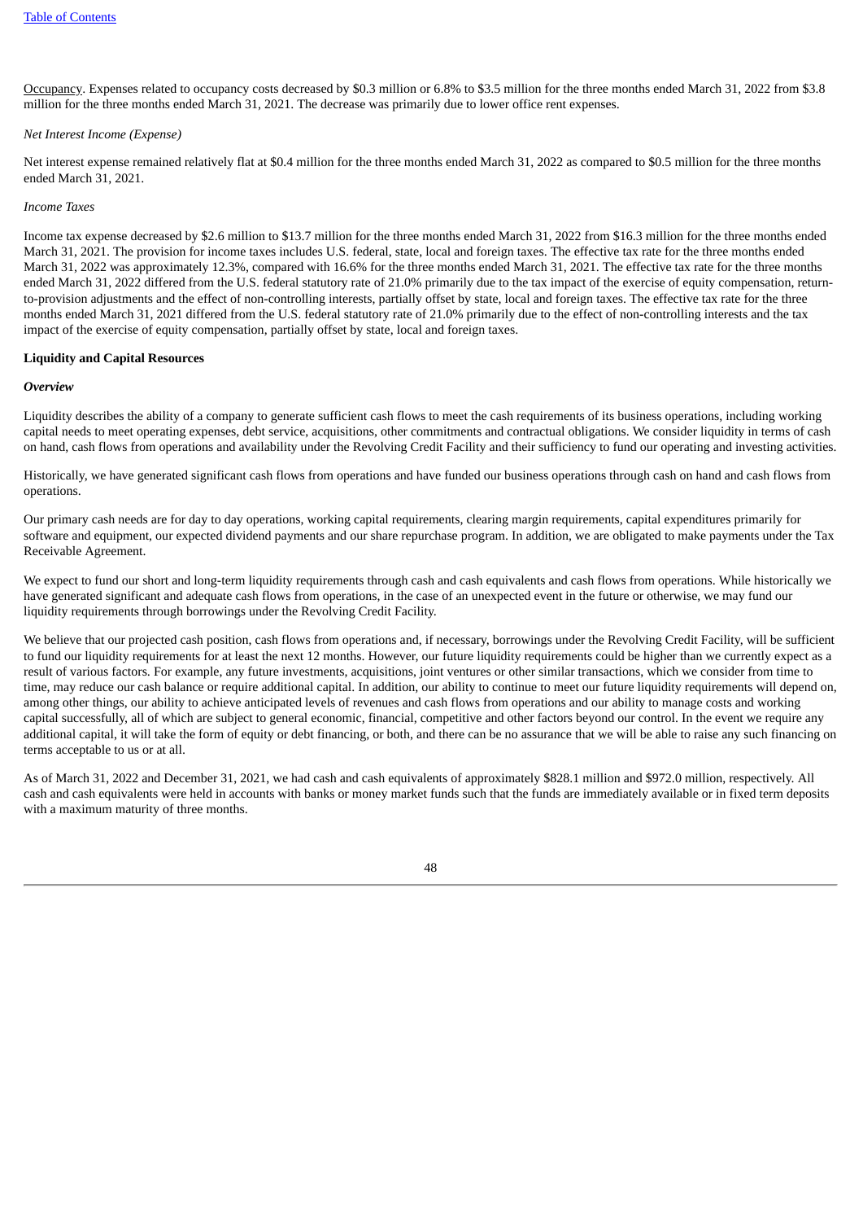Occupancy. Expenses related to occupancy costs decreased by $0.3 million or 6.8% to $3.5 million for the three months ended March 31, 2022 from $3.8 million for the three months ended March 31, 2021. The decrease was primarily due to lower office rent expenses.

*Net Interest Income (Expense)*

Net interest expense remained relatively flat at $0.4 million for the three months ended March 31, 2022 as compared to $0.5 million for the three months ended March 31, 2021.

*Income Taxes*

Income tax expense decreased by $2.6 million to $13.7 million for the three months ended March 31, 2022 from $16.3 million for the three months ended March 31, 2021. The provision for income taxes includes U.S. federal, state, local and foreign taxes. The effective tax rate for the three months ended March 31, 2022 was approximately 12.3%, compared with 16.6% for the three months ended March 31, 2021. The effective tax rate for the three months ended March 31, 2022 differed from the U.S. federal statutory rate of 21.0% primarily due to the tax impact of the exercise of equity compensation, return-to-provision adjustments and the effect of non-controlling interests, partially offset by state, local and foreign taxes. The effective tax rate for the three months ended March 31, 2021 differed from the U.S. federal statutory rate of 21.0% primarily due to the effect of non-controlling interests and the tax impact of the exercise of equity compensation, partially offset by state, local and foreign taxes.

**Liquidity and Capital Resources**

***Overview***

Liquidity describes the ability of a company to generate sufficient cash flows to meet the cash requirements of its business operations, including working capital needs to meet operating expenses, debt service, acquisitions, other commitments and contractual obligations. We consider liquidity in terms of cash on hand, cash flows from operations and availability under the Revolving Credit Facility and their sufficiency to fund our operating and investing activities.

Historically, we have generated significant cash flows from operations and have funded our business operations through cash on hand and cash flows from operations.

Our primary cash needs are for day to day operations, working capital requirements, clearing margin requirements, capital expenditures primarily for software and equipment, our expected dividend payments and our share repurchase program. In addition, we are obligated to make payments under the Tax Receivable Agreement.

We expect to fund our short and long-term liquidity requirements through cash and cash equivalents and cash flows from operations. While historically we have generated significant and adequate cash flows from operations, in the case of an unexpected event in the future or otherwise, we may fund our liquidity requirements through borrowings under the Revolving Credit Facility.

We believe that our projected cash position, cash flows from operations and, if necessary, borrowings under the Revolving Credit Facility, will be sufficient to fund our liquidity requirements for at least the next 12 months. However, our future liquidity requirements could be higher than we currently expect as a result of various factors. For example, any future investments, acquisitions, joint ventures or other similar transactions, which we consider from time to time, may reduce our cash balance or require additional capital. In addition, our ability to continue to meet our future liquidity requirements will depend on, among other things, our ability to achieve anticipated levels of revenues and cash flows from operations and our ability to manage costs and working capital successfully, all of which are subject to general economic, financial, competitive and other factors beyond our control. In the event we require any additional capital, it will take the form of equity or debt financing, or both, and there can be no assurance that we will be able to raise any such financing on terms acceptable to us or at all.

As of March 31, 2022 and December 31, 2021, we had cash and cash equivalents of approximately $828.1 million and $972.0 million, respectively. All cash and cash equivalents were held in accounts with banks or money market funds such that the funds are immediately available or in fixed term deposits with a maximum maturity of three months.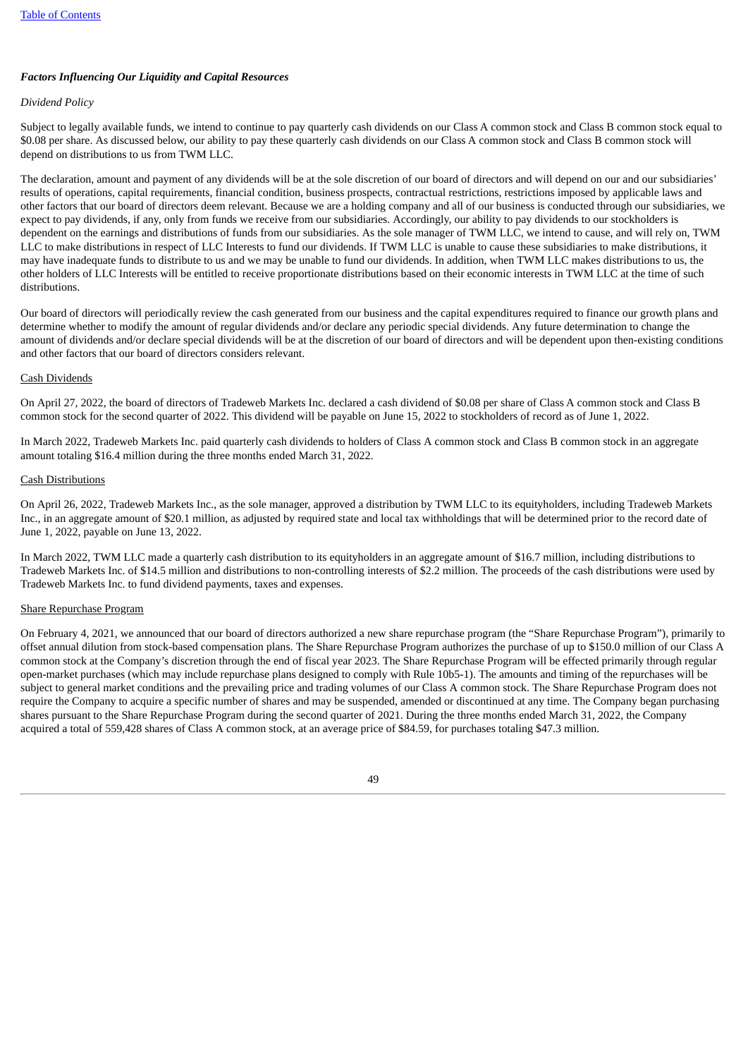### *Factors Influencing Our Liquidity and Capital Resources*

*Dividend Policy*

Subject to legally available funds, we intend to continue to pay quarterly cash dividends on our Class A common stock and Class B common stock equal to $0.08 per share. As discussed below, our ability to pay these quarterly cash dividends on our Class A common stock and Class B common stock will depend on distributions to us from TWM LLC.

The declaration, amount and payment of any dividends will be at the sole discretion of our board of directors and will depend on our and our subsidiaries' results of operations, capital requirements, financial condition, business prospects, contractual restrictions, restrictions imposed by applicable laws and other factors that our board of directors deem relevant. Because we are a holding company and all of our business is conducted through our subsidiaries, we expect to pay dividends, if any, only from funds we receive from our subsidiaries. Accordingly, our ability to pay dividends to our stockholders is dependent on the earnings and distributions of funds from our subsidiaries. As the sole manager of TWM LLC, we intend to cause, and will rely on, TWM LLC to make distributions in respect of LLC Interests to fund our dividends. If TWM LLC is unable to cause these subsidiaries to make distributions, it may have inadequate funds to distribute to us and we may be unable to fund our dividends. In addition, when TWM LLC makes distributions to us, the other holders of LLC Interests will be entitled to receive proportionate distributions based on their economic interests in TWM LLC at the time of such distributions.

Our board of directors will periodically review the cash generated from our business and the capital expenditures required to finance our growth plans and determine whether to modify the amount of regular dividends and/or declare any periodic special dividends. Any future determination to change the amount of dividends and/or declare special dividends will be at the discretion of our board of directors and will be dependent upon then-existing conditions and other factors that our board of directors considers relevant.

Cash Dividends

On April 27, 2022, the board of directors of Tradeweb Markets Inc. declared a cash dividend of $0.08 per share of Class A common stock and Class B common stock for the second quarter of 2022. This dividend will be payable on June 15, 2022 to stockholders of record as of June 1, 2022.

In March 2022, Tradeweb Markets Inc. paid quarterly cash dividends to holders of Class A common stock and Class B common stock in an aggregate amount totaling $16.4 million during the three months ended March 31, 2022.

Cash Distributions

On April 26, 2022, Tradeweb Markets Inc., as the sole manager, approved a distribution by TWM LLC to its equityholders, including Tradeweb Markets Inc., in an aggregate amount of $20.1 million, as adjusted by required state and local tax withholdings that will be determined prior to the record date of June 1, 2022, payable on June 13, 2022.

In March 2022, TWM LLC made a quarterly cash distribution to its equityholders in an aggregate amount of $16.7 million, including distributions to Tradeweb Markets Inc. of $14.5 million and distributions to non-controlling interests of $2.2 million. The proceeds of the cash distributions were used by Tradeweb Markets Inc. to fund dividend payments, taxes and expenses.

Share Repurchase Program

On February 4, 2021, we announced that our board of directors authorized a new share repurchase program (the "Share Repurchase Program"), primarily to offset annual dilution from stock-based compensation plans. The Share Repurchase Program authorizes the purchase of up to $150.0 million of our Class A common stock at the Company's discretion through the end of fiscal year 2023. The Share Repurchase Program will be effected primarily through regular open-market purchases (which may include repurchase plans designed to comply with Rule 10b5-1). The amounts and timing of the repurchases will be subject to general market conditions and the prevailing price and trading volumes of our Class A common stock. The Share Repurchase Program does not require the Company to acquire a specific number of shares and may be suspended, amended or discontinued at any time. The Company began purchasing shares pursuant to the Share Repurchase Program during the second quarter of 2021. During the three months ended March 31, 2022, the Company acquired a total of 559,428 shares of Class A common stock, at an average price of $84.59, for purchases totaling $47.3 million.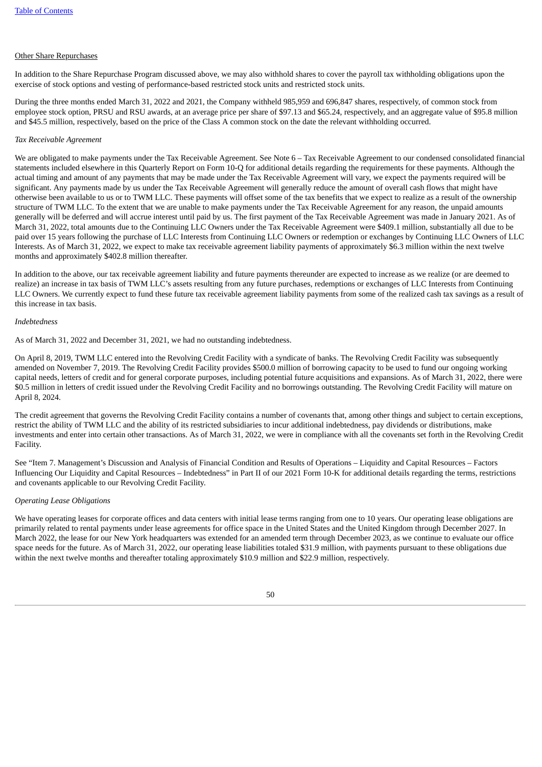Other Share Repurchases

In addition to the Share Repurchase Program discussed above, we may also withhold shares to cover the payroll tax withholding obligations upon the exercise of stock options and vesting of performance-based restricted stock units and restricted stock units.

During the three months ended March 31, 2022 and 2021, the Company withheld 985,959 and 696,847 shares, respectively, of common stock from employee stock option, PRSU and RSU awards, at an average price per share of $97.13 and $65.24, respectively, and an aggregate value of $95.8 million and $45.5 million, respectively, based on the price of the Class A common stock on the date the relevant withholding occurred.

*Tax Receivable Agreement*

We are obligated to make payments under the Tax Receivable Agreement. See Note 6 – Tax Receivable Agreement to our condensed consolidated financial statements included elsewhere in this Quarterly Report on Form 10-Q for additional details regarding the requirements for these payments. Although the actual timing and amount of any payments that may be made under the Tax Receivable Agreement will vary, we expect the payments required will be significant. Any payments made by us under the Tax Receivable Agreement will generally reduce the amount of overall cash flows that might have otherwise been available to us or to TWM LLC. These payments will offset some of the tax benefits that we expect to realize as a result of the ownership structure of TWM LLC. To the extent that we are unable to make payments under the Tax Receivable Agreement for any reason, the unpaid amounts generally will be deferred and will accrue interest until paid by us. The first payment of the Tax Receivable Agreement was made in January 2021. As of March 31, 2022, total amounts due to the Continuing LLC Owners under the Tax Receivable Agreement were $409.1 million, substantially all due to be paid over 15 years following the purchase of LLC Interests from Continuing LLC Owners or redemption or exchanges by Continuing LLC Owners of LLC Interests. As of March 31, 2022, we expect to make tax receivable agreement liability payments of approximately $6.3 million within the next twelve months and approximately $402.8 million thereafter.

In addition to the above, our tax receivable agreement liability and future payments thereunder are expected to increase as we realize (or are deemed to realize) an increase in tax basis of TWM LLC's assets resulting from any future purchases, redemptions or exchanges of LLC Interests from Continuing LLC Owners. We currently expect to fund these future tax receivable agreement liability payments from some of the realized cash tax savings as a result of this increase in tax basis.

*Indebtedness*

As of March 31, 2022 and December 31, 2021, we had no outstanding indebtedness.

On April 8, 2019, TWM LLC entered into the Revolving Credit Facility with a syndicate of banks. The Revolving Credit Facility was subsequently amended on November 7, 2019. The Revolving Credit Facility provides $500.0 million of borrowing capacity to be used to fund our ongoing working capital needs, letters of credit and for general corporate purposes, including potential future acquisitions and expansions. As of March 31, 2022, there were $0.5 million in letters of credit issued under the Revolving Credit Facility and no borrowings outstanding. The Revolving Credit Facility will mature on April 8, 2024.

The credit agreement that governs the Revolving Credit Facility contains a number of covenants that, among other things and subject to certain exceptions, restrict the ability of TWM LLC and the ability of its restricted subsidiaries to incur additional indebtedness, pay dividends or distributions, make investments and enter into certain other transactions. As of March 31, 2022, we were in compliance with all the covenants set forth in the Revolving Credit Facility.

See "Item 7. Management's Discussion and Analysis of Financial Condition and Results of Operations – Liquidity and Capital Resources – Factors Influencing Our Liquidity and Capital Resources – Indebtedness" in Part II of our 2021 Form 10-K for additional details regarding the terms, restrictions and covenants applicable to our Revolving Credit Facility.

*Operating Lease Obligations*

We have operating leases for corporate offices and data centers with initial lease terms ranging from one to 10 years. Our operating lease obligations are primarily related to rental payments under lease agreements for office space in the United States and the United Kingdom through December 2027. In March 2022, the lease for our New York headquarters was extended for an amended term through December 2023, as we continue to evaluate our office space needs for the future. As of March 31, 2022, our operating lease liabilities totaled $31.9 million, with payments pursuant to these obligations due within the next twelve months and thereafter totaling approximately $10.9 million and $22.9 million, respectively.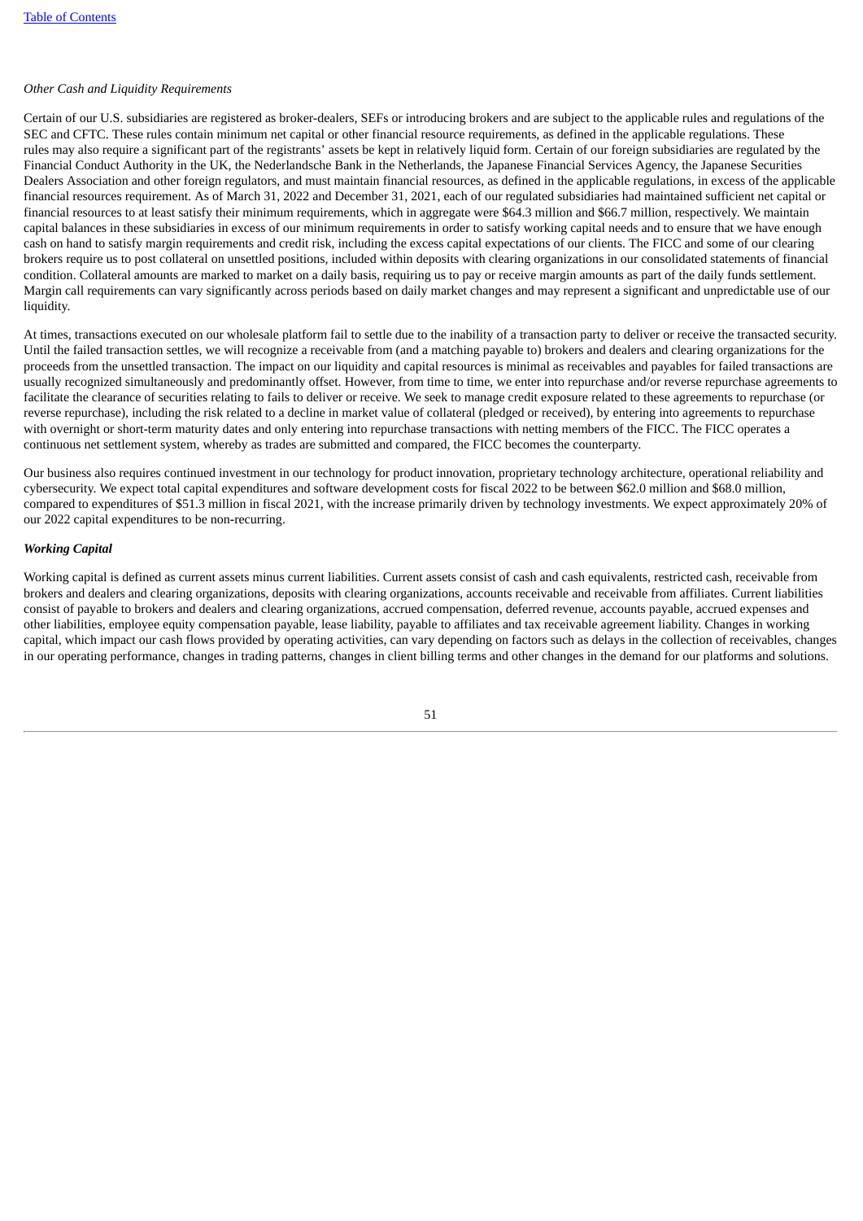*Other Cash and Liquidity Requirements*

Certain of our U.S. subsidiaries are registered as broker-dealers, SEFs or introducing brokers and are subject to the applicable rules and regulations of the SEC and CFTC. These rules contain minimum net capital or other financial resource requirements, as defined in the applicable regulations. These rules may also require a significant part of the registrants' assets be kept in relatively liquid form. Certain of our foreign subsidiaries are regulated by the Financial Conduct Authority in the UK, the Nederlandsche Bank in the Netherlands, the Japanese Financial Services Agency, the Japanese Securities Dealers Association and other foreign regulators, and must maintain financial resources, as defined in the applicable regulations, in excess of the applicable financial resources requirement. As of March 31, 2022 and December 31, 2021, each of our regulated subsidiaries had maintained sufficient net capital or financial resources to at least satisfy their minimum requirements, which in aggregate were $64.3 million and $66.7 million, respectively. We maintain capital balances in these subsidiaries in excess of our minimum requirements in order to satisfy working capital needs and to ensure that we have enough cash on hand to satisfy margin requirements and credit risk, including the excess capital expectations of our clients. The FICC and some of our clearing brokers require us to post collateral on unsettled positions, included within deposits with clearing organizations in our consolidated statements of financial condition. Collateral amounts are marked to market on a daily basis, requiring us to pay or receive margin amounts as part of the daily funds settlement. Margin call requirements can vary significantly across periods based on daily market changes and may represent a significant and unpredictable use of our liquidity.

At times, transactions executed on our wholesale platform fail to settle due to the inability of a transaction party to deliver or receive the transacted security. Until the failed transaction settles, we will recognize a receivable from (and a matching payable to) brokers and dealers and clearing organizations for the proceeds from the unsettled transaction. The impact on our liquidity and capital resources is minimal as receivables and payables for failed transactions are usually recognized simultaneously and predominantly offset. However, from time to time, we enter into repurchase and/or reverse repurchase agreements to facilitate the clearance of securities relating to fails to deliver or receive. We seek to manage credit exposure related to these agreements to repurchase (or reverse repurchase), including the risk related to a decline in market value of collateral (pledged or received), by entering into agreements to repurchase with overnight or short-term maturity dates and only entering into repurchase transactions with netting members of the FICC. The FICC operates a continuous net settlement system, whereby as trades are submitted and compared, the FICC becomes the counterparty.

Our business also requires continued investment in our technology for product innovation, proprietary technology architecture, operational reliability and cybersecurity. We expect total capital expenditures and software development costs for fiscal 2022 to be between $62.0 million and $68.0 million, compared to expenditures of $51.3 million in fiscal 2021, with the increase primarily driven by technology investments. We expect approximately 20% of our 2022 capital expenditures to be non-recurring.

***Working Capital***

Working capital is defined as current assets minus current liabilities. Current assets consist of cash and cash equivalents, restricted cash, receivable from brokers and dealers and clearing organizations, deposits with clearing organizations, accounts receivable and receivable from affiliates. Current liabilities consist of payable to brokers and dealers and clearing organizations, accrued compensation, deferred revenue, accounts payable, accrued expenses and other liabilities, employee equity compensation payable, lease liability, payable to affiliates and tax receivable agreement liability. Changes in working capital, which impact our cash flows provided by operating activities, can vary depending on factors such as delays in the collection of receivables, changes in our operating performance, changes in trading patterns, changes in client billing terms and other changes in the demand for our platforms and solutions.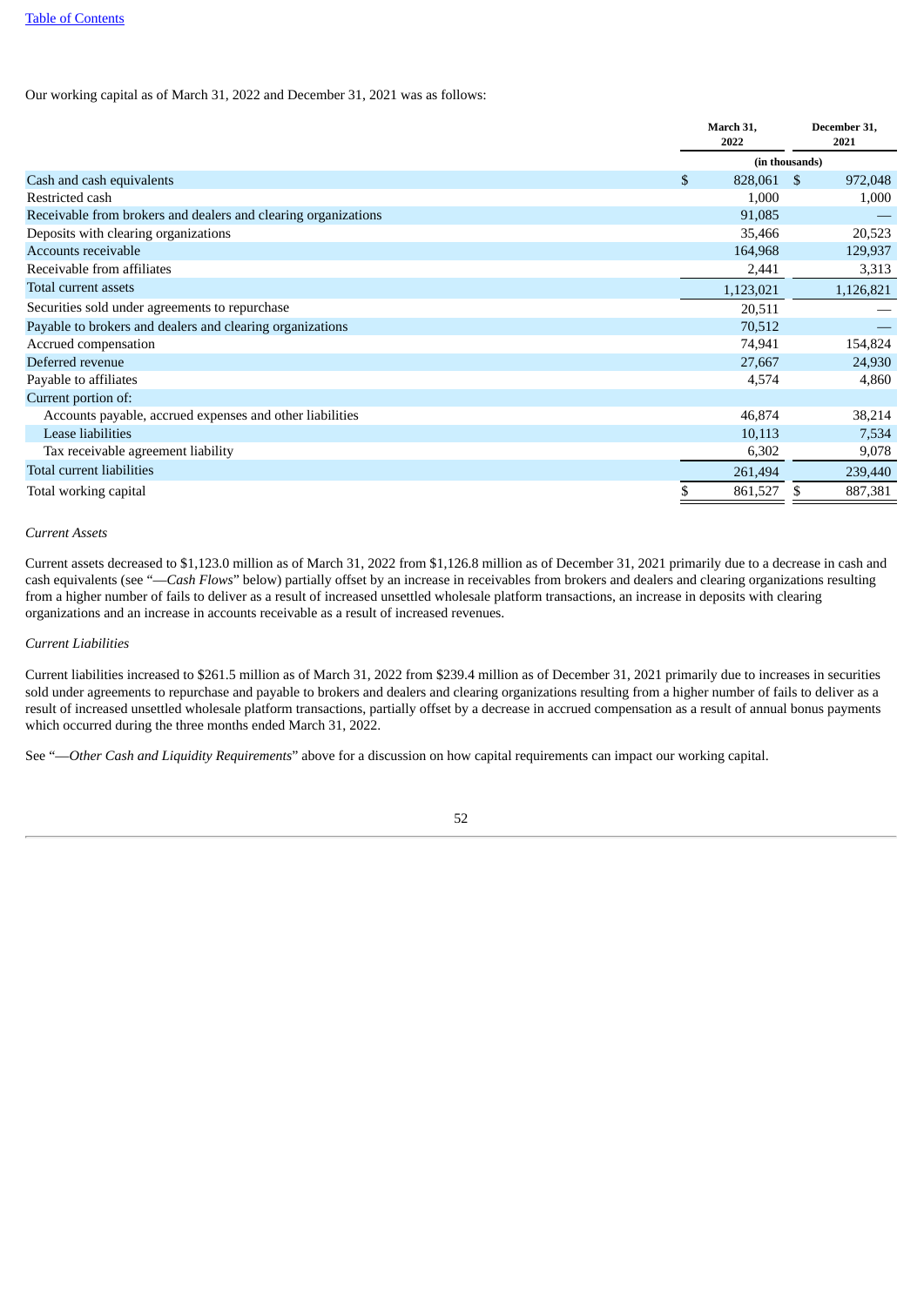Our working capital as of March 31, 2022 and December 31, 2021 was as follows:

| | March 31, 2022 | December 31, 2021 |
|---|---|---|
| | (in thousands) | |
| Cash and cash equivalents | $ 828,061 | $ 972,048 |
| Restricted cash | 1,000 | 1,000 |
| Receivable from brokers and dealers and clearing organizations | 91,085 | — |
| Deposits with clearing organizations | 35,466 | 20,523 |
| Accounts receivable | 164,968 | 129,937 |
| Receivable from affiliates | 2,441 | 3,313 |
| Total current assets | 1,123,021 | 1,126,821 |
| Securities sold under agreements to repurchase | 20,511 | — |
| Payable to brokers and dealers and clearing organizations | 70,512 | — |
| Accrued compensation | 74,941 | 154,824 |
| Deferred revenue | 27,667 | 24,930 |
| Payable to affiliates | 4,574 | 4,860 |
| Current portion of: | | |
| Accounts payable, accrued expenses and other liabilities | 46,874 | 38,214 |
| Lease liabilities | 10,113 | 7,534 |
| Tax receivable agreement liability | 6,302 | 9,078 |
| Total current liabilities | 261,494 | 239,440 |
| Total working capital | $ 861,527 | $ 887,381 |

*Current Assets*

Current assets decreased to $1,123.0 million as of March 31, 2022 from $1,126.8 million as of December 31, 2021 primarily due to a decrease in cash and cash equivalents (see "—*Cash Flows*" below) partially offset by an increase in receivables from brokers and dealers and clearing organizations resulting from a higher number of fails to deliver as a result of increased unsettled wholesale platform transactions, an increase in deposits with clearing organizations and an increase in accounts receivable as a result of increased revenues.

*Current Liabilities*

Current liabilities increased to $261.5 million as of March 31, 2022 from $239.4 million as of December 31, 2021 primarily due to increases in securities sold under agreements to repurchase and payable to brokers and dealers and clearing organizations resulting from a higher number of fails to deliver as a result of increased unsettled wholesale platform transactions, partially offset by a decrease in accrued compensation as a result of annual bonus payments which occurred during the three months ended March 31, 2022.

See "—*Other Cash and Liquidity Requirements*" above for a discussion on how capital requirements can impact our working capital.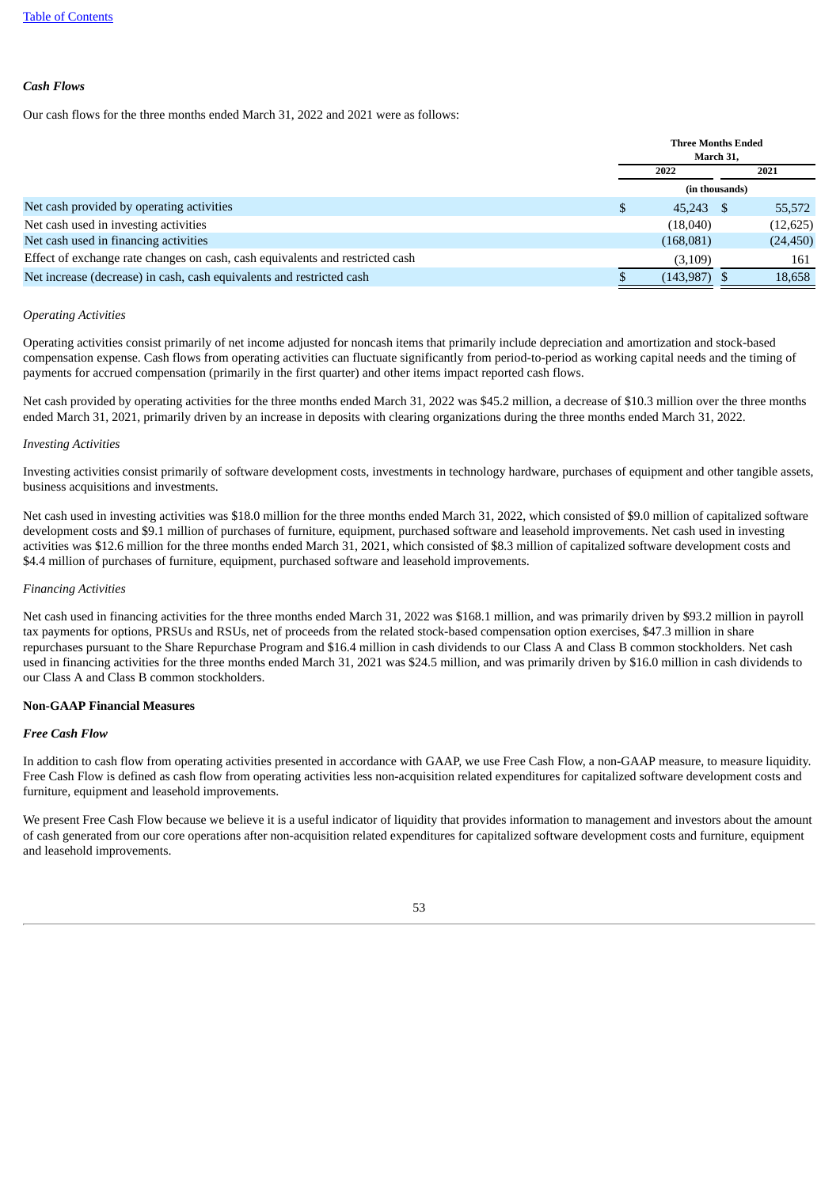*Cash Flows*

Our cash flows for the three months ended March 31, 2022 and 2021 were as follows:

| | Three Months Ended March 31, | |
|---|---|---|
| | 2022 | 2021 |
| | (in thousands) | |
| Net cash provided by operating activities | $ 45,243 | $ 55,572 |
| Net cash used in investing activities | (18,040) | (12,625) |
| Net cash used in financing activities | (168,081) | (24,450) |
| Effect of exchange rate changes on cash, cash equivalents and restricted cash | (3,109) | 161 |
| Net increase (decrease) in cash, cash equivalents and restricted cash | $ (143,987) | $ 18,658 |

*Operating Activities*

Operating activities consist primarily of net income adjusted for noncash items that primarily include depreciation and amortization and stock-based compensation expense. Cash flows from operating activities can fluctuate significantly from period-to-period as working capital needs and the timing of payments for accrued compensation (primarily in the first quarter) and other items impact reported cash flows.

Net cash provided by operating activities for the three months ended March 31, 2022 was $45.2 million, a decrease of $10.3 million over the three months ended March 31, 2021, primarily driven by an increase in deposits with clearing organizations during the three months ended March 31, 2022.

*Investing Activities*

Investing activities consist primarily of software development costs, investments in technology hardware, purchases of equipment and other tangible assets, business acquisitions and investments.

Net cash used in investing activities was $18.0 million for the three months ended March 31, 2022, which consisted of $9.0 million of capitalized software development costs and $9.1 million of purchases of furniture, equipment, purchased software and leasehold improvements. Net cash used in investing activities was $12.6 million for the three months ended March 31, 2021, which consisted of $8.3 million of capitalized software development costs and $4.4 million of purchases of furniture, equipment, purchased software and leasehold improvements.

*Financing Activities*

Net cash used in financing activities for the three months ended March 31, 2022 was $168.1 million, and was primarily driven by $93.2 million in payroll tax payments for options, PRSUs and RSUs, net of proceeds from the related stock-based compensation option exercises, $47.3 million in share repurchases pursuant to the Share Repurchase Program and $16.4 million in cash dividends to our Class A and Class B common stockholders. Net cash used in financing activities for the three months ended March 31, 2021 was $24.5 million, and was primarily driven by $16.0 million in cash dividends to our Class A and Class B common stockholders.

**Non-GAAP Financial Measures**

***Free Cash Flow***

In addition to cash flow from operating activities presented in accordance with GAAP, we use Free Cash Flow, a non-GAAP measure, to measure liquidity. Free Cash Flow is defined as cash flow from operating activities less non-acquisition related expenditures for capitalized software development costs and furniture, equipment and leasehold improvements.

We present Free Cash Flow because we believe it is a useful indicator of liquidity that provides information to management and investors about the amount of cash generated from our core operations after non-acquisition related expenditures for capitalized software development costs and furniture, equipment and leasehold improvements.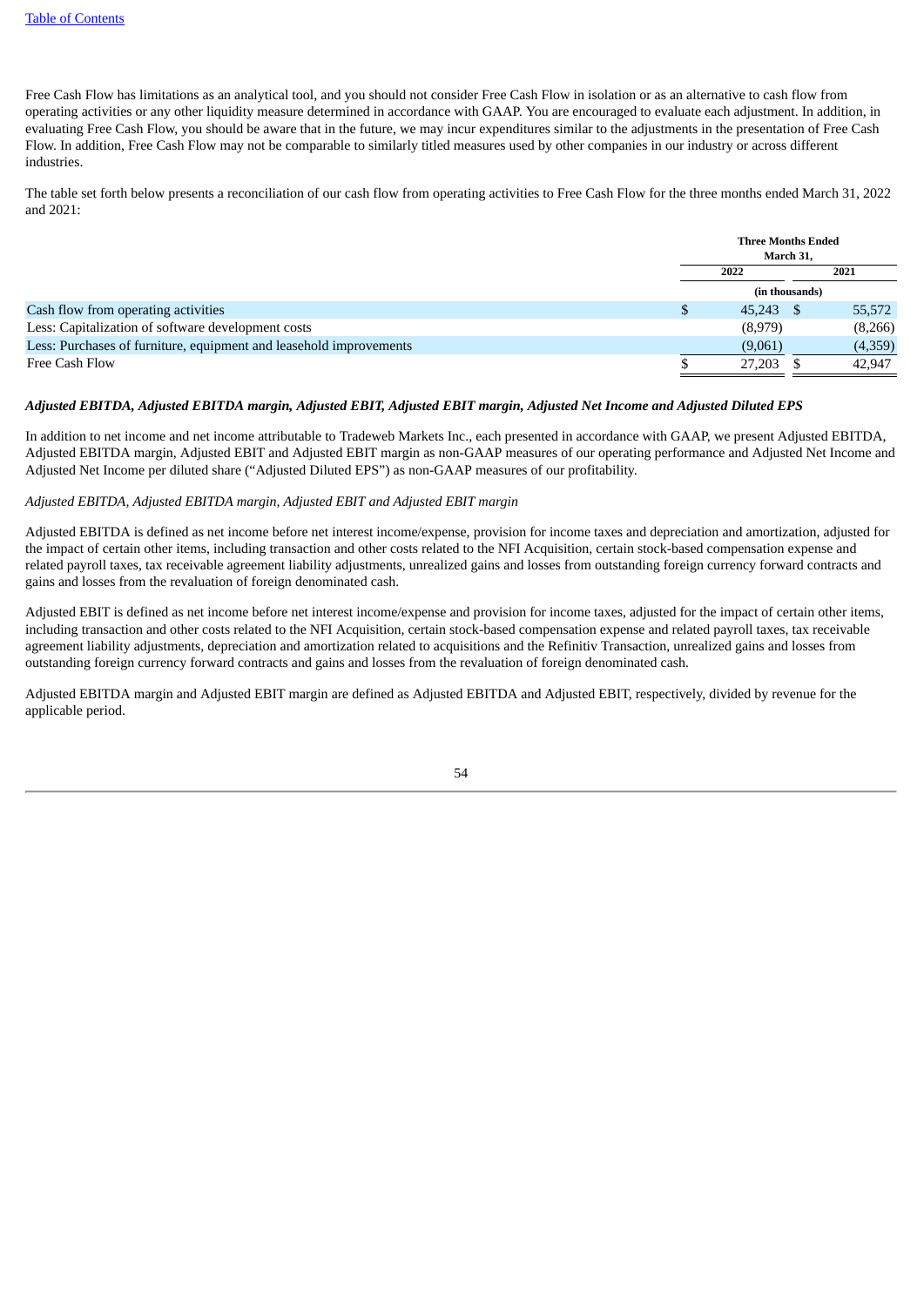Free Cash Flow has limitations as an analytical tool, and you should not consider Free Cash Flow in isolation or as an alternative to cash flow from operating activities or any other liquidity measure determined in accordance with GAAP. You are encouraged to evaluate each adjustment. In addition, in evaluating Free Cash Flow, you should be aware that in the future, we may incur expenditures similar to the adjustments in the presentation of Free Cash Flow. In addition, Free Cash Flow may not be comparable to similarly titled measures used by other companies in our industry or across different industries.

The table set forth below presents a reconciliation of our cash flow from operating activities to Free Cash Flow for the three months ended March 31, 2022 and 2021:

| | Three Months Ended March 31, | |
|---|---|---|
| | 2022 | 2021 |
| | (in thousands) | |
| Cash flow from operating activities | $ 45,243 | $ 55,572 |
| Less: Capitalization of software development costs | (8,979) | (8,266) |
| Less: Purchases of furniture, equipment and leasehold improvements | (9,061) | (4,359) |
| Free Cash Flow | $ 27,203 | $ 42,947 |

***Adjusted EBITDA, Adjusted EBITDA margin, Adjusted EBIT, Adjusted EBIT margin, Adjusted Net Income and Adjusted Diluted EPS***

In addition to net income and net income attributable to Tradeweb Markets Inc., each presented in accordance with GAAP, we present Adjusted EBITDA, Adjusted EBITDA margin, Adjusted EBIT and Adjusted EBIT margin as non-GAAP measures of our operating performance and Adjusted Net Income and Adjusted Net Income per diluted share ("Adjusted Diluted EPS") as non-GAAP measures of our profitability.

*Adjusted EBITDA, Adjusted EBITDA margin, Adjusted EBIT and Adjusted EBIT margin*

Adjusted EBITDA is defined as net income before net interest income/expense, provision for income taxes and depreciation and amortization, adjusted for the impact of certain other items, including transaction and other costs related to the NFI Acquisition, certain stock-based compensation expense and related payroll taxes, tax receivable agreement liability adjustments, unrealized gains and losses from outstanding foreign currency forward contracts and gains and losses from the revaluation of foreign denominated cash.

Adjusted EBIT is defined as net income before net interest income/expense and provision for income taxes, adjusted for the impact of certain other items, including transaction and other costs related to the NFI Acquisition, certain stock-based compensation expense and related payroll taxes, tax receivable agreement liability adjustments, depreciation and amortization related to acquisitions and the Refinitiv Transaction, unrealized gains and losses from outstanding foreign currency forward contracts and gains and losses from the revaluation of foreign denominated cash.

Adjusted EBITDA margin and Adjusted EBIT margin are defined as Adjusted EBITDA and Adjusted EBIT, respectively, divided by revenue for the applicable period.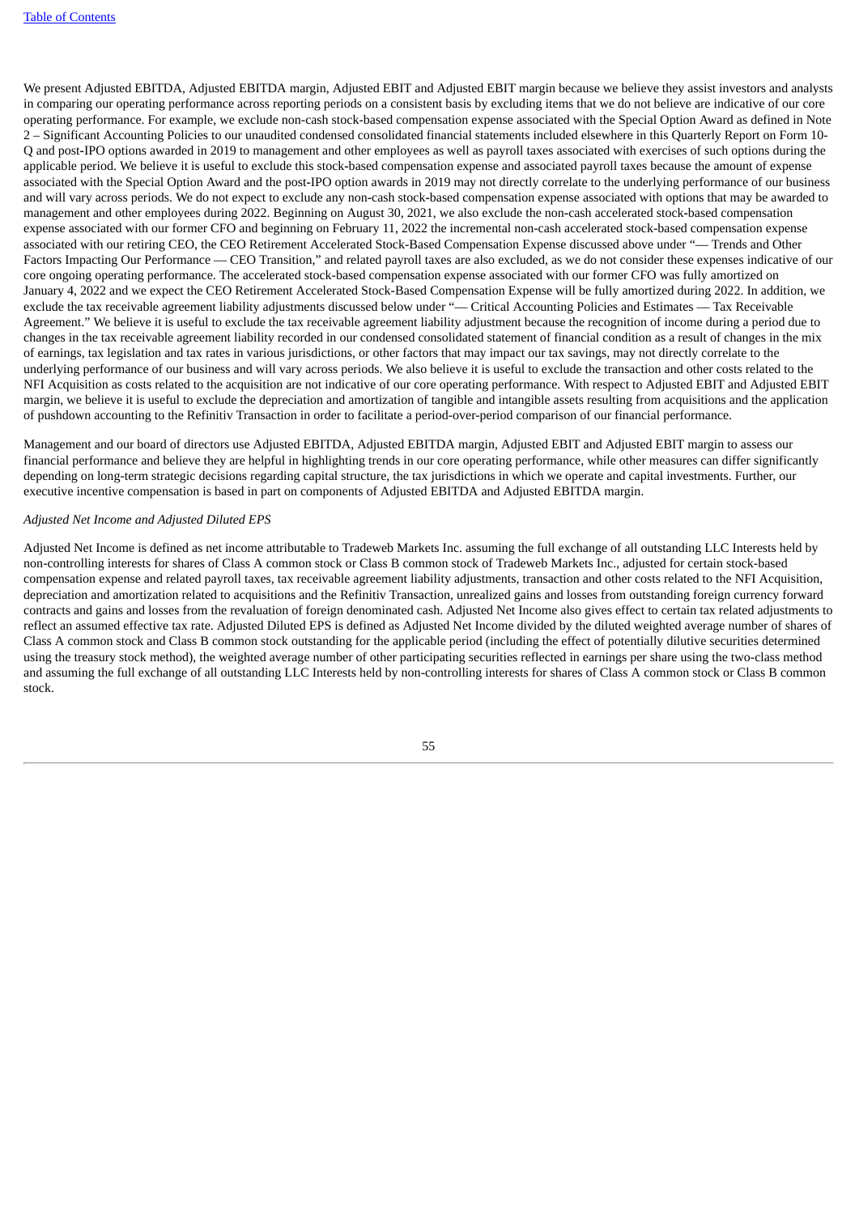We present Adjusted EBITDA, Adjusted EBITDA margin, Adjusted EBIT and Adjusted EBIT margin because we believe they assist investors and analysts in comparing our operating performance across reporting periods on a consistent basis by excluding items that we do not believe are indicative of our core operating performance. For example, we exclude non-cash stock-based compensation expense associated with the Special Option Award as defined in Note 2 – Significant Accounting Policies to our unaudited condensed consolidated financial statements included elsewhere in this Quarterly Report on Form 10-Q and post-IPO options awarded in 2019 to management and other employees as well as payroll taxes associated with exercises of such options during the applicable period. We believe it is useful to exclude this stock-based compensation expense and associated payroll taxes because the amount of expense associated with the Special Option Award and the post-IPO option awards in 2019 may not directly correlate to the underlying performance of our business and will vary across periods. We do not expect to exclude any non-cash stock-based compensation expense associated with options that may be awarded to management and other employees during 2022. Beginning on August 30, 2021, we also exclude the non-cash accelerated stock-based compensation expense associated with our former CFO and beginning on February 11, 2022 the incremental non-cash accelerated stock-based compensation expense associated with our retiring CEO, the CEO Retirement Accelerated Stock-Based Compensation Expense discussed above under "— Trends and Other Factors Impacting Our Performance — CEO Transition," and related payroll taxes are also excluded, as we do not consider these expenses indicative of our core ongoing operating performance. The accelerated stock-based compensation expense associated with our former CFO was fully amortized on January 4, 2022 and we expect the CEO Retirement Accelerated Stock-Based Compensation Expense will be fully amortized during 2022. In addition, we exclude the tax receivable agreement liability adjustments discussed below under "— Critical Accounting Policies and Estimates — Tax Receivable Agreement." We believe it is useful to exclude the tax receivable agreement liability adjustment because the recognition of income during a period due to changes in the tax receivable agreement liability recorded in our condensed consolidated statement of financial condition as a result of changes in the mix of earnings, tax legislation and tax rates in various jurisdictions, or other factors that may impact our tax savings, may not directly correlate to the underlying performance of our business and will vary across periods. We also believe it is useful to exclude the transaction and other costs related to the NFI Acquisition as costs related to the acquisition are not indicative of our core operating performance. With respect to Adjusted EBIT and Adjusted EBIT margin, we believe it is useful to exclude the depreciation and amortization of tangible and intangible assets resulting from acquisitions and the application of pushdown accounting to the Refinitiv Transaction in order to facilitate a period-over-period comparison of our financial performance.

Management and our board of directors use Adjusted EBITDA, Adjusted EBITDA margin, Adjusted EBIT and Adjusted EBIT margin to assess our financial performance and believe they are helpful in highlighting trends in our core operating performance, while other measures can differ significantly depending on long-term strategic decisions regarding capital structure, the tax jurisdictions in which we operate and capital investments. Further, our executive incentive compensation is based in part on components of Adjusted EBITDA and Adjusted EBITDA margin.

*Adjusted Net Income and Adjusted Diluted EPS*

Adjusted Net Income is defined as net income attributable to Tradeweb Markets Inc. assuming the full exchange of all outstanding LLC Interests held by non-controlling interests for shares of Class A common stock or Class B common stock of Tradeweb Markets Inc., adjusted for certain stock-based compensation expense and related payroll taxes, tax receivable agreement liability adjustments, transaction and other costs related to the NFI Acquisition, depreciation and amortization related to acquisitions and the Refinitiv Transaction, unrealized gains and losses from outstanding foreign currency forward contracts and gains and losses from the revaluation of foreign denominated cash. Adjusted Net Income also gives effect to certain tax related adjustments to reflect an assumed effective tax rate. Adjusted Diluted EPS is defined as Adjusted Net Income divided by the diluted weighted average number of shares of Class A common stock and Class B common stock outstanding for the applicable period (including the effect of potentially dilutive securities determined using the treasury stock method), the weighted average number of other participating securities reflected in earnings per share using the two-class method and assuming the full exchange of all outstanding LLC Interests held by non-controlling interests for shares of Class A common stock or Class B common stock.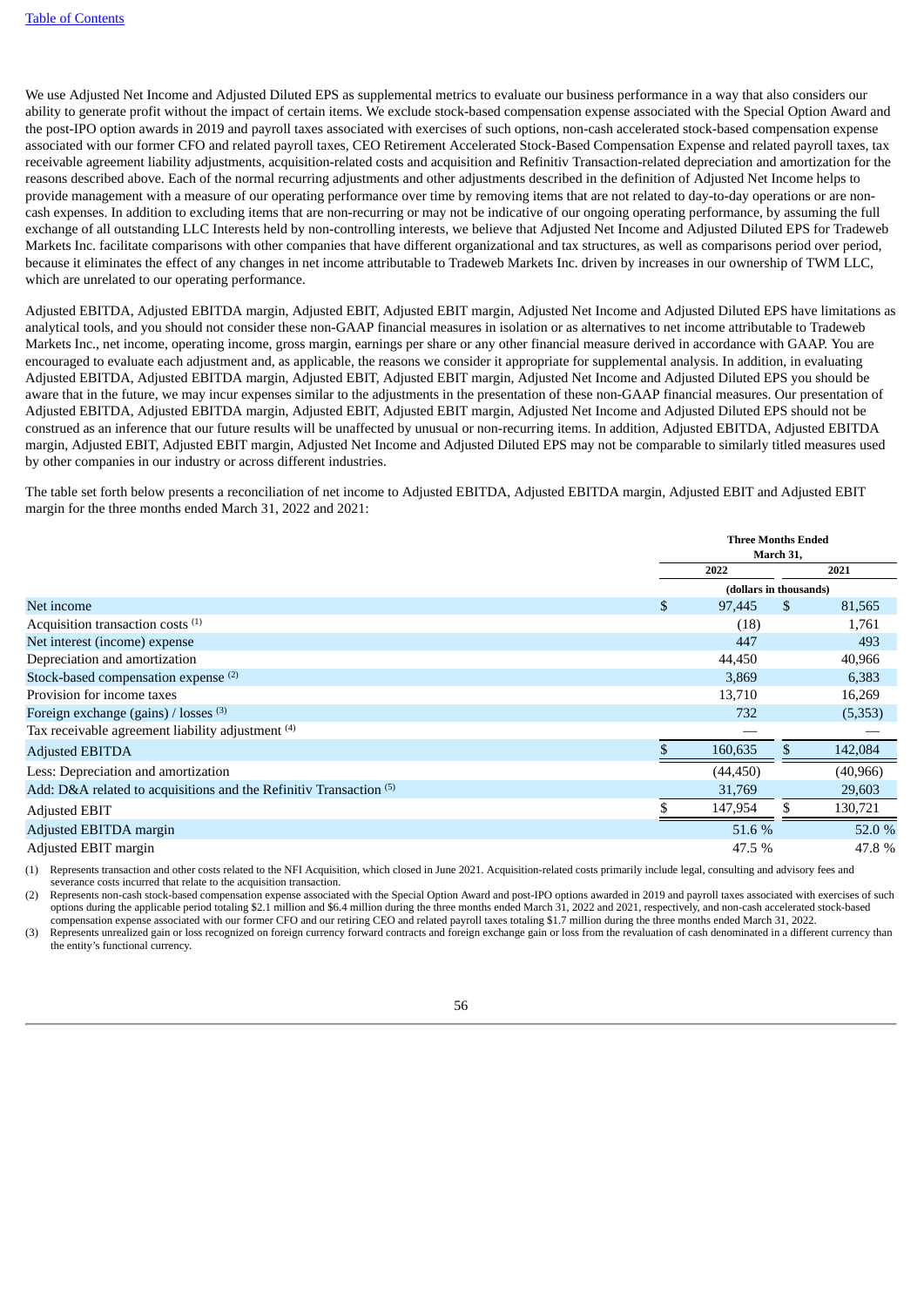[Table of Contents](#)

We use Adjusted Net Income and Adjusted Diluted EPS as supplemental metrics to evaluate our business performance in a way that also considers our ability to generate profit without the impact of certain items. We exclude stock-based compensation expense associated with the Special Option Award and the post-IPO option awards in 2019 and payroll taxes associated with exercises of such options, non-cash accelerated stock-based compensation expense associated with our former CFO and related payroll taxes, CEO Retirement Accelerated Stock-Based Compensation Expense and related payroll taxes, tax receivable agreement liability adjustments, acquisition-related costs and acquisition and Refinitiv Transaction-related depreciation and amortization for the reasons described above. Each of the normal recurring adjustments and other adjustments described in the definition of Adjusted Net Income helps to provide management with a measure of our operating performance over time by removing items that are not related to day-to-day operations or are non-cash expenses. In addition to excluding items that are non-recurring or may not be indicative of our ongoing operating performance, by assuming the full exchange of all outstanding LLC Interests held by non-controlling interests, we believe that Adjusted Net Income and Adjusted Diluted EPS for Tradeweb Markets Inc. facilitate comparisons with other companies that have different organizational and tax structures, as well as comparisons period over period, because it eliminates the effect of any changes in net income attributable to Tradeweb Markets Inc. driven by increases in our ownership of TWM LLC, which are unrelated to our operating performance.

Adjusted EBITDA, Adjusted EBITDA margin, Adjusted EBIT, Adjusted EBIT margin, Adjusted Net Income and Adjusted Diluted EPS have limitations as analytical tools, and you should not consider these non-GAAP financial measures in isolation or as alternatives to net income attributable to Tradeweb Markets Inc., net income, operating income, gross margin, earnings per share or any other financial measure derived in accordance with GAAP. You are encouraged to evaluate each adjustment and, as applicable, the reasons we consider it appropriate for supplemental analysis. In addition, in evaluating Adjusted EBITDA, Adjusted EBITDA margin, Adjusted EBIT, Adjusted EBIT margin, Adjusted Net Income and Adjusted Diluted EPS you should be aware that in the future, we may incur expenses similar to the adjustments in the presentation of these non-GAAP financial measures. Our presentation of Adjusted EBITDA, Adjusted EBITDA margin, Adjusted EBIT, Adjusted EBIT margin, Adjusted Net Income and Adjusted Diluted EPS should not be construed as an inference that our future results will be unaffected by unusual or non-recurring items. In addition, Adjusted EBITDA, Adjusted EBITDA margin, Adjusted EBIT, Adjusted EBIT margin, Adjusted Net Income and Adjusted Diluted EPS may not be comparable to similarly titled measures used by other companies in our industry or across different industries.

The table set forth below presents a reconciliation of net income to Adjusted EBITDA, Adjusted EBITDA margin, Adjusted EBIT and Adjusted EBIT margin for the three months ended March 31, 2022 and 2021:

| | Three Months Ended March 31, | |
|---|---|---|
| | 2022 | 2021 |
| | (dollars in thousands) | |
| Net income | $ 97,445 | $ 81,565 |
| Acquisition transaction costs [(1)] | (18) | 1,761 |
| Net interest (income) expense | 447 | 493 |
| Depreciation and amortization | 44,450 | 40,966 |
| Stock-based compensation expense [(2)] | 3,869 | 6,383 |
| Provision for income taxes | 13,710 | 16,269 |
| Foreign exchange (gains) / losses [(3)] | 732 | (5,353) |
| Tax receivable agreement liability adjustment [(4)] | — | — |
| Adjusted EBITDA | $ 160,635 | $ 142,084 |
| Less: Depreciation and amortization | (44,450) | (40,966) |
| Add: D&A related to acquisitions and the Refinitiv Transaction [(5)] | 31,769 | 29,603 |
| Adjusted EBIT | $ 147,954 | $ 130,721 |
| Adjusted EBITDA margin | 51.6 % | 52.0 % |
| Adjusted EBIT margin | 47.5 % | 47.8 % |

(1) Represents transaction and other costs related to the NFI Acquisition, which closed in June 2021. Acquisition-related costs primarily include legal, consulting and advisory fees and severance costs incurred that relate to the acquisition transaction.

(2) Represents non-cash stock-based compensation expense associated with the Special Option Award and post-IPO options awarded in 2019 and payroll taxes associated with exercises of such options during the applicable period totaling $2.1 million and $6.4 million during the three months ended March 31, 2022 and 2021, respectively, and non-cash accelerated stock-based compensation expense associated with our former CFO and our retiring CEO and related payroll taxes totaling $1.7 million during the three months ended March 31, 2022.

(3) Represents unrealized gain or loss recognized on foreign currency forward contracts and foreign exchange gain or loss from the revaluation of cash denominated in a different currency than the entity's functional currency.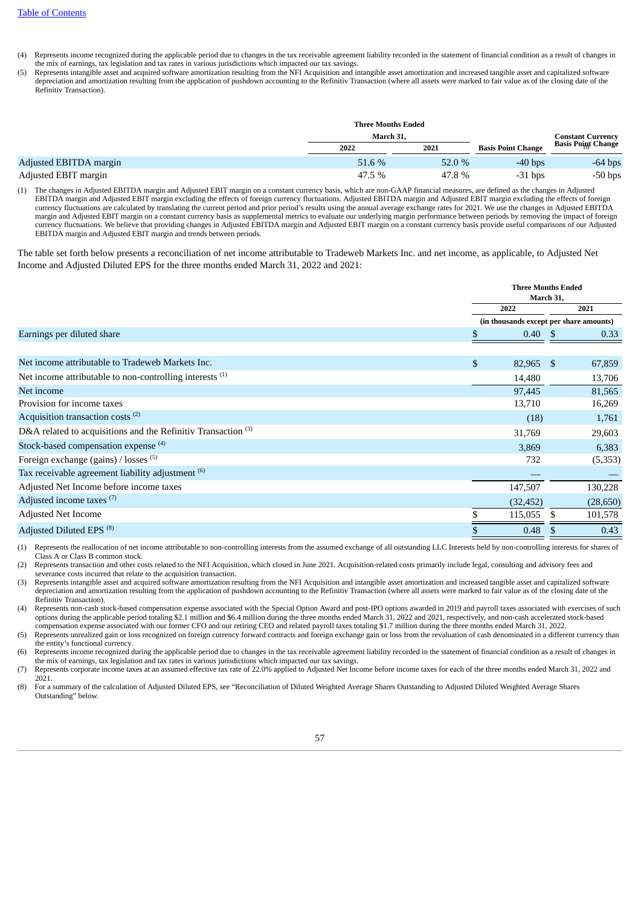(4) Represents income recognized during the applicable period due to changes in the tax receivable agreement liability recorded in the statement of financial condition as a result of changes in the mix of earnings, tax legislation and tax rates in various jurisdictions which impacted our tax savings.

(5) Represents intangible asset and acquired software amortization resulting from the NFI Acquisition and intangible asset amortization and increased tangible asset and capitalized software depreciation and amortization resulting from the application of pushdown accounting to the Refinitiv Transaction (where all assets were marked to fair value as of the closing date of the Refinitiv Transaction).

| | Three Months Ended March 31, | | | |
|---|---|---|---|---|
| | 2022 | 2021 | Basis Point Change | Constant Currency Basis Point Change (1) |
| Adjusted EBITDA margin | 51.6 % | 52.0 % | -40 bps | -64 bps |
| Adjusted EBIT margin | 47.5 % | 47.8 % | -31 bps | -50 bps |

(1) The changes in Adjusted EBITDA margin and Adjusted EBIT margin on a constant currency basis, which are non-GAAP financial measures, are defined as the changes in Adjusted EBITDA margin and Adjusted EBIT margin excluding the effects of foreign currency fluctuations. Adjusted EBITDA margin and Adjusted EBIT margin excluding the effects of foreign currency fluctuations are calculated by translating the current period and prior period's results using the annual average exchange rates for 2021. We use the changes in Adjusted EBITDA margin and Adjusted EBIT margin on a constant currency basis as supplemental metrics to evaluate our underlying margin performance between periods by removing the impact of foreign currency fluctuations. We believe that providing changes in Adjusted EBITDA margin and Adjusted EBIT margin on a constant currency basis provide useful comparisons of our Adjusted EBITDA margin and Adjusted EBIT margin and trends between periods.

The table set forth below presents a reconciliation of net income attributable to Tradeweb Markets Inc. and net income, as applicable, to Adjusted Net Income and Adjusted Diluted EPS for the three months ended March 31, 2022 and 2021:

| | Three Months Ended March 31, | |
|---|---|---|
| | 2022 | 2021 |
| | (in thousands except per share amounts) | |
| Earnings per diluted share | $ 0.40 | $ 0.33 |
| | | |
| Net income attributable to Tradeweb Markets Inc. | $ 82,965 | $ 67,859 |
| Net income attributable to non-controlling interests (1) | 14,480 | 13,706 |
| Net income | 97,445 | 81,565 |
| Provision for income taxes | 13,710 | 16,269 |
| Acquisition transaction costs (2) | (18) | 1,761 |
| D&A related to acquisitions and the Refinitiv Transaction (3) | 31,769 | 29,603 |
| Stock-based compensation expense (4) | 3,869 | 6,383 |
| Foreign exchange (gains) / losses (5) | 732 | (5,353) |
| Tax receivable agreement liability adjustment (6) | — | — |
| Adjusted Net Income before income taxes | 147,507 | 130,228 |
| Adjusted income taxes (7) | (32,452) | (28,650) |
| Adjusted Net Income | $ 115,055 | $ 101,578 |
| Adjusted Diluted EPS (8) | $ 0.48 | $ 0.43 |

(1) Represents the reallocation of net income attributable to non-controlling interests from the assumed exchange of all outstanding LLC Interests held by non-controlling interests for shares of Class A or Class B common stock.

(2) Represents transaction and other costs related to the NFI Acquisition, which closed in June 2021. Acquisition-related costs primarily include legal, consulting and advisory fees and severance costs incurred that relate to the acquisition transaction.

(3) Represents intangible asset and acquired software amortization resulting from the NFI Acquisition and intangible asset amortization and increased tangible asset and capitalized software depreciation and amortization resulting from the application of pushdown accounting to the Refinitiv Transaction (where all assets were marked to fair value as of the closing date of the Refinitiv Transaction).

(4) Represents non-cash stock-based compensation expense associated with the Special Option Award and post-IPO options awarded in 2019 and payroll taxes associated with exercises of such options during the applicable period totaling $2.1 million and $6.4 million during the three months ended March 31, 2022 and 2021, respectively, and non-cash accelerated stock-based compensation expense associated with our former CFO and our retiring CEO and related payroll taxes totaling $1.7 million during the three months ended March 31, 2022.

(5) Represents unrealized gain or loss recognized on foreign currency forward contracts and foreign exchange gain or loss from the revaluation of cash denominated in a different currency than the entity's functional currency.

(6) Represents income recognized during the applicable period due to changes in the tax receivable agreement liability recorded in the statement of financial condition as a result of changes in the mix of earnings, tax legislation and tax rates in various jurisdictions which impacted our tax savings.

(7) Represents corporate income taxes at an assumed effective tax rate of 22.0% applied to Adjusted Net Income before income taxes for each of the three months ended March 31, 2022 and 2021.

(8) For a summary of the calculation of Adjusted Diluted EPS, see "Reconciliation of Diluted Weighted Average Shares Outstanding to Adjusted Diluted Weighted Average Shares Outstanding" below.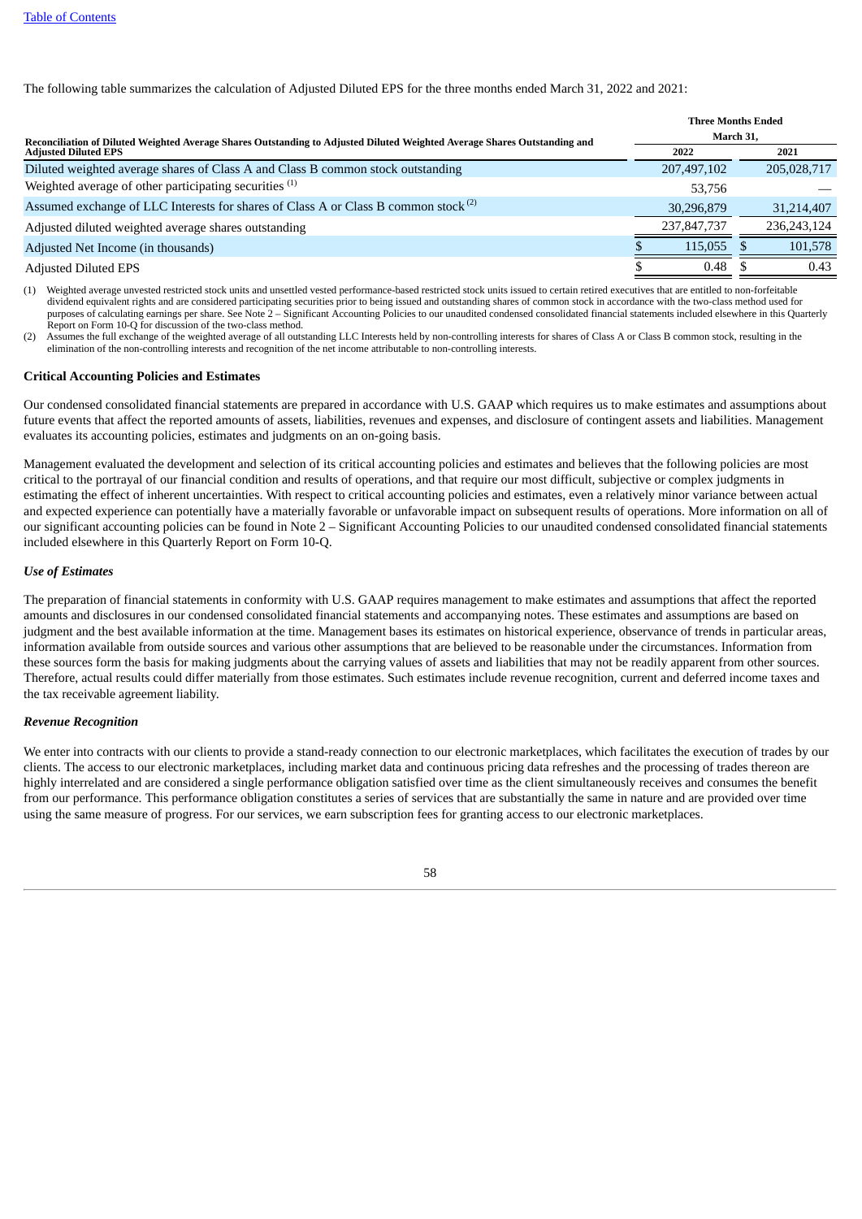The following table summarizes the calculation of Adjusted Diluted EPS for the three months ended March 31, 2022 and 2021:

| Reconciliation of Diluted Weighted Average Shares Outstanding to Adjusted Diluted Weighted Average Shares Outstanding and Adjusted Diluted EPS | Three Months Ended March 31, | |
|---|---|---|
| | 2022 | 2021 |
| Diluted weighted average shares of Class A and Class B common stock outstanding | 207,497,102 | 205,028,717 |
| Weighted average of other participating securities [(1)] | 53,756 | — |
| Assumed exchange of LLC Interests for shares of Class A or Class B common stock [(2)] | 30,296,879 | 31,214,407 |
| Adjusted diluted weighted average shares outstanding | 237,847,737 | 236,243,124 |
| Adjusted Net Income (in thousands) | $ 115,055 | $ 101,578 |
| Adjusted Diluted EPS | $ 0.48 | $ 0.43 |

(1) Weighted average unvested restricted stock units and unsettled vested performance-based restricted stock units issued to certain retired executives that are entitled to non-forfeitable dividend equivalent rights and are considered participating securities prior to being issued and outstanding shares of common stock in accordance with the two-class method used for purposes of calculating earnings per share. See Note 2 – Significant Accounting Policies to our unaudited condensed consolidated financial statements included elsewhere in this Quarterly Report on Form 10-Q for discussion of the two-class method.

(2) Assumes the full exchange of the weighted average of all outstanding LLC Interests held by non-controlling interests for shares of Class A or Class B common stock, resulting in the elimination of the non-controlling interests and recognition of the net income attributable to non-controlling interests.

**Critical Accounting Policies and Estimates**

Our condensed consolidated financial statements are prepared in accordance with U.S. GAAP which requires us to make estimates and assumptions about future events that affect the reported amounts of assets, liabilities, revenues and expenses, and disclosure of contingent assets and liabilities. Management evaluates its accounting policies, estimates and judgments on an on-going basis.

Management evaluated the development and selection of its critical accounting policies and estimates and believes that the following policies are most critical to the portrayal of our financial condition and results of operations, and that require our most difficult, subjective or complex judgments in estimating the effect of inherent uncertainties. With respect to critical accounting policies and estimates, even a relatively minor variance between actual and expected experience can potentially have a materially favorable or unfavorable impact on subsequent results of operations. More information on all of our significant accounting policies can be found in Note 2 – Significant Accounting Policies to our unaudited condensed consolidated financial statements included elsewhere in this Quarterly Report on Form 10-Q.

***Use of Estimates***

The preparation of financial statements in conformity with U.S. GAAP requires management to make estimates and assumptions that affect the reported amounts and disclosures in our condensed consolidated financial statements and accompanying notes. These estimates and assumptions are based on judgment and the best available information at the time. Management bases its estimates on historical experience, observance of trends in particular areas, information available from outside sources and various other assumptions that are believed to be reasonable under the circumstances. Information from these sources form the basis for making judgments about the carrying values of assets and liabilities that may not be readily apparent from other sources. Therefore, actual results could differ materially from those estimates. Such estimates include revenue recognition, current and deferred income taxes and the tax receivable agreement liability.

***Revenue Recognition***

We enter into contracts with our clients to provide a stand-ready connection to our electronic marketplaces, which facilitates the execution of trades by our clients. The access to our electronic marketplaces, including market data and continuous pricing data refreshes and the processing of trades thereon are highly interrelated and are considered a single performance obligation satisfied over time as the client simultaneously receives and consumes the benefit from our performance. This performance obligation constitutes a series of services that are substantially the same in nature and are provided over time using the same measure of progress. For our services, we earn subscription fees for granting access to our electronic marketplaces.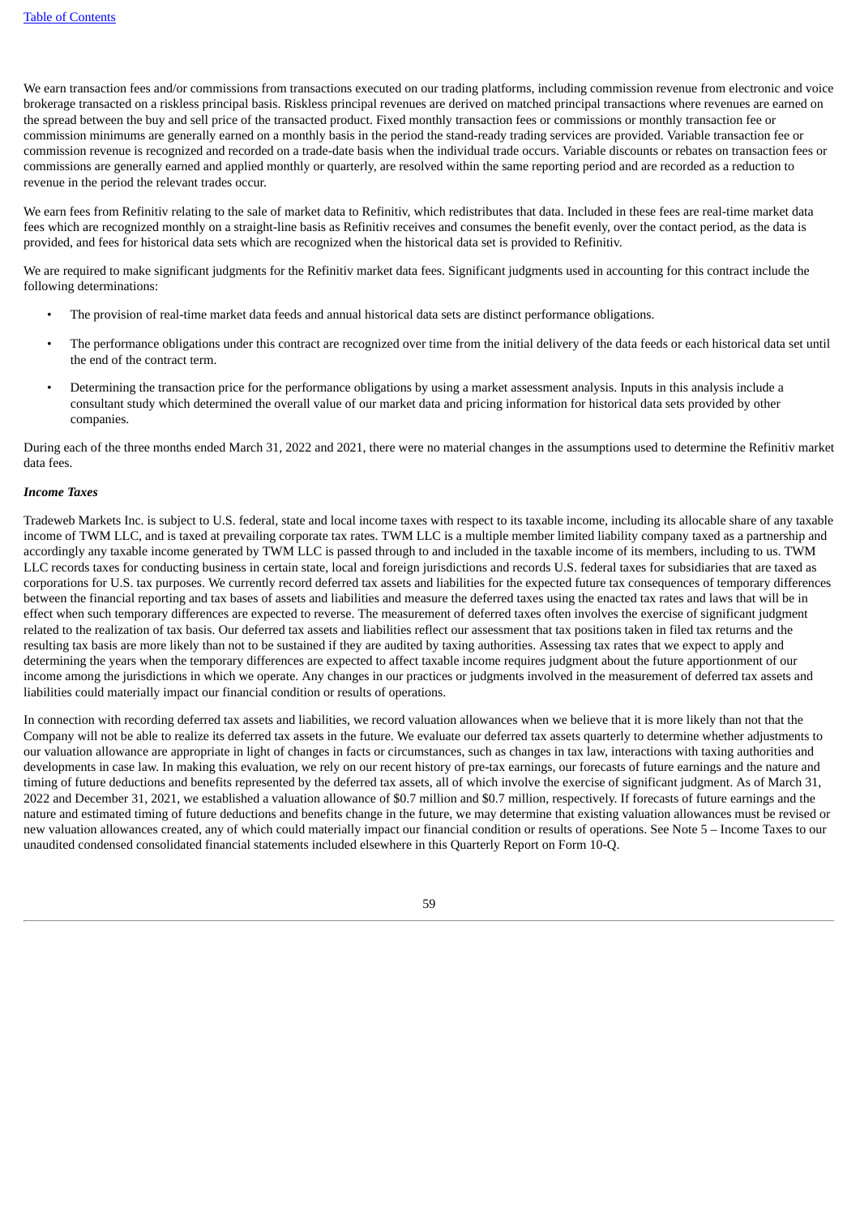We earn transaction fees and/or commissions from transactions executed on our trading platforms, including commission revenue from electronic and voice brokerage transacted on a riskless principal basis. Riskless principal revenues are derived on matched principal transactions where revenues are earned on the spread between the buy and sell price of the transacted product. Fixed monthly transaction fees or commissions or monthly transaction fee or commission minimums are generally earned on a monthly basis in the period the stand-ready trading services are provided. Variable transaction fee or commission revenue is recognized and recorded on a trade-date basis when the individual trade occurs. Variable discounts or rebates on transaction fees or commissions are generally earned and applied monthly or quarterly, are resolved within the same reporting period and are recorded as a reduction to revenue in the period the relevant trades occur.

We earn fees from Refinitiv relating to the sale of market data to Refinitiv, which redistributes that data. Included in these fees are real-time market data fees which are recognized monthly on a straight-line basis as Refinitiv receives and consumes the benefit evenly, over the contact period, as the data is provided, and fees for historical data sets which are recognized when the historical data set is provided to Refinitiv.

We are required to make significant judgments for the Refinitiv market data fees. Significant judgments used in accounting for this contract include the following determinations:

- The provision of real-time market data feeds and annual historical data sets are distinct performance obligations.
- The performance obligations under this contract are recognized over time from the initial delivery of the data feeds or each historical data set until the end of the contract term.
- Determining the transaction price for the performance obligations by using a market assessment analysis. Inputs in this analysis include a consultant study which determined the overall value of our market data and pricing information for historical data sets provided by other companies.

During each of the three months ended March 31, 2022 and 2021, there were no material changes in the assumptions used to determine the Refinitiv market data fees.

***Income Taxes***

Tradeweb Markets Inc. is subject to U.S. federal, state and local income taxes with respect to its taxable income, including its allocable share of any taxable income of TWM LLC, and is taxed at prevailing corporate tax rates. TWM LLC is a multiple member limited liability company taxed as a partnership and accordingly any taxable income generated by TWM LLC is passed through to and included in the taxable income of its members, including to us. TWM LLC records taxes for conducting business in certain state, local and foreign jurisdictions and records U.S. federal taxes for subsidiaries that are taxed as corporations for U.S. tax purposes. We currently record deferred tax assets and liabilities for the expected future tax consequences of temporary differences between the financial reporting and tax bases of assets and liabilities and measure the deferred taxes using the enacted tax rates and laws that will be in effect when such temporary differences are expected to reverse. The measurement of deferred taxes often involves the exercise of significant judgment related to the realization of tax basis. Our deferred tax assets and liabilities reflect our assessment that tax positions taken in filed tax returns and the resulting tax basis are more likely than not to be sustained if they are audited by taxing authorities. Assessing tax rates that we expect to apply and determining the years when the temporary differences are expected to affect taxable income requires judgment about the future apportionment of our income among the jurisdictions in which we operate. Any changes in our practices or judgments involved in the measurement of deferred tax assets and liabilities could materially impact our financial condition or results of operations.

In connection with recording deferred tax assets and liabilities, we record valuation allowances when we believe that it is more likely than not that the Company will not be able to realize its deferred tax assets in the future. We evaluate our deferred tax assets quarterly to determine whether adjustments to our valuation allowance are appropriate in light of changes in facts or circumstances, such as changes in tax law, interactions with taxing authorities and developments in case law. In making this evaluation, we rely on our recent history of pre-tax earnings, our forecasts of future earnings and the nature and timing of future deductions and benefits represented by the deferred tax assets, all of which involve the exercise of significant judgment. As of March 31, 2022 and December 31, 2021, we established a valuation allowance of $0.7 million and $0.7 million, respectively. If forecasts of future earnings and the nature and estimated timing of future deductions and benefits change in the future, we may determine that existing valuation allowances must be revised or new valuation allowances created, any of which could materially impact our financial condition or results of operations. See Note 5 – Income Taxes to our unaudited condensed consolidated financial statements included elsewhere in this Quarterly Report on Form 10-Q.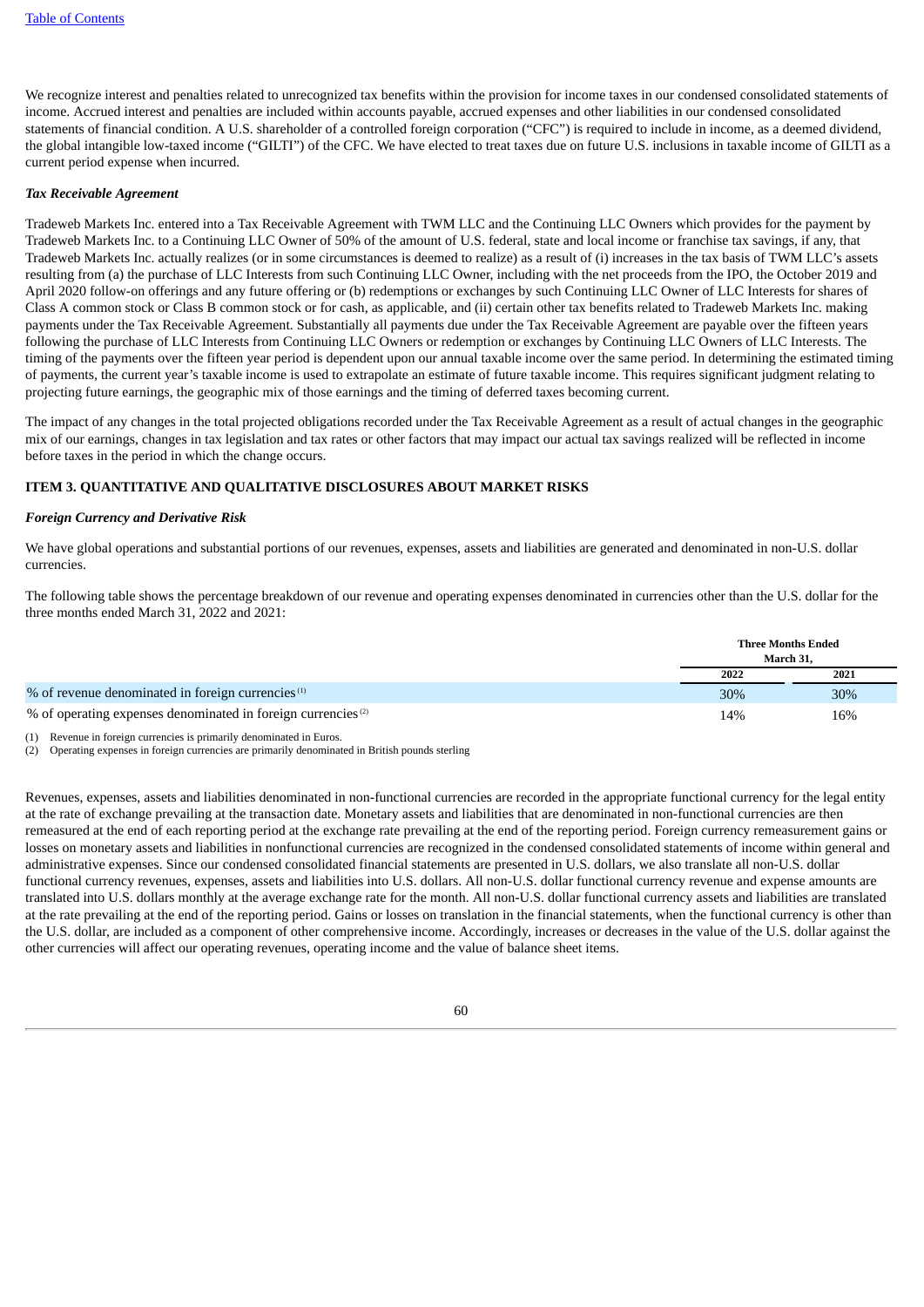We recognize interest and penalties related to unrecognized tax benefits within the provision for income taxes in our condensed consolidated statements of income. Accrued interest and penalties are included within accounts payable, accrued expenses and other liabilities in our condensed consolidated statements of financial condition. A U.S. shareholder of a controlled foreign corporation ("CFC") is required to include in income, as a deemed dividend, the global intangible low-taxed income ("GILTI") of the CFC. We have elected to treat taxes due on future U.S. inclusions in taxable income of GILTI as a current period expense when incurred.

***Tax Receivable Agreement***

Tradeweb Markets Inc. entered into a Tax Receivable Agreement with TWM LLC and the Continuing LLC Owners which provides for the payment by Tradeweb Markets Inc. to a Continuing LLC Owner of 50% of the amount of U.S. federal, state and local income or franchise tax savings, if any, that Tradeweb Markets Inc. actually realizes (or in some circumstances is deemed to realize) as a result of (i) increases in the tax basis of TWM LLC's assets resulting from (a) the purchase of LLC Interests from such Continuing LLC Owner, including with the net proceeds from the IPO, the October 2019 and April 2020 follow-on offerings and any future offering or (b) redemptions or exchanges by such Continuing LLC Owner of LLC Interests for shares of Class A common stock or Class B common stock or for cash, as applicable, and (ii) certain other tax benefits related to Tradeweb Markets Inc. making payments under the Tax Receivable Agreement. Substantially all payments due under the Tax Receivable Agreement are payable over the fifteen years following the purchase of LLC Interests from Continuing LLC Owners or redemption or exchanges by Continuing LLC Owners of LLC Interests. The timing of the payments over the fifteen year period is dependent upon our annual taxable income over the same period. In determining the estimated timing of payments, the current year's taxable income is used to extrapolate an estimate of future taxable income. This requires significant judgment relating to projecting future earnings, the geographic mix of those earnings and the timing of deferred taxes becoming current.

The impact of any changes in the total projected obligations recorded under the Tax Receivable Agreement as a result of actual changes in the geographic mix of our earnings, changes in tax legislation and tax rates or other factors that may impact our actual tax savings realized will be reflected in income before taxes in the period in which the change occurs.

## ITEM 3. QUANTITATIVE AND QUALITATIVE DISCLOSURES ABOUT MARKET RISKS

***Foreign Currency and Derivative Risk***

We have global operations and substantial portions of our revenues, expenses, assets and liabilities are generated and denominated in non-U.S. dollar currencies.

The following table shows the percentage breakdown of our revenue and operating expenses denominated in currencies other than the U.S. dollar for the three months ended March 31, 2022 and 2021:

| | Three Months Ended March 31, | |
|---|---|---|
| | **2022** | **2021** |
| % of revenue denominated in foreign currencies [(1)] | 30% | 30% |
| % of operating expenses denominated in foreign currencies [(2)] | 14% | 16% |

(1) Revenue in foreign currencies is primarily denominated in Euros.
(2) Operating expenses in foreign currencies are primarily denominated in British pounds sterling

Revenues, expenses, assets and liabilities denominated in non-functional currencies are recorded in the appropriate functional currency for the legal entity at the rate of exchange prevailing at the transaction date. Monetary assets and liabilities that are denominated in non-functional currencies are then remeasured at the end of each reporting period at the exchange rate prevailing at the end of the reporting period. Foreign currency remeasurement gains or losses on monetary assets and liabilities in nonfunctional currencies are recognized in the condensed consolidated statements of income within general and administrative expenses. Since our condensed consolidated financial statements are presented in U.S. dollars, we also translate all non-U.S. dollar functional currency revenues, expenses, assets and liabilities into U.S. dollars. All non-U.S. dollar functional currency revenue and expense amounts are translated into U.S. dollars monthly at the average exchange rate for the month. All non-U.S. dollar functional currency assets and liabilities are translated at the rate prevailing at the end of the reporting period. Gains or losses on translation in the financial statements, when the functional currency is other than the U.S. dollar, are included as a component of other comprehensive income. Accordingly, increases or decreases in the value of the U.S. dollar against the other currencies will affect our operating revenues, operating income and the value of balance sheet items.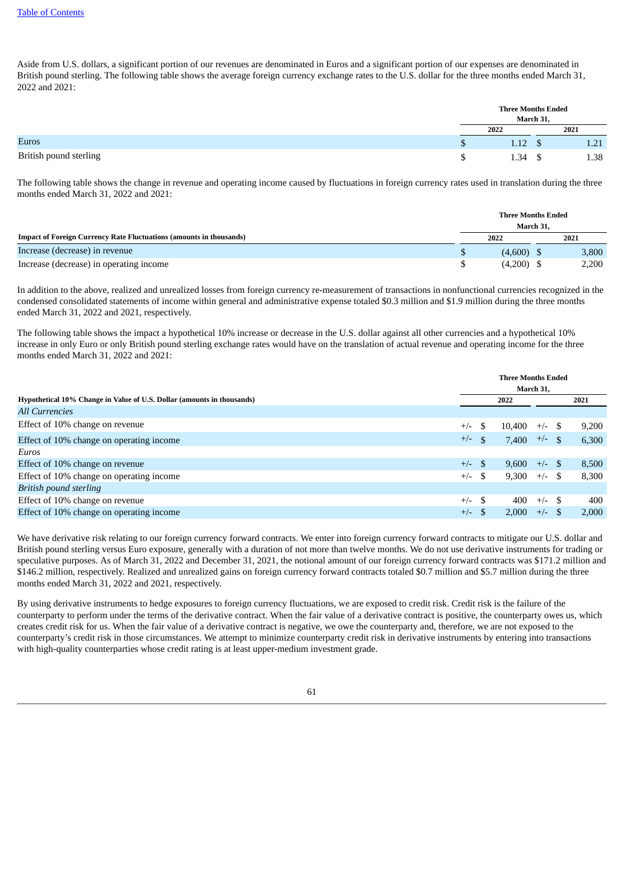Aside from U.S. dollars, a significant portion of our revenues are denominated in Euros and a significant portion of our expenses are denominated in British pound sterling. The following table shows the average foreign currency exchange rates to the U.S. dollar for the three months ended March 31, 2022 and 2021:

| | Three Months Ended March 31, | |
|---|---|---|
| | 2022 | 2021 |
| Euros | $ 1.12 | $ 1.21 |
| British pound sterling | $ 1.34 | $ 1.38 |

The following table shows the change in revenue and operating income caused by fluctuations in foreign currency rates used in translation during the three months ended March 31, 2022 and 2021:

| | Three Months Ended March 31, | |
|---|---|---|
| **Impact of Foreign Currency Rate Fluctuations (amounts in thousands)** | 2022 | 2021 |
| Increase (decrease) in revenue | $ (4,600) | $ 3,800 |
| Increase (decrease) in operating income | $ (4,200) | $ 2,200 |

In addition to the above, realized and unrealized losses from foreign currency re-measurement of transactions in nonfunctional currencies recognized in the condensed consolidated statements of income within general and administrative expense totaled $0.3 million and $1.9 million during the three months ended March 31, 2022 and 2021, respectively.

The following table shows the impact a hypothetical 10% increase or decrease in the U.S. dollar against all other currencies and a hypothetical 10% increase in only Euro or only British pound sterling exchange rates would have on the translation of actual revenue and operating income for the three months ended March 31, 2022 and 2021:

| | Three Months Ended March 31, | |
|---|---|---|
| **Hypothetical 10% Change in Value of U.S. Dollar (amounts in thousands)** | 2022 | 2021 |
| *All Currencies* | | |
| Effect of 10% change on revenue | +/- $ 10,400 | +/- $ 9,200 |
| Effect of 10% change on operating income | +/- $ 7,400 | +/- $ 6,300 |
| *Euros* | | |
| Effect of 10% change on revenue | +/- $ 9,600 | +/- $ 8,500 |
| Effect of 10% change on operating income | +/- $ 9,300 | +/- $ 8,300 |
| *British pound sterling* | | |
| Effect of 10% change on revenue | +/- $ 400 | +/- $ 400 |
| Effect of 10% change on operating income | +/- $ 2,000 | +/- $ 2,000 |

We have derivative risk relating to our foreign currency forward contracts. We enter into foreign currency forward contracts to mitigate our U.S. dollar and British pound sterling versus Euro exposure, generally with a duration of not more than twelve months. We do not use derivative instruments for trading or speculative purposes. As of March 31, 2022 and December 31, 2021, the notional amount of our foreign currency forward contracts was $171.2 million and $146.2 million, respectively. Realized and unrealized gains on foreign currency forward contracts totaled $0.7 million and $5.7 million during the three months ended March 31, 2022 and 2021, respectively.

By using derivative instruments to hedge exposures to foreign currency fluctuations, we are exposed to credit risk. Credit risk is the failure of the counterparty to perform under the terms of the derivative contract. When the fair value of a derivative contract is positive, the counterparty owes us, which creates credit risk for us. When the fair value of a derivative contract is negative, we owe the counterparty and, therefore, we are not exposed to the counterparty's credit risk in those circumstances. We attempt to minimize counterparty credit risk in derivative instruments by entering into transactions with high-quality counterparties whose credit rating is at least upper-medium investment grade.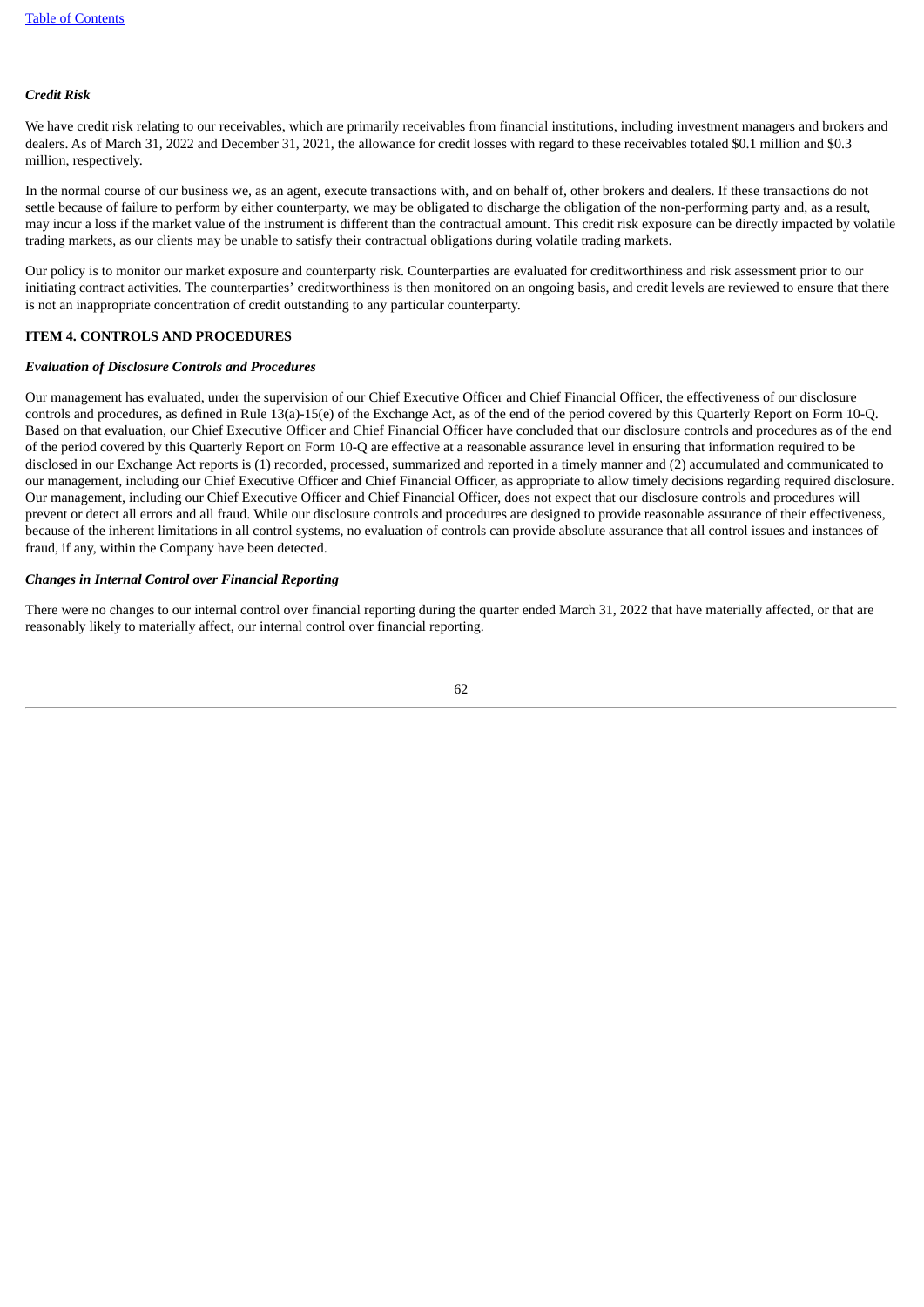### *Credit Risk*

We have credit risk relating to our receivables, which are primarily receivables from financial institutions, including investment managers and brokers and dealers. As of March 31, 2022 and December 31, 2021, the allowance for credit losses with regard to these receivables totaled $0.1 million and $0.3 million, respectively.

In the normal course of our business we, as an agent, execute transactions with, and on behalf of, other brokers and dealers. If these transactions do not settle because of failure to perform by either counterparty, we may be obligated to discharge the obligation of the non-performing party and, as a result, may incur a loss if the market value of the instrument is different than the contractual amount. This credit risk exposure can be directly impacted by volatile trading markets, as our clients may be unable to satisfy their contractual obligations during volatile trading markets.

Our policy is to monitor our market exposure and counterparty risk. Counterparties are evaluated for creditworthiness and risk assessment prior to our initiating contract activities. The counterparties' creditworthiness is then monitored on an ongoing basis, and credit levels are reviewed to ensure that there is not an inappropriate concentration of credit outstanding to any particular counterparty.

## ITEM 4. CONTROLS AND PROCEDURES

### *Evaluation of Disclosure Controls and Procedures*

Our management has evaluated, under the supervision of our Chief Executive Officer and Chief Financial Officer, the effectiveness of our disclosure controls and procedures, as defined in Rule 13(a)-15(e) of the Exchange Act, as of the end of the period covered by this Quarterly Report on Form 10-Q. Based on that evaluation, our Chief Executive Officer and Chief Financial Officer have concluded that our disclosure controls and procedures as of the end of the period covered by this Quarterly Report on Form 10-Q are effective at a reasonable assurance level in ensuring that information required to be disclosed in our Exchange Act reports is (1) recorded, processed, summarized and reported in a timely manner and (2) accumulated and communicated to our management, including our Chief Executive Officer and Chief Financial Officer, as appropriate to allow timely decisions regarding required disclosure. Our management, including our Chief Executive Officer and Chief Financial Officer, does not expect that our disclosure controls and procedures will prevent or detect all errors and all fraud. While our disclosure controls and procedures are designed to provide reasonable assurance of their effectiveness, because of the inherent limitations in all control systems, no evaluation of controls can provide absolute assurance that all control issues and instances of fraud, if any, within the Company have been detected.

### *Changes in Internal Control over Financial Reporting*

There were no changes to our internal control over financial reporting during the quarter ended March 31, 2022 that have materially affected, or that are reasonably likely to materially affect, our internal control over financial reporting.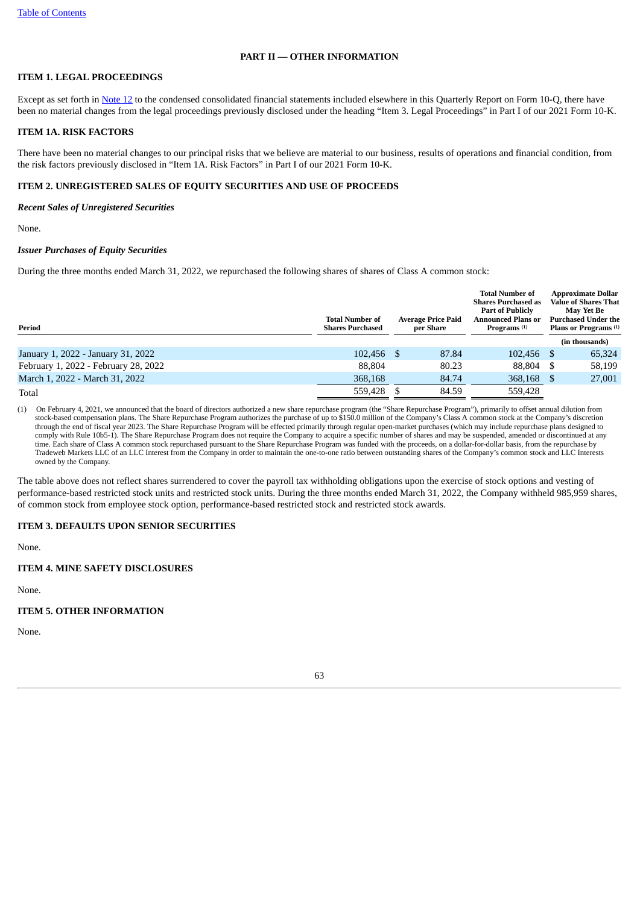[Table of Contents](#)

# PART II — OTHER INFORMATION

## ITEM 1. LEGAL PROCEEDINGS

Except as set forth in [Note 12](#) to the condensed consolidated financial statements included elsewhere in this Quarterly Report on Form 10-Q, there have been no material changes from the legal proceedings previously disclosed under the heading "Item 3. Legal Proceedings" in Part I of our 2021 Form 10-K.

## ITEM 1A. RISK FACTORS

There have been no material changes to our principal risks that we believe are material to our business, results of operations and financial condition, from the risk factors previously disclosed in "Item 1A. Risk Factors" in Part I of our 2021 Form 10-K.

## ITEM 2. UNREGISTERED SALES OF EQUITY SECURITIES AND USE OF PROCEEDS

***Recent Sales of Unregistered Securities***

None.

***Issuer Purchases of Equity Securities***

During the three months ended March 31, 2022, we repurchased the following shares of shares of Class A common stock:

| Period | Total Number of Shares Purchased | Average Price Paid per Share | Total Number of Shares Purchased as Part of Publicly Announced Plans or Programs (1) | Approximate Dollar Value of Shares That May Yet Be Purchased Under the Plans or Programs (1) |
|---|---|---|---|---|
| | | | | (in thousands) |
| January 1, 2022 - January 31, 2022 | 102,456 | $ 87.84 | 102,456 | $ 65,324 |
| February 1, 2022 - February 28, 2022 | 88,804 | 80.23 | 88,804 | $ 58,199 |
| March 1, 2022 - March 31, 2022 | 368,168 | 84.74 | 368,168 | $ 27,001 |
| Total | 559,428 | $ 84.59 | 559,428 | |

(1) On February 4, 2021, we announced that the board of directors authorized a new share repurchase program (the "Share Repurchase Program"), primarily to offset annual dilution from stock-based compensation plans. The Share Repurchase Program authorizes the purchase of up to $150.0 million of the Company's Class A common stock at the Company's discretion through the end of fiscal year 2023. The Share Repurchase Program will be effected primarily through regular open-market purchases (which may include repurchase plans designed to comply with Rule 10b5-1). The Share Repurchase Program does not require the Company to acquire a specific number of shares and may be suspended, amended or discontinued at any time. Each share of Class A common stock repurchased pursuant to the Share Repurchase Program was funded with the proceeds, on a dollar-for-dollar basis, from the repurchase by Tradeweb Markets LLC of an LLC Interest from the Company in order to maintain the one-to-one ratio between outstanding shares of the Company's common stock and LLC Interests owned by the Company.

The table above does not reflect shares surrendered to cover the payroll tax withholding obligations upon the exercise of stock options and vesting of performance-based restricted stock units and restricted stock units. During the three months ended March 31, 2022, the Company withheld 985,959 shares, of common stock from employee stock option, performance-based restricted stock and restricted stock awards.

## ITEM 3. DEFAULTS UPON SENIOR SECURITIES

None.

## ITEM 4. MINE SAFETY DISCLOSURES

None.

## ITEM 5. OTHER INFORMATION

None.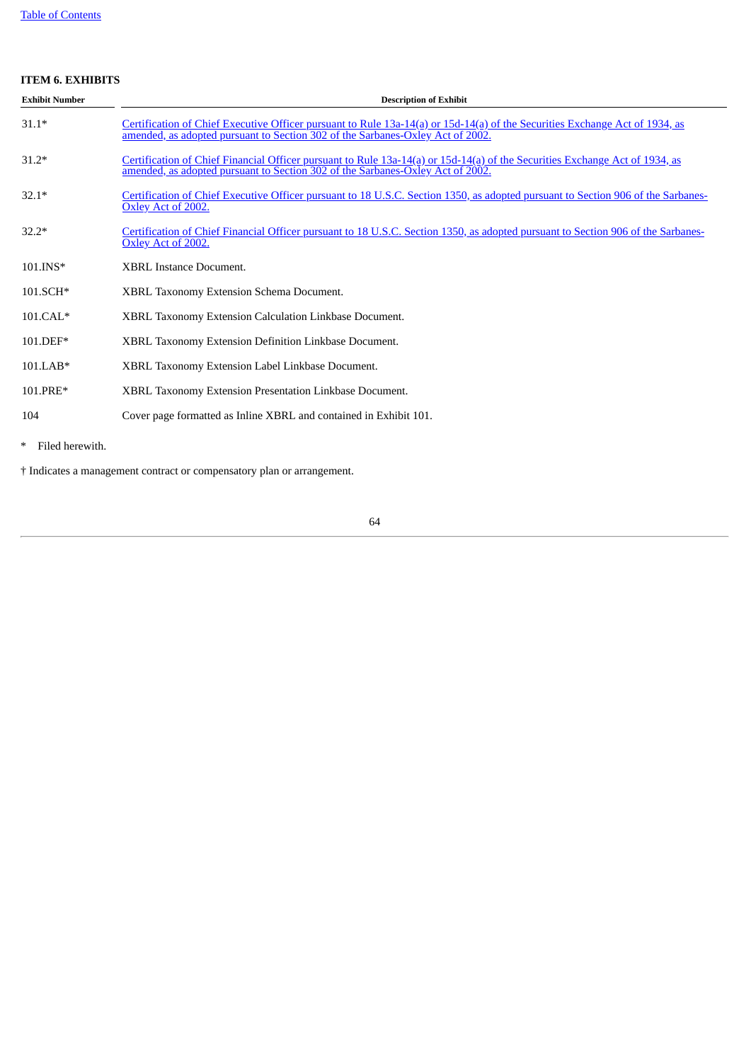### ITEM 6. EXHIBITS

| Exhibit Number | Description of Exhibit |
|---|---|
| 31.1* | Certification of Chief Executive Officer pursuant to Rule 13a-14(a) or 15d-14(a) of the Securities Exchange Act of 1934, as amended, as adopted pursuant to Section 302 of the Sarbanes-Oxley Act of 2002. |
| 31.2* | Certification of Chief Financial Officer pursuant to Rule 13a-14(a) or 15d-14(a) of the Securities Exchange Act of 1934, as amended, as adopted pursuant to Section 302 of the Sarbanes-Oxley Act of 2002. |
| 32.1* | Certification of Chief Executive Officer pursuant to 18 U.S.C. Section 1350, as adopted pursuant to Section 906 of the Sarbanes-Oxley Act of 2002. |
| 32.2* | Certification of Chief Financial Officer pursuant to 18 U.S.C. Section 1350, as adopted pursuant to Section 906 of the Sarbanes-Oxley Act of 2002. |
| 101.INS* | XBRL Instance Document. |
| 101.SCH* | XBRL Taxonomy Extension Schema Document. |
| 101.CAL* | XBRL Taxonomy Extension Calculation Linkbase Document. |
| 101.DEF* | XBRL Taxonomy Extension Definition Linkbase Document. |
| 101.LAB* | XBRL Taxonomy Extension Label Linkbase Document. |
| 101.PRE* | XBRL Taxonomy Extension Presentation Linkbase Document. |
| 104 | Cover page formatted as Inline XBRL and contained in Exhibit 101. |

\* Filed herewith.

† Indicates a management contract or compensatory plan or arrangement.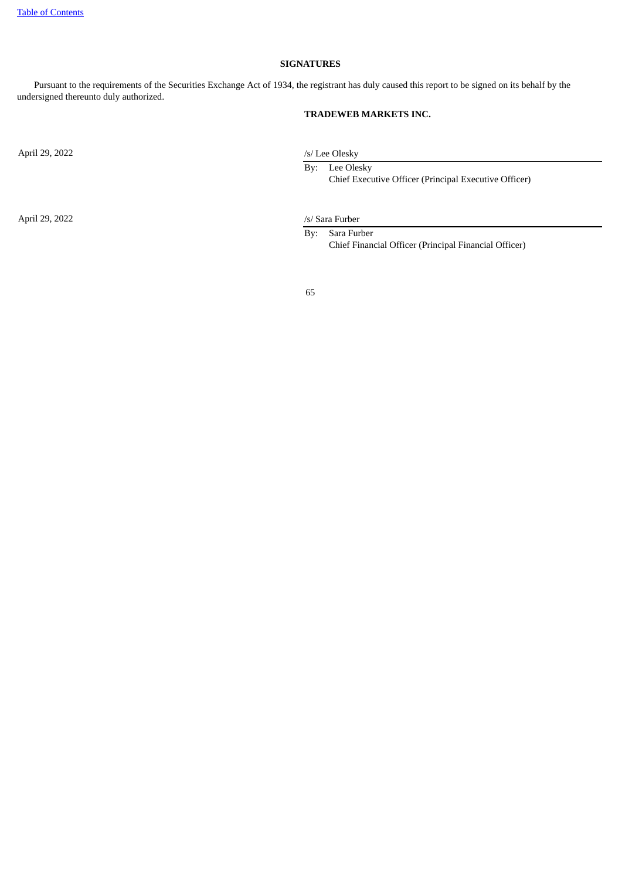**SIGNATURES**

Pursuant to the requirements of the Securities Exchange Act of 1934, the registrant has duly caused this report to be signed on its behalf by the undersigned thereunto duly authorized.

**TRADEWEB MARKETS INC.**

| | |
|---|---|
| April 29, 2022 | /s/ Lee Olesky<br>By: Lee Olesky<br>Chief Executive Officer (Principal Executive Officer) |
| April 29, 2022 | /s/ Sara Furber<br>By: Sara Furber<br>Chief Financial Officer (Principal Financial Officer) |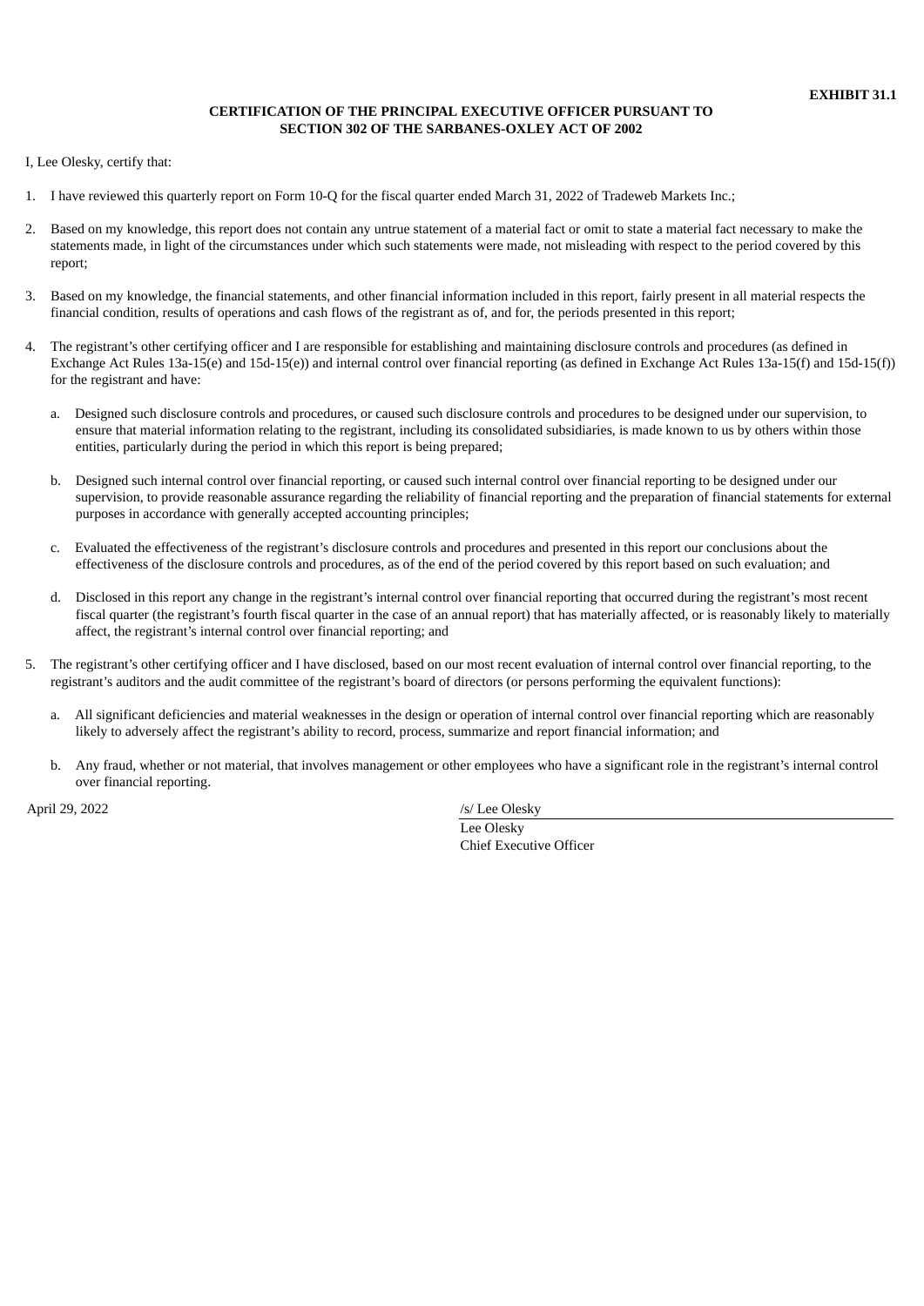**EXHIBIT 31.1**

**CERTIFICATION OF THE PRINCIPAL EXECUTIVE OFFICER PURSUANT TO SECTION 302 OF THE SARBANES-OXLEY ACT OF 2002**

I, Lee Olesky, certify that:

1. I have reviewed this quarterly report on Form 10-Q for the fiscal quarter ended March 31, 2022 of Tradeweb Markets Inc.;

2. Based on my knowledge, this report does not contain any untrue statement of a material fact or omit to state a material fact necessary to make the statements made, in light of the circumstances under which such statements were made, not misleading with respect to the period covered by this report;

3. Based on my knowledge, the financial statements, and other financial information included in this report, fairly present in all material respects the financial condition, results of operations and cash flows of the registrant as of, and for, the periods presented in this report;

4. The registrant's other certifying officer and I are responsible for establishing and maintaining disclosure controls and procedures (as defined in Exchange Act Rules 13a-15(e) and 15d-15(e)) and internal control over financial reporting (as defined in Exchange Act Rules 13a-15(f) and 15d-15(f)) for the registrant and have:

   a. Designed such disclosure controls and procedures, or caused such disclosure controls and procedures to be designed under our supervision, to ensure that material information relating to the registrant, including its consolidated subsidiaries, is made known to us by others within those entities, particularly during the period in which this report is being prepared;

   b. Designed such internal control over financial reporting, or caused such internal control over financial reporting to be designed under our supervision, to provide reasonable assurance regarding the reliability of financial reporting and the preparation of financial statements for external purposes in accordance with generally accepted accounting principles;

   c. Evaluated the effectiveness of the registrant's disclosure controls and procedures and presented in this report our conclusions about the effectiveness of the disclosure controls and procedures, as of the end of the period covered by this report based on such evaluation; and

   d. Disclosed in this report any change in the registrant's internal control over financial reporting that occurred during the registrant's most recent fiscal quarter (the registrant's fourth fiscal quarter in the case of an annual report) that has materially affected, or is reasonably likely to materially affect, the registrant's internal control over financial reporting; and

5. The registrant's other certifying officer and I have disclosed, based on our most recent evaluation of internal control over financial reporting, to the registrant's auditors and the audit committee of the registrant's board of directors (or persons performing the equivalent functions):

   a. All significant deficiencies and material weaknesses in the design or operation of internal control over financial reporting which are reasonably likely to adversely affect the registrant's ability to record, process, summarize and report financial information; and

   b. Any fraud, whether or not material, that involves management or other employees who have a significant role in the registrant's internal control over financial reporting.

April 29, 2022

/s/ Lee Olesky
Lee Olesky
Chief Executive Officer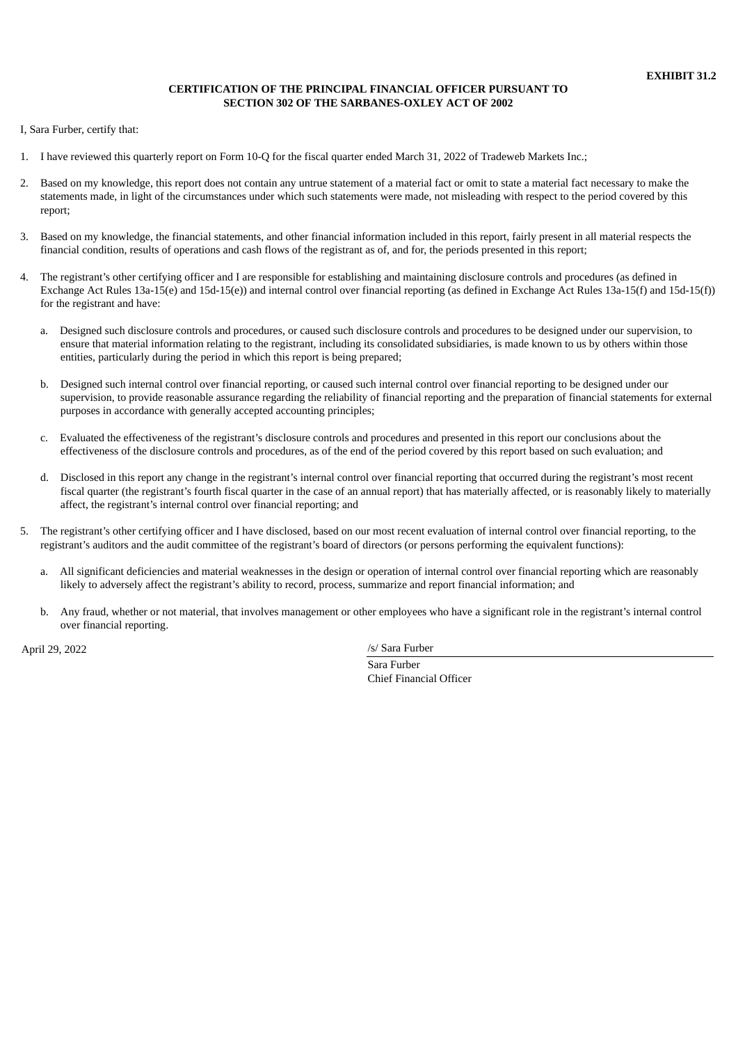**EXHIBIT 31.2**

**CERTIFICATION OF THE PRINCIPAL FINANCIAL OFFICER PURSUANT TO SECTION 302 OF THE SARBANES-OXLEY ACT OF 2002**

I, Sara Furber, certify that:

1. I have reviewed this quarterly report on Form 10-Q for the fiscal quarter ended March 31, 2022 of Tradeweb Markets Inc.;

2. Based on my knowledge, this report does not contain any untrue statement of a material fact or omit to state a material fact necessary to make the statements made, in light of the circumstances under which such statements were made, not misleading with respect to the period covered by this report;

3. Based on my knowledge, the financial statements, and other financial information included in this report, fairly present in all material respects the financial condition, results of operations and cash flows of the registrant as of, and for, the periods presented in this report;

4. The registrant's other certifying officer and I are responsible for establishing and maintaining disclosure controls and procedures (as defined in Exchange Act Rules 13a-15(e) and 15d-15(e)) and internal control over financial reporting (as defined in Exchange Act Rules 13a-15(f) and 15d-15(f)) for the registrant and have:

   a. Designed such disclosure controls and procedures, or caused such disclosure controls and procedures to be designed under our supervision, to ensure that material information relating to the registrant, including its consolidated subsidiaries, is made known to us by others within those entities, particularly during the period in which this report is being prepared;

   b. Designed such internal control over financial reporting, or caused such internal control over financial reporting to be designed under our supervision, to provide reasonable assurance regarding the reliability of financial reporting and the preparation of financial statements for external purposes in accordance with generally accepted accounting principles;

   c. Evaluated the effectiveness of the registrant's disclosure controls and procedures and presented in this report our conclusions about the effectiveness of the disclosure controls and procedures, as of the end of the period covered by this report based on such evaluation; and

   d. Disclosed in this report any change in the registrant's internal control over financial reporting that occurred during the registrant's most recent fiscal quarter (the registrant's fourth fiscal quarter in the case of an annual report) that has materially affected, or is reasonably likely to materially affect, the registrant's internal control over financial reporting; and

5. The registrant's other certifying officer and I have disclosed, based on our most recent evaluation of internal control over financial reporting, to the registrant's auditors and the audit committee of the registrant's board of directors (or persons performing the equivalent functions):

   a. All significant deficiencies and material weaknesses in the design or operation of internal control over financial reporting which are reasonably likely to adversely affect the registrant's ability to record, process, summarize and report financial information; and

   b. Any fraud, whether or not material, that involves management or other employees who have a significant role in the registrant's internal control over financial reporting.

April 29, 2022

/s/ Sara Furber

Sara Furber
Chief Financial Officer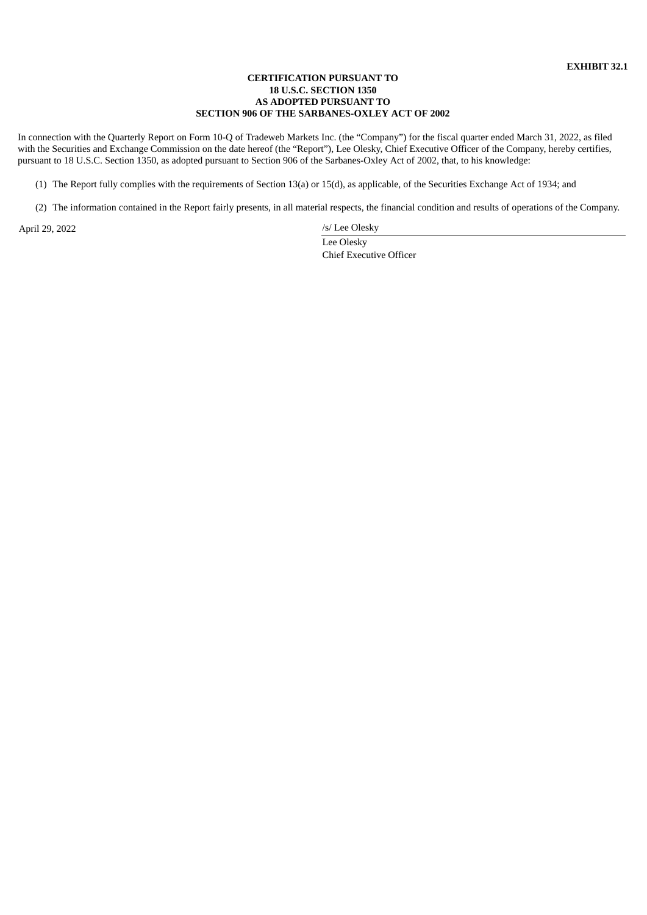**EXHIBIT 32.1**

**CERTIFICATION PURSUANT TO
18 U.S.C. SECTION 1350
AS ADOPTED PURSUANT TO
SECTION 906 OF THE SARBANES-OXLEY ACT OF 2002**

In connection with the Quarterly Report on Form 10-Q of Tradeweb Markets Inc. (the "Company") for the fiscal quarter ended March 31, 2022, as filed with the Securities and Exchange Commission on the date hereof (the "Report"), Lee Olesky, Chief Executive Officer of the Company, hereby certifies, pursuant to 18 U.S.C. Section 1350, as adopted pursuant to Section 906 of the Sarbanes-Oxley Act of 2002, that, to his knowledge:

(1) The Report fully complies with the requirements of Section 13(a) or 15(d), as applicable, of the Securities Exchange Act of 1934; and

(2) The information contained in the Report fairly presents, in all material respects, the financial condition and results of operations of the Company.

April 29, 2022

/s/ Lee Olesky

Lee Olesky
Chief Executive Officer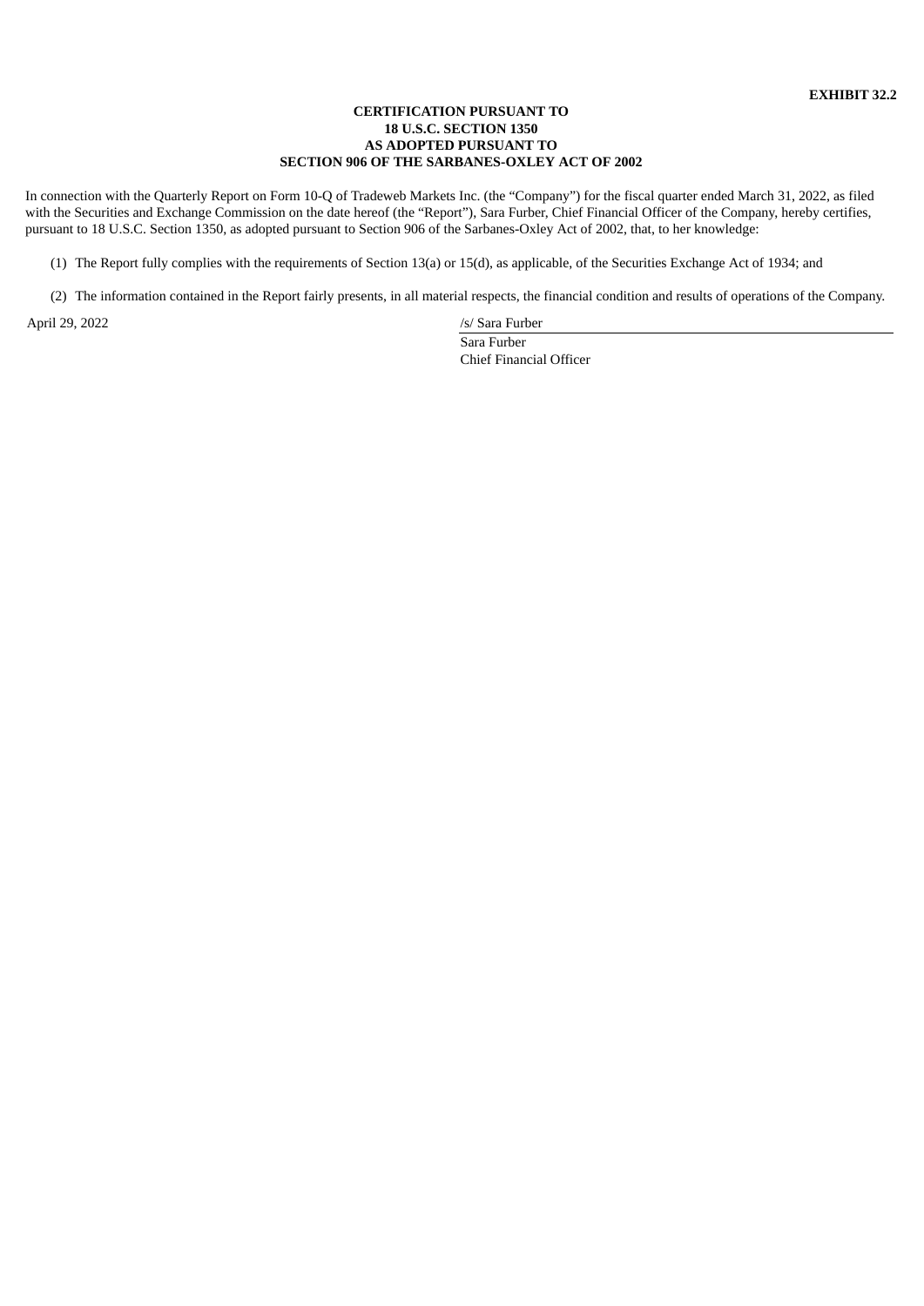**EXHIBIT 32.2**

**CERTIFICATION PURSUANT TO**
**18 U.S.C. SECTION 1350**
**AS ADOPTED PURSUANT TO**
**SECTION 906 OF THE SARBANES-OXLEY ACT OF 2002**

In connection with the Quarterly Report on Form 10-Q of Tradeweb Markets Inc. (the "Company") for the fiscal quarter ended March 31, 2022, as filed with the Securities and Exchange Commission on the date hereof (the "Report"), Sara Furber, Chief Financial Officer of the Company, hereby certifies, pursuant to 18 U.S.C. Section 1350, as adopted pursuant to Section 906 of the Sarbanes-Oxley Act of 2002, that, to her knowledge:

(1) The Report fully complies with the requirements of Section 13(a) or 15(d), as applicable, of the Securities Exchange Act of 1934; and

(2) The information contained in the Report fairly presents, in all material respects, the financial condition and results of operations of the Company.

April 29, 2022

/s/ Sara Furber

Sara Furber
Chief Financial Officer